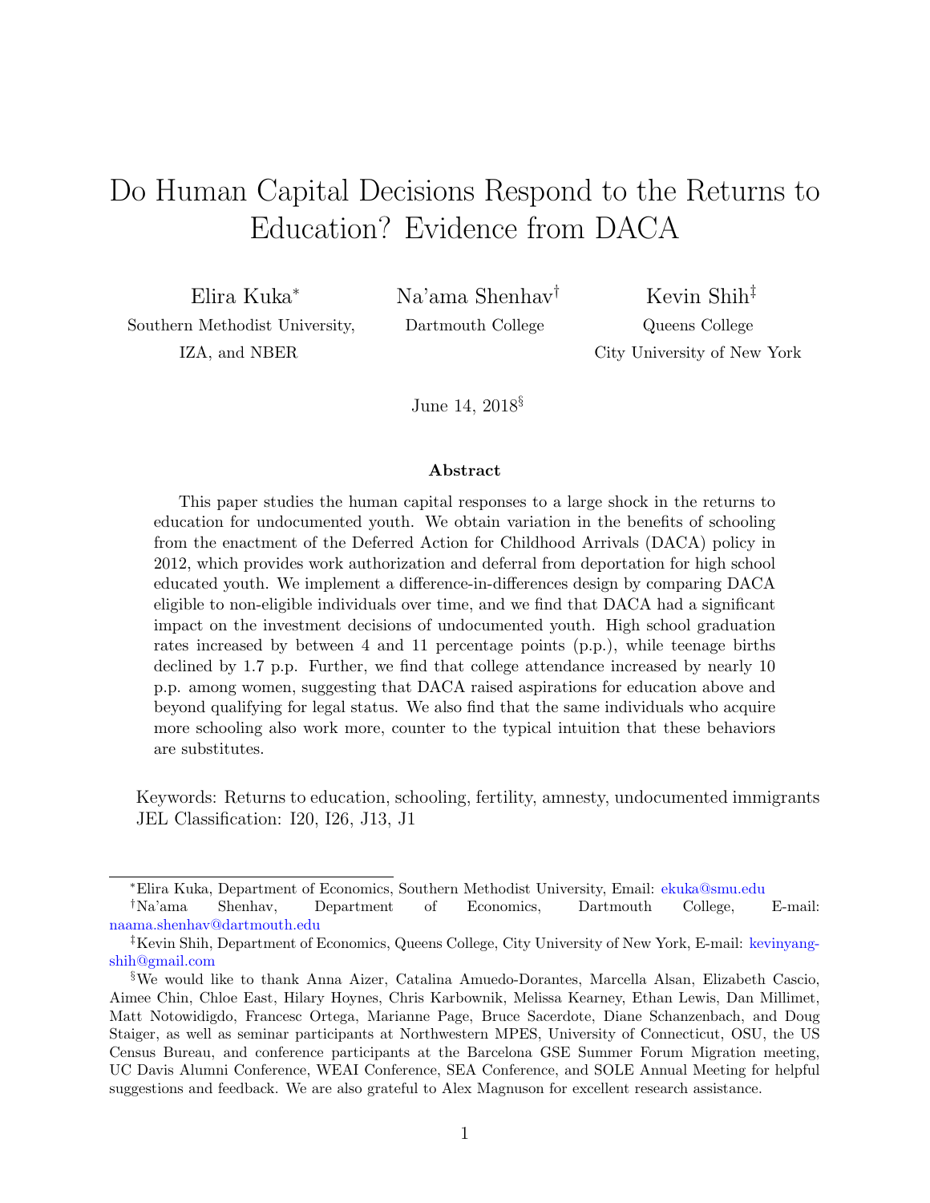# Do Human Capital Decisions Respond to the Returns to Education? Evidence from DACA

Elira Kuka[*]
Southern Methodist University,
IZA, and NBER

Na'ama Shenhav[†]
Dartmouth College

Kevin Shih[‡]
Queens College
City University of New York

June 14, 2018[§]

### Abstract

This paper studies the human capital responses to a large shock in the returns to education for undocumented youth. We obtain variation in the benefits of schooling from the enactment of the Deferred Action for Childhood Arrivals (DACA) policy in 2012, which provides work authorization and deferral from deportation for high school educated youth. We implement a difference-in-differences design by comparing DACA eligible to non-eligible individuals over time, and we find that DACA had a significant impact on the investment decisions of undocumented youth. High school graduation rates increased by between 4 and 11 percentage points (p.p.), while teenage births declined by 1.7 p.p. Further, we find that college attendance increased by nearly 10 p.p. among women, suggesting that DACA raised aspirations for education above and beyond qualifying for legal status. We also find that the same individuals who acquire more schooling also work more, counter to the typical intuition that these behaviors are substitutes.

Keywords: Returns to education, schooling, fertility, amnesty, undocumented immigrants
JEL Classification: I20, I26, J13, J1

---

[*] Elira Kuka, Department of Economics, Southern Methodist University, Email: ekuka@smu.edu

[†] Na'ama Shenhav, Department of Economics, Dartmouth College, E-mail: naama.shenhav@dartmouth.edu

[‡] Kevin Shih, Department of Economics, Queens College, City University of New York, E-mail: kevinyang-shih@gmail.com

[§] We would like to thank Anna Aizer, Catalina Amuedo-Dorantes, Marcella Alsan, Elizabeth Cascio, Aimee Chin, Chloe East, Hilary Hoynes, Chris Karbownik, Melissa Kearney, Ethan Lewis, Dan Millimet, Matt Notowidigdo, Francesc Ortega, Marianne Page, Bruce Sacerdote, Diane Schanzenbach, and Doug Staiger, as well as seminar participants at Northwestern MPES, University of Connecticut, OSU, the US Census Bureau, and conference participants at the Barcelona GSE Summer Forum Migration meeting, UC Davis Alumni Conference, WEAI Conference, SEA Conference, and SOLE Annual Meeting for helpful suggestions and feedback. We are also grateful to Alex Magnuson for excellent research assistance.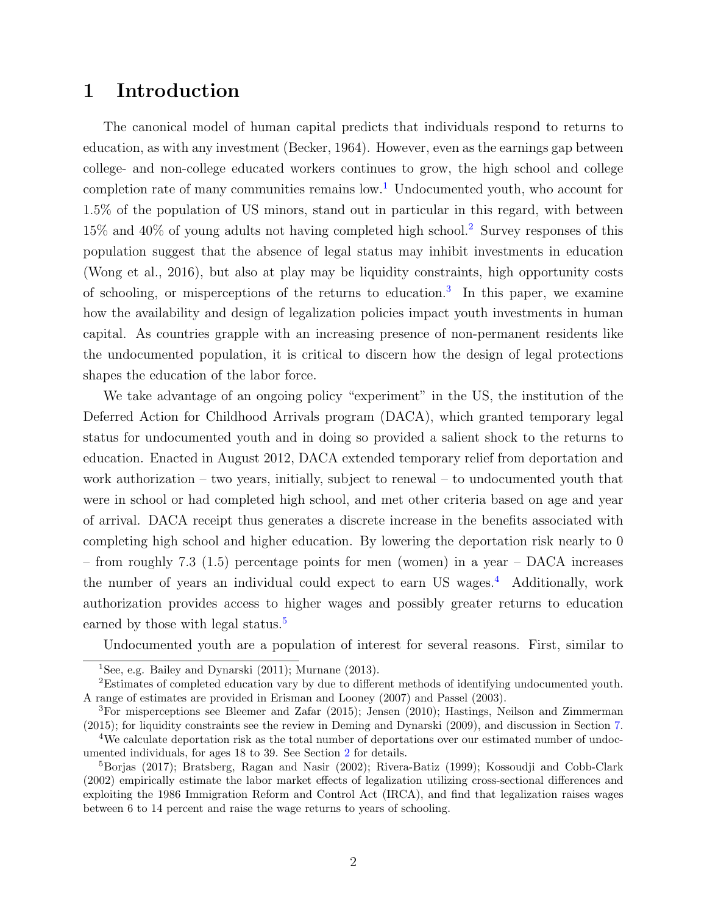# 1 Introduction

The canonical model of human capital predicts that individuals respond to returns to education, as with any investment (Becker, 1964). However, even as the earnings gap between college- and non-college educated workers continues to grow, the high school and college completion rate of many communities remains low.[1] Undocumented youth, who account for 1.5% of the population of US minors, stand out in particular in this regard, with between 15% and 40% of young adults not having completed high school.[2] Survey responses of this population suggest that the absence of legal status may inhibit investments in education (Wong et al., 2016), but also at play may be liquidity constraints, high opportunity costs of schooling, or misperceptions of the returns to education.[3] In this paper, we examine how the availability and design of legalization policies impact youth investments in human capital. As countries grapple with an increasing presence of non-permanent residents like the undocumented population, it is critical to discern how the design of legal protections shapes the education of the labor force.

We take advantage of an ongoing policy "experiment" in the US, the institution of the Deferred Action for Childhood Arrivals program (DACA), which granted temporary legal status for undocumented youth and in doing so provided a salient shock to the returns to education. Enacted in August 2012, DACA extended temporary relief from deportation and work authorization – two years, initially, subject to renewal – to undocumented youth that were in school or had completed high school, and met other criteria based on age and year of arrival. DACA receipt thus generates a discrete increase in the benefits associated with completing high school and higher education. By lowering the deportation risk nearly to 0 – from roughly 7.3 (1.5) percentage points for men (women) in a year – DACA increases the number of years an individual could expect to earn US wages.[4] Additionally, work authorization provides access to higher wages and possibly greater returns to education earned by those with legal status.[5]

Undocumented youth are a population of interest for several reasons. First, similar to

[1] See, e.g. Bailey and Dynarski (2011); Murnane (2013).

[2] Estimates of completed education vary by due to different methods of identifying undocumented youth. A range of estimates are provided in Erisman and Looney (2007) and Passel (2003).

[3] For misperceptions see Bleemer and Zafar (2015); Jensen (2010); Hastings, Neilson and Zimmerman (2015); for liquidity constraints see the review in Deming and Dynarski (2009), and discussion in Section 7.

[4] We calculate deportation risk as the total number of deportations over our estimated number of undocumented individuals, for ages 18 to 39. See Section 2 for details.

[5] Borjas (2017); Bratsberg, Ragan and Nasir (2002); Rivera-Batiz (1999); Kossoudji and Cobb-Clark (2002) empirically estimate the labor market effects of legalization utilizing cross-sectional differences and exploiting the 1986 Immigration Reform and Control Act (IRCA), and find that legalization raises wages between 6 to 14 percent and raise the wage returns to years of schooling.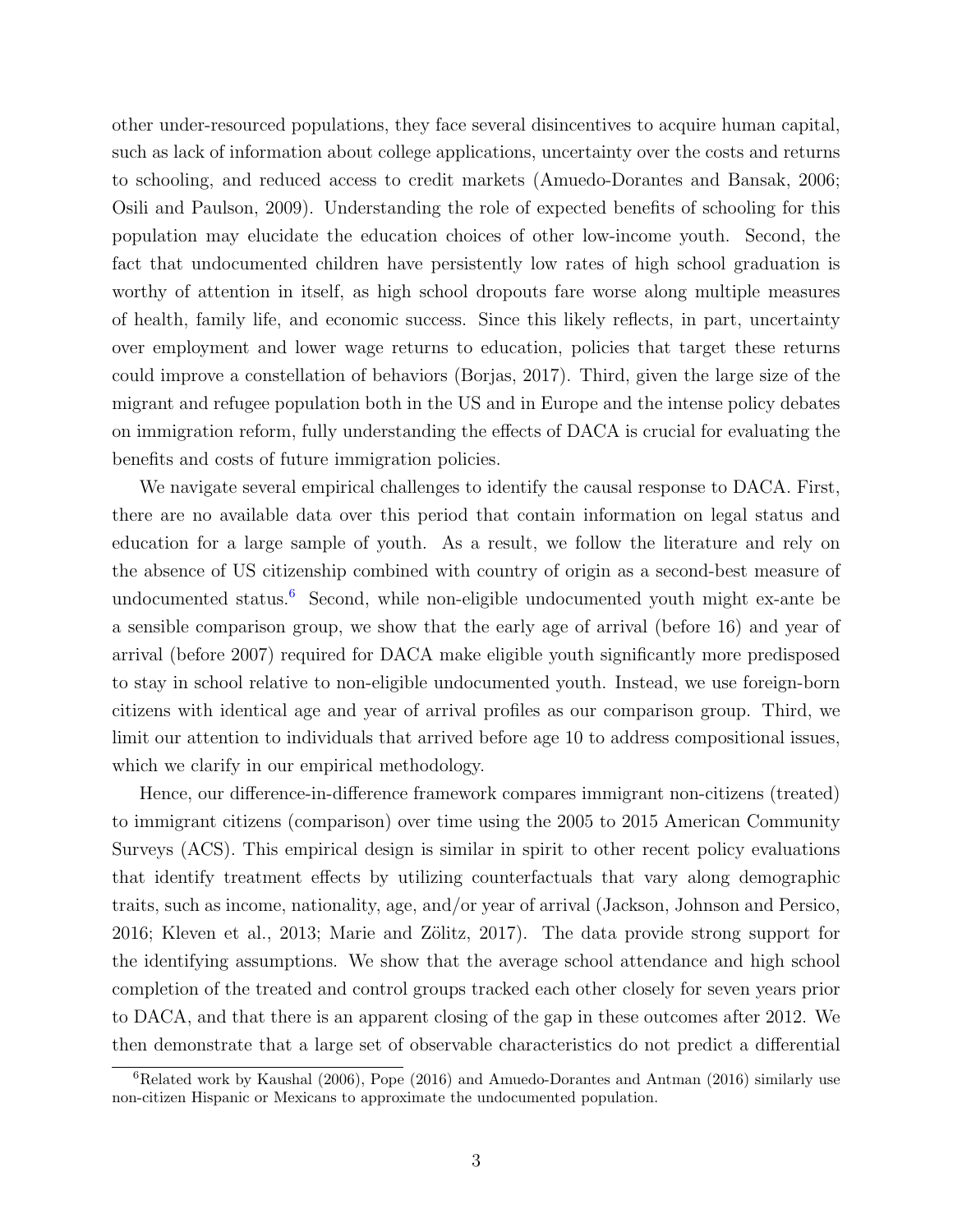other under-resourced populations, they face several disincentives to acquire human capital, such as lack of information about college applications, uncertainty over the costs and returns to schooling, and reduced access to credit markets (Amuedo-Dorantes and Bansak, 2006; Osili and Paulson, 2009). Understanding the role of expected benefits of schooling for this population may elucidate the education choices of other low-income youth. Second, the fact that undocumented children have persistently low rates of high school graduation is worthy of attention in itself, as high school dropouts fare worse along multiple measures of health, family life, and economic success. Since this likely reflects, in part, uncertainty over employment and lower wage returns to education, policies that target these returns could improve a constellation of behaviors (Borjas, 2017). Third, given the large size of the migrant and refugee population both in the US and in Europe and the intense policy debates on immigration reform, fully understanding the effects of DACA is crucial for evaluating the benefits and costs of future immigration policies.

We navigate several empirical challenges to identify the causal response to DACA. First, there are no available data over this period that contain information on legal status and education for a large sample of youth. As a result, we follow the literature and rely on the absence of US citizenship combined with country of origin as a second-best measure of undocumented status.[6] Second, while non-eligible undocumented youth might ex-ante be a sensible comparison group, we show that the early age of arrival (before 16) and year of arrival (before 2007) required for DACA make eligible youth significantly more predisposed to stay in school relative to non-eligible undocumented youth. Instead, we use foreign-born citizens with identical age and year of arrival profiles as our comparison group. Third, we limit our attention to individuals that arrived before age 10 to address compositional issues, which we clarify in our empirical methodology.

Hence, our difference-in-difference framework compares immigrant non-citizens (treated) to immigrant citizens (comparison) over time using the 2005 to 2015 American Community Surveys (ACS). This empirical design is similar in spirit to other recent policy evaluations that identify treatment effects by utilizing counterfactuals that vary along demographic traits, such as income, nationality, age, and/or year of arrival (Jackson, Johnson and Persico, 2016; Kleven et al., 2013; Marie and Zölitz, 2017). The data provide strong support for the identifying assumptions. We show that the average school attendance and high school completion of the treated and control groups tracked each other closely for seven years prior to DACA, and that there is an apparent closing of the gap in these outcomes after 2012. We then demonstrate that a large set of observable characteristics do not predict a differential

[6] Related work by Kaushal (2006), Pope (2016) and Amuedo-Dorantes and Antman (2016) similarly use non-citizen Hispanic or Mexicans to approximate the undocumented population.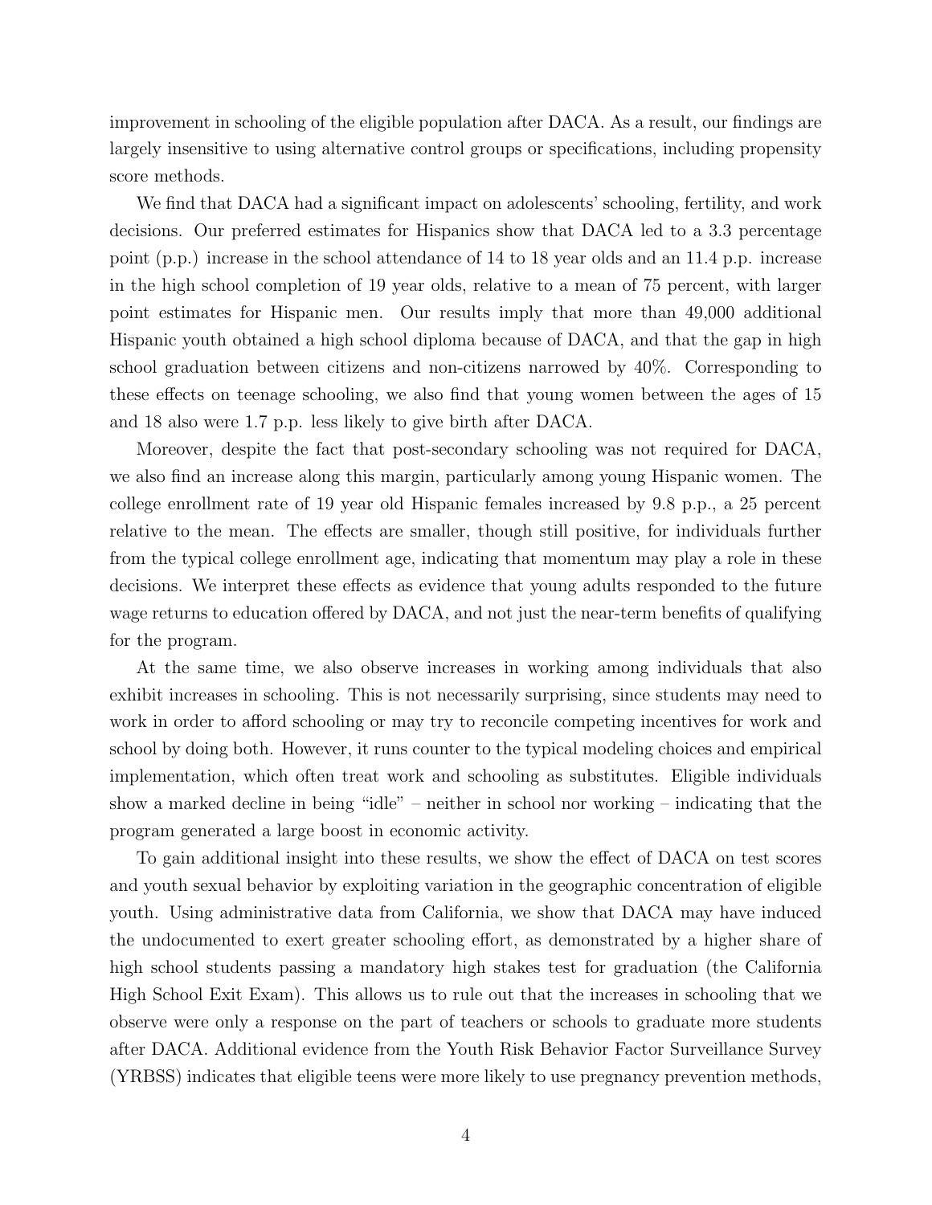improvement in schooling of the eligible population after DACA. As a result, our findings are largely insensitive to using alternative control groups or specifications, including propensity score methods.

We find that DACA had a significant impact on adolescents' schooling, fertility, and work decisions. Our preferred estimates for Hispanics show that DACA led to a 3.3 percentage point (p.p.) increase in the school attendance of 14 to 18 year olds and an 11.4 p.p. increase in the high school completion of 19 year olds, relative to a mean of 75 percent, with larger point estimates for Hispanic men. Our results imply that more than 49,000 additional Hispanic youth obtained a high school diploma because of DACA, and that the gap in high school graduation between citizens and non-citizens narrowed by 40%. Corresponding to these effects on teenage schooling, we also find that young women between the ages of 15 and 18 also were 1.7 p.p. less likely to give birth after DACA.

Moreover, despite the fact that post-secondary schooling was not required for DACA, we also find an increase along this margin, particularly among young Hispanic women. The college enrollment rate of 19 year old Hispanic females increased by 9.8 p.p., a 25 percent relative to the mean. The effects are smaller, though still positive, for individuals further from the typical college enrollment age, indicating that momentum may play a role in these decisions. We interpret these effects as evidence that young adults responded to the future wage returns to education offered by DACA, and not just the near-term benefits of qualifying for the program.

At the same time, we also observe increases in working among individuals that also exhibit increases in schooling. This is not necessarily surprising, since students may need to work in order to afford schooling or may try to reconcile competing incentives for work and school by doing both. However, it runs counter to the typical modeling choices and empirical implementation, which often treat work and schooling as substitutes. Eligible individuals show a marked decline in being "idle" – neither in school nor working – indicating that the program generated a large boost in economic activity.

To gain additional insight into these results, we show the effect of DACA on test scores and youth sexual behavior by exploiting variation in the geographic concentration of eligible youth. Using administrative data from California, we show that DACA may have induced the undocumented to exert greater schooling effort, as demonstrated by a higher share of high school students passing a mandatory high stakes test for graduation (the California High School Exit Exam). This allows us to rule out that the increases in schooling that we observe were only a response on the part of teachers or schools to graduate more students after DACA. Additional evidence from the Youth Risk Behavior Factor Surveillance Survey (YRBSS) indicates that eligible teens were more likely to use pregnancy prevention methods,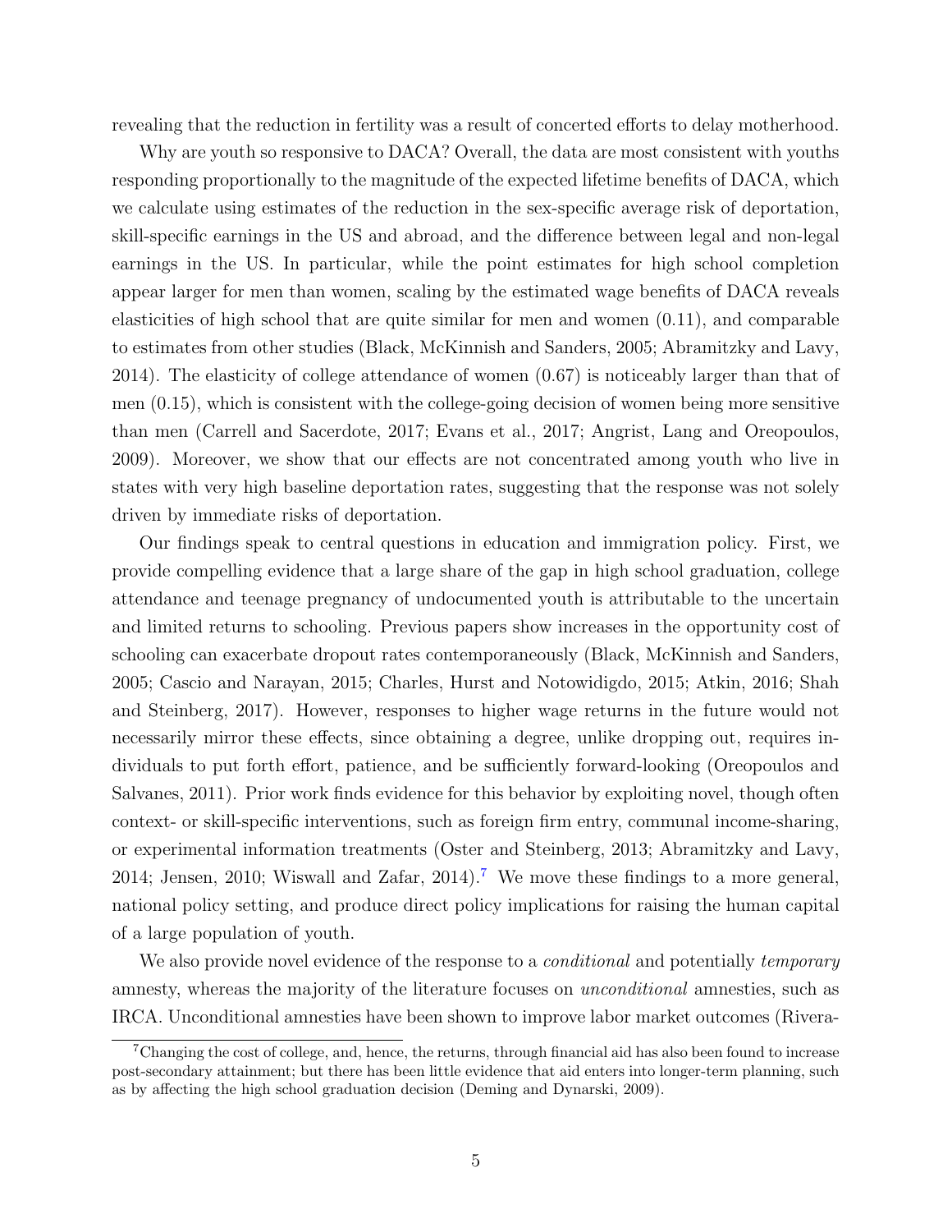revealing that the reduction in fertility was a result of concerted efforts to delay motherhood.

Why are youth so responsive to DACA? Overall, the data are most consistent with youths responding proportionally to the magnitude of the expected lifetime benefits of DACA, which we calculate using estimates of the reduction in the sex-specific average risk of deportation, skill-specific earnings in the US and abroad, and the difference between legal and non-legal earnings in the US. In particular, while the point estimates for high school completion appear larger for men than women, scaling by the estimated wage benefits of DACA reveals elasticities of high school that are quite similar for men and women (0.11), and comparable to estimates from other studies (Black, McKinnish and Sanders, 2005; Abramitzky and Lavy, 2014). The elasticity of college attendance of women (0.67) is noticeably larger than that of men (0.15), which is consistent with the college-going decision of women being more sensitive than men (Carrell and Sacerdote, 2017; Evans et al., 2017; Angrist, Lang and Oreopoulos, 2009). Moreover, we show that our effects are not concentrated among youth who live in states with very high baseline deportation rates, suggesting that the response was not solely driven by immediate risks of deportation.

Our findings speak to central questions in education and immigration policy. First, we provide compelling evidence that a large share of the gap in high school graduation, college attendance and teenage pregnancy of undocumented youth is attributable to the uncertain and limited returns to schooling. Previous papers show increases in the opportunity cost of schooling can exacerbate dropout rates contemporaneously (Black, McKinnish and Sanders, 2005; Cascio and Narayan, 2015; Charles, Hurst and Notowidigdo, 2015; Atkin, 2016; Shah and Steinberg, 2017). However, responses to higher wage returns in the future would not necessarily mirror these effects, since obtaining a degree, unlike dropping out, requires individuals to put forth effort, patience, and be sufficiently forward-looking (Oreopoulos and Salvanes, 2011). Prior work finds evidence for this behavior by exploiting novel, though often context- or skill-specific interventions, such as foreign firm entry, communal income-sharing, or experimental information treatments (Oster and Steinberg, 2013; Abramitzky and Lavy, 2014; Jensen, 2010; Wiswall and Zafar, 2014).[7] We move these findings to a more general, national policy setting, and produce direct policy implications for raising the human capital of a large population of youth.

We also provide novel evidence of the response to a *conditional* and potentially *temporary* amnesty, whereas the majority of the literature focuses on *unconditional* amnesties, such as IRCA. Unconditional amnesties have been shown to improve labor market outcomes (Rivera-

[7]Changing the cost of college, and, hence, the returns, through financial aid has also been found to increase post-secondary attainment; but there has been little evidence that aid enters into longer-term planning, such as by affecting the high school graduation decision (Deming and Dynarski, 2009).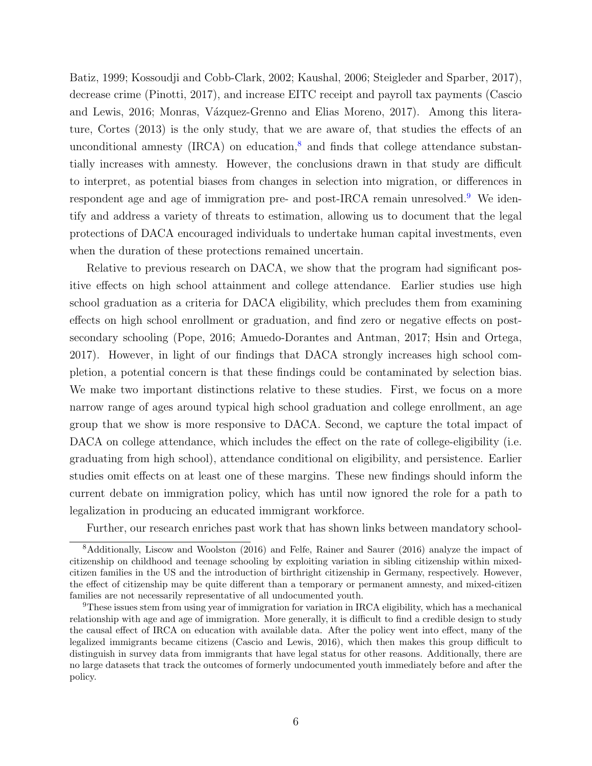Batiz, 1999; Kossoudji and Cobb-Clark, 2002; Kaushal, 2006; Steigleder and Sparber, 2017), decrease crime (Pinotti, 2017), and increase EITC receipt and payroll tax payments (Cascio and Lewis, 2016; Monras, Vázquez-Grenno and Elias Moreno, 2017). Among this literature, Cortes (2013) is the only study, that we are aware of, that studies the effects of an unconditional amnesty (IRCA) on education,[8] and finds that college attendance substantially increases with amnesty. However, the conclusions drawn in that study are difficult to interpret, as potential biases from changes in selection into migration, or differences in respondent age and age of immigration pre- and post-IRCA remain unresolved.[9] We identify and address a variety of threats to estimation, allowing us to document that the legal protections of DACA encouraged individuals to undertake human capital investments, even when the duration of these protections remained uncertain.

Relative to previous research on DACA, we show that the program had significant positive effects on high school attainment and college attendance. Earlier studies use high school graduation as a criteria for DACA eligibility, which precludes them from examining effects on high school enrollment or graduation, and find zero or negative effects on post-secondary schooling (Pope, 2016; Amuedo-Dorantes and Antman, 2017; Hsin and Ortega, 2017). However, in light of our findings that DACA strongly increases high school completion, a potential concern is that these findings could be contaminated by selection bias. We make two important distinctions relative to these studies. First, we focus on a more narrow range of ages around typical high school graduation and college enrollment, an age group that we show is more responsive to DACA. Second, we capture the total impact of DACA on college attendance, which includes the effect on the rate of college-eligibility (i.e. graduating from high school), attendance conditional on eligibility, and persistence. Earlier studies omit effects on at least one of these margins. These new findings should inform the current debate on immigration policy, which has until now ignored the role for a path to legalization in producing an educated immigrant workforce.

Further, our research enriches past work that has shown links between mandatory school-

[8] Additionally, Liscow and Woolston (2016) and Felfe, Rainer and Saurer (2016) analyze the impact of citizenship on childhood and teenage schooling by exploiting variation in sibling citizenship within mixed-citizen families in the US and the introduction of birthright citizenship in Germany, respectively. However, the effect of citizenship may be quite different than a temporary or permanent amnesty, and mixed-citizen families are not necessarily representative of all undocumented youth.

[9] These issues stem from using year of immigration for variation in IRCA eligibility, which has a mechanical relationship with age and age of immigration. More generally, it is difficult to find a credible design to study the causal effect of IRCA on education with available data. After the policy went into effect, many of the legalized immigrants became citizens (Cascio and Lewis, 2016), which then makes this group difficult to distinguish in survey data from immigrants that have legal status for other reasons. Additionally, there are no large datasets that track the outcomes of formerly undocumented youth immediately before and after the policy.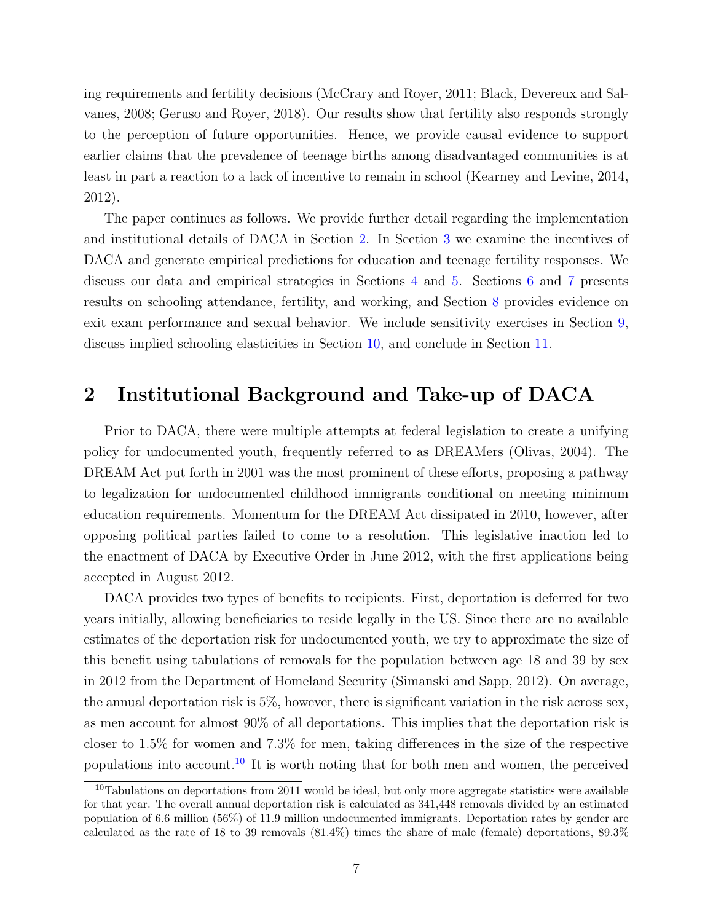ing requirements and fertility decisions (McCrary and Royer, 2011; Black, Devereux and Salvanes, 2008; Geruso and Royer, 2018). Our results show that fertility also responds strongly to the perception of future opportunities. Hence, we provide causal evidence to support earlier claims that the prevalence of teenage births among disadvantaged communities is at least in part a reaction to a lack of incentive to remain in school (Kearney and Levine, 2014, 2012).

The paper continues as follows. We provide further detail regarding the implementation and institutional details of DACA in Section 2. In Section 3 we examine the incentives of DACA and generate empirical predictions for education and teenage fertility responses. We discuss our data and empirical strategies in Sections 4 and 5. Sections 6 and 7 presents results on schooling attendance, fertility, and working, and Section 8 provides evidence on exit exam performance and sexual behavior. We include sensitivity exercises in Section 9, discuss implied schooling elasticities in Section 10, and conclude in Section 11.

## 2 Institutional Background and Take-up of DACA

Prior to DACA, there were multiple attempts at federal legislation to create a unifying policy for undocumented youth, frequently referred to as DREAMers (Olivas, 2004). The DREAM Act put forth in 2001 was the most prominent of these efforts, proposing a pathway to legalization for undocumented childhood immigrants conditional on meeting minimum education requirements. Momentum for the DREAM Act dissipated in 2010, however, after opposing political parties failed to come to a resolution. This legislative inaction led to the enactment of DACA by Executive Order in June 2012, with the first applications being accepted in August 2012.

DACA provides two types of benefits to recipients. First, deportation is deferred for two years initially, allowing beneficiaries to reside legally in the US. Since there are no available estimates of the deportation risk for undocumented youth, we try to approximate the size of this benefit using tabulations of removals for the population between age 18 and 39 by sex in 2012 from the Department of Homeland Security (Simanski and Sapp, 2012). On average, the annual deportation risk is 5%, however, there is significant variation in the risk across sex, as men account for almost 90% of all deportations. This implies that the deportation risk is closer to 1.5% for women and 7.3% for men, taking differences in the size of the respective populations into account.[10] It is worth noting that for both men and women, the perceived

[10] Tabulations on deportations from 2011 would be ideal, but only more aggregate statistics were available for that year. The overall annual deportation risk is calculated as 341,448 removals divided by an estimated population of 6.6 million (56%) of 11.9 million undocumented immigrants. Deportation rates by gender are calculated as the rate of 18 to 39 removals (81.4%) times the share of male (female) deportations, 89.3%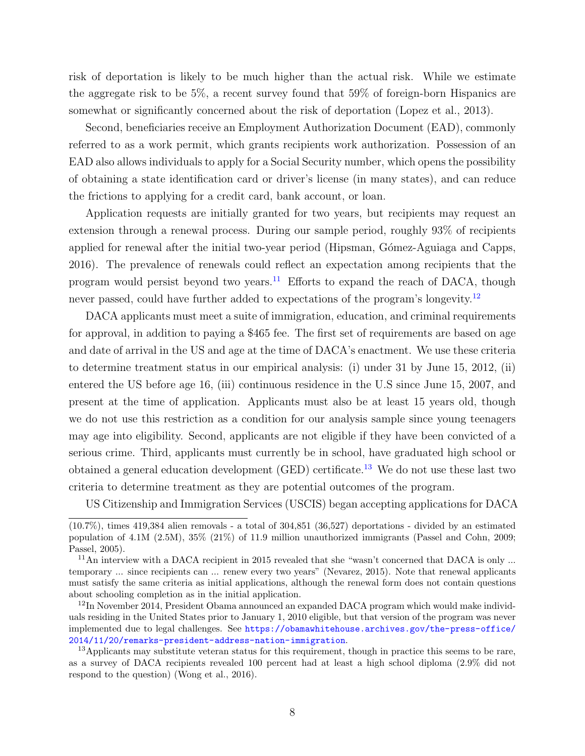risk of deportation is likely to be much higher than the actual risk. While we estimate the aggregate risk to be 5%, a recent survey found that 59% of foreign-born Hispanics are somewhat or significantly concerned about the risk of deportation (Lopez et al., 2013).

Second, beneficiaries receive an Employment Authorization Document (EAD), commonly referred to as a work permit, which grants recipients work authorization. Possession of an EAD also allows individuals to apply for a Social Security number, which opens the possibility of obtaining a state identification card or driver's license (in many states), and can reduce the frictions to applying for a credit card, bank account, or loan.

Application requests are initially granted for two years, but recipients may request an extension through a renewal process. During our sample period, roughly 93% of recipients applied for renewal after the initial two-year period (Hipsman, Gómez-Aguiaga and Capps, 2016). The prevalence of renewals could reflect an expectation among recipients that the program would persist beyond two years.[11] Efforts to expand the reach of DACA, though never passed, could have further added to expectations of the program's longevity.[12]

DACA applicants must meet a suite of immigration, education, and criminal requirements for approval, in addition to paying a $465 fee. The first set of requirements are based on age and date of arrival in the US and age at the time of DACA's enactment. We use these criteria to determine treatment status in our empirical analysis: (i) under 31 by June 15, 2012, (ii) entered the US before age 16, (iii) continuous residence in the U.S since June 15, 2007, and present at the time of application. Applicants must also be at least 15 years old, though we do not use this restriction as a condition for our analysis sample since young teenagers may age into eligibility. Second, applicants are not eligible if they have been convicted of a serious crime. Third, applicants must currently be in school, have graduated high school or obtained a general education development (GED) certificate.[13] We do not use these last two criteria to determine treatment as they are potential outcomes of the program.

US Citizenship and Immigration Services (USCIS) began accepting applications for DACA

---

(10.7%), times 419,384 alien removals - a total of 304,851 (36,527) deportations - divided by an estimated population of 4.1M (2.5M), 35% (21%) of 11.9 million unauthorized immigrants (Passel and Cohn, 2009; Passel, 2005).

[11] An interview with a DACA recipient in 2015 revealed that she "wasn't concerned that DACA is only ... temporary ... since recipients can ... renew every two years" (Nevarez, 2015). Note that renewal applicants must satisfy the same criteria as initial applications, although the renewal form does not contain questions about schooling completion as in the initial application.

[12] In November 2014, President Obama announced an expanded DACA program which would make individuals residing in the United States prior to January 1, 2010 eligible, but that version of the program was never implemented due to legal challenges. See https://obamawhitehouse.archives.gov/the-press-office/2014/11/20/remarks-president-address-nation-immigration.

[13] Applicants may substitute veteran status for this requirement, though in practice this seems to be rare, as a survey of DACA recipients revealed 100 percent had at least a high school diploma (2.9% did not respond to the question) (Wong et al., 2016).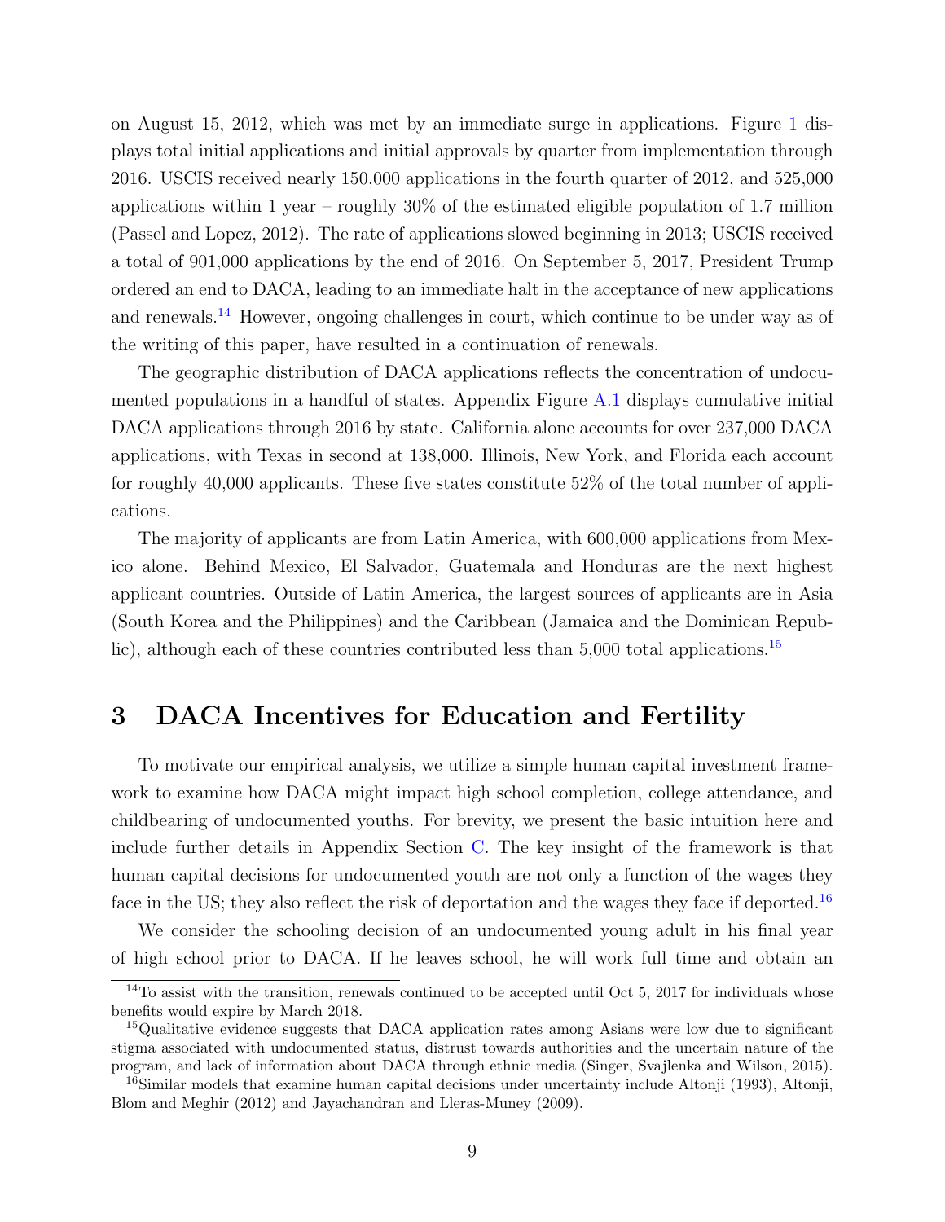on August 15, 2012, which was met by an immediate surge in applications. Figure 1 displays total initial applications and initial approvals by quarter from implementation through 2016. USCIS received nearly 150,000 applications in the fourth quarter of 2012, and 525,000 applications within 1 year – roughly 30% of the estimated eligible population of 1.7 million (Passel and Lopez, 2012). The rate of applications slowed beginning in 2013; USCIS received a total of 901,000 applications by the end of 2016. On September 5, 2017, President Trump ordered an end to DACA, leading to an immediate halt in the acceptance of new applications and renewals.[14] However, ongoing challenges in court, which continue to be under way as of the writing of this paper, have resulted in a continuation of renewals.

The geographic distribution of DACA applications reflects the concentration of undocumented populations in a handful of states. Appendix Figure A.1 displays cumulative initial DACA applications through 2016 by state. California alone accounts for over 237,000 DACA applications, with Texas in second at 138,000. Illinois, New York, and Florida each account for roughly 40,000 applicants. These five states constitute 52% of the total number of applications.

The majority of applicants are from Latin America, with 600,000 applications from Mexico alone. Behind Mexico, El Salvador, Guatemala and Honduras are the next highest applicant countries. Outside of Latin America, the largest sources of applicants are in Asia (South Korea and the Philippines) and the Caribbean (Jamaica and the Dominican Republic), although each of these countries contributed less than 5,000 total applications.[15]

# 3 DACA Incentives for Education and Fertility

To motivate our empirical analysis, we utilize a simple human capital investment framework to examine how DACA might impact high school completion, college attendance, and childbearing of undocumented youths. For brevity, we present the basic intuition here and include further details in Appendix Section C. The key insight of the framework is that human capital decisions for undocumented youth are not only a function of the wages they face in the US; they also reflect the risk of deportation and the wages they face if deported.[16]

We consider the schooling decision of an undocumented young adult in his final year of high school prior to DACA. If he leaves school, he will work full time and obtain an

[14] To assist with the transition, renewals continued to be accepted until Oct 5, 2017 for individuals whose benefits would expire by March 2018.

[15] Qualitative evidence suggests that DACA application rates among Asians were low due to significant stigma associated with undocumented status, distrust towards authorities and the uncertain nature of the program, and lack of information about DACA through ethnic media (Singer, Svajlenka and Wilson, 2015).

[16] Similar models that examine human capital decisions under uncertainty include Altonji (1993), Altonji, Blom and Meghir (2012) and Jayachandran and Lleras-Muney (2009).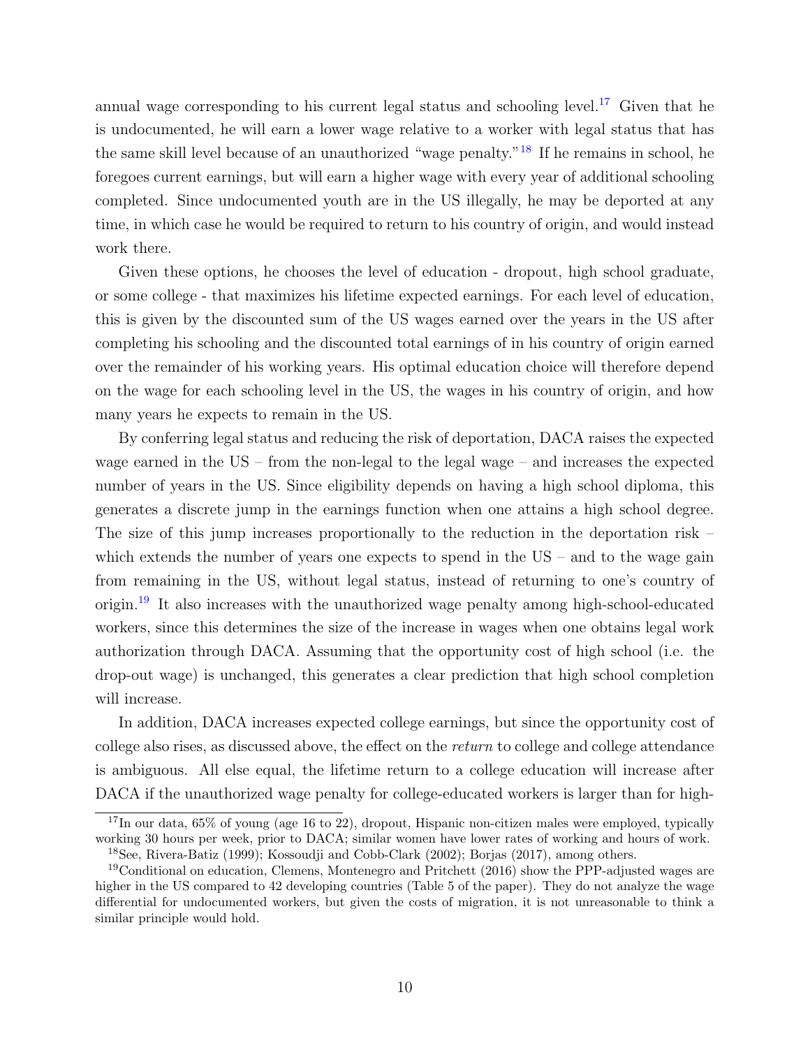annual wage corresponding to his current legal status and schooling level.[17] Given that he is undocumented, he will earn a lower wage relative to a worker with legal status that has the same skill level because of an unauthorized "wage penalty."[18] If he remains in school, he foregoes current earnings, but will earn a higher wage with every year of additional schooling completed. Since undocumented youth are in the US illegally, he may be deported at any time, in which case he would be required to return to his country of origin, and would instead work there.

Given these options, he chooses the level of education - dropout, high school graduate, or some college - that maximizes his lifetime expected earnings. For each level of education, this is given by the discounted sum of the US wages earned over the years in the US after completing his schooling and the discounted total earnings of in his country of origin earned over the remainder of his working years. His optimal education choice will therefore depend on the wage for each schooling level in the US, the wages in his country of origin, and how many years he expects to remain in the US.

By conferring legal status and reducing the risk of deportation, DACA raises the expected wage earned in the US – from the non-legal to the legal wage – and increases the expected number of years in the US. Since eligibility depends on having a high school diploma, this generates a discrete jump in the earnings function when one attains a high school degree. The size of this jump increases proportionally to the reduction in the deportation risk – which extends the number of years one expects to spend in the US – and to the wage gain from remaining in the US, without legal status, instead of returning to one's country of origin.[19] It also increases with the unauthorized wage penalty among high-school-educated workers, since this determines the size of the increase in wages when one obtains legal work authorization through DACA. Assuming that the opportunity cost of high school (i.e. the drop-out wage) is unchanged, this generates a clear prediction that high school completion will increase.

In addition, DACA increases expected college earnings, but since the opportunity cost of college also rises, as discussed above, the effect on the *return* to college and college attendance is ambiguous. All else equal, the lifetime return to a college education will increase after DACA if the unauthorized wage penalty for college-educated workers is larger than for high-

[17] In our data, 65% of young (age 16 to 22), dropout, Hispanic non-citizen males were employed, typically working 30 hours per week, prior to DACA; similar women have lower rates of working and hours of work.

[18] See, Rivera-Batiz (1999); Kossoudji and Cobb-Clark (2002); Borjas (2017), among others.

[19] Conditional on education, Clemens, Montenegro and Pritchett (2016) show the PPP-adjusted wages are higher in the US compared to 42 developing countries (Table 5 of the paper). They do not analyze the wage differential for undocumented workers, but given the costs of migration, it is not unreasonable to think a similar principle would hold.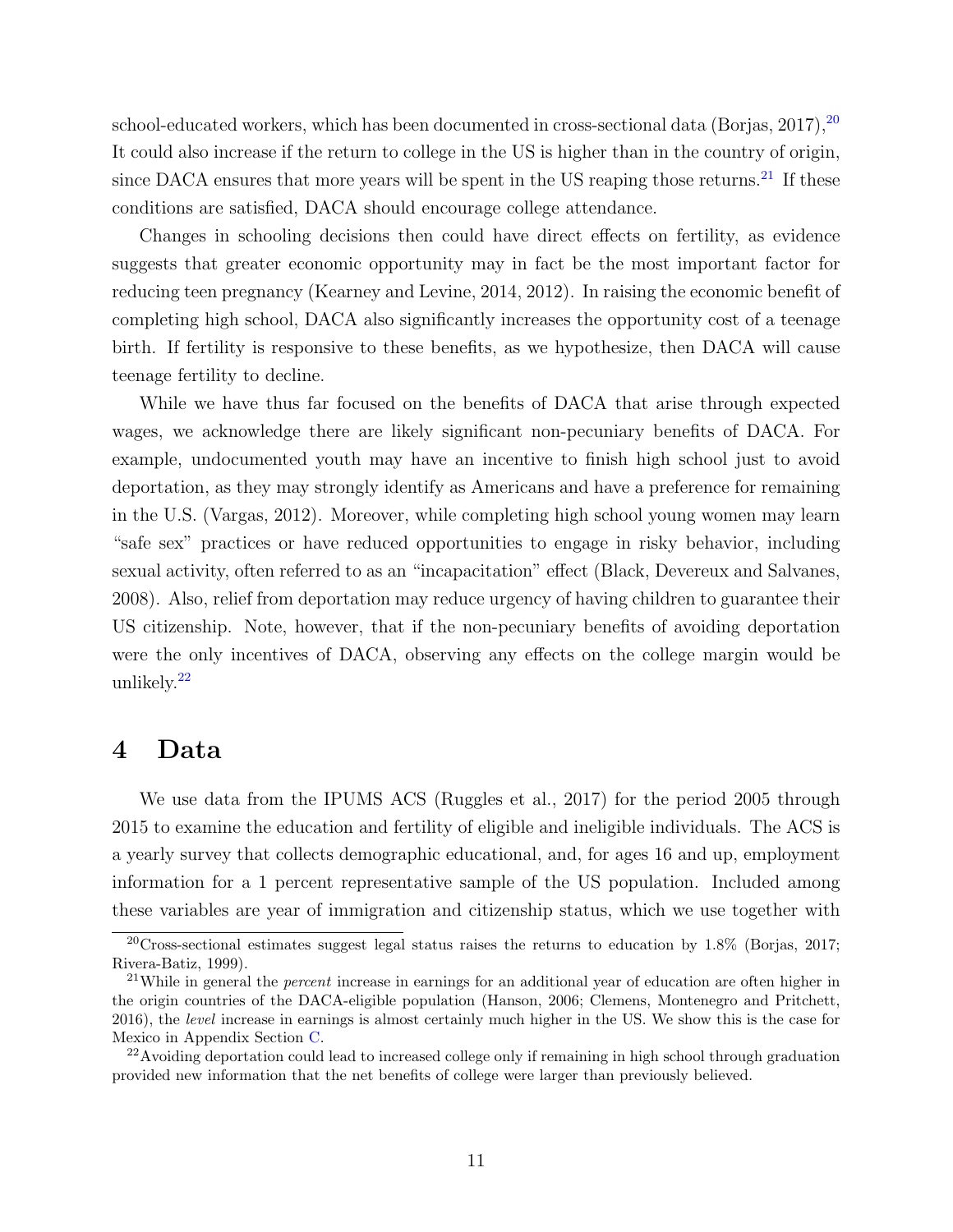school-educated workers, which has been documented in cross-sectional data (Borjas, 2017),[20] It could also increase if the return to college in the US is higher than in the country of origin, since DACA ensures that more years will be spent in the US reaping those returns.[21] If these conditions are satisfied, DACA should encourage college attendance.

Changes in schooling decisions then could have direct effects on fertility, as evidence suggests that greater economic opportunity may in fact be the most important factor for reducing teen pregnancy (Kearney and Levine, 2014, 2012). In raising the economic benefit of completing high school, DACA also significantly increases the opportunity cost of a teenage birth. If fertility is responsive to these benefits, as we hypothesize, then DACA will cause teenage fertility to decline.

While we have thus far focused on the benefits of DACA that arise through expected wages, we acknowledge there are likely significant non-pecuniary benefits of DACA. For example, undocumented youth may have an incentive to finish high school just to avoid deportation, as they may strongly identify as Americans and have a preference for remaining in the U.S. (Vargas, 2012). Moreover, while completing high school young women may learn "safe sex" practices or have reduced opportunities to engage in risky behavior, including sexual activity, often referred to as an "incapacitation" effect (Black, Devereux and Salvanes, 2008). Also, relief from deportation may reduce urgency of having children to guarantee their US citizenship. Note, however, that if the non-pecuniary benefits of avoiding deportation were the only incentives of DACA, observing any effects on the college margin would be unlikely.[22]

# 4 Data

We use data from the IPUMS ACS (Ruggles et al., 2017) for the period 2005 through 2015 to examine the education and fertility of eligible and ineligible individuals. The ACS is a yearly survey that collects demographic educational, and, for ages 16 and up, employment information for a 1 percent representative sample of the US population. Included among these variables are year of immigration and citizenship status, which we use together with

[20] Cross-sectional estimates suggest legal status raises the returns to education by 1.8% (Borjas, 2017; Rivera-Batiz, 1999).

[21] While in general the *percent* increase in earnings for an additional year of education are often higher in the origin countries of the DACA-eligible population (Hanson, 2006; Clemens, Montenegro and Pritchett, 2016), the *level* increase in earnings is almost certainly much higher in the US. We show this is the case for Mexico in Appendix Section C.

[22] Avoiding deportation could lead to increased college only if remaining in high school through graduation provided new information that the net benefits of college were larger than previously believed.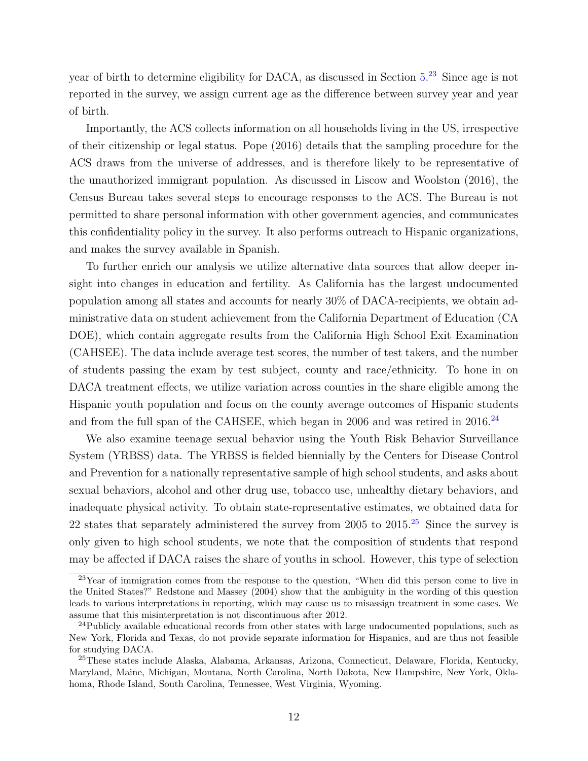year of birth to determine eligibility for DACA, as discussed in Section 5.[23] Since age is not reported in the survey, we assign current age as the difference between survey year and year of birth.

Importantly, the ACS collects information on all households living in the US, irrespective of their citizenship or legal status. Pope (2016) details that the sampling procedure for the ACS draws from the universe of addresses, and is therefore likely to be representative of the unauthorized immigrant population. As discussed in Liscow and Woolston (2016), the Census Bureau takes several steps to encourage responses to the ACS. The Bureau is not permitted to share personal information with other government agencies, and communicates this confidentiality policy in the survey. It also performs outreach to Hispanic organizations, and makes the survey available in Spanish.

To further enrich our analysis we utilize alternative data sources that allow deeper insight into changes in education and fertility. As California has the largest undocumented population among all states and accounts for nearly 30% of DACA-recipients, we obtain administrative data on student achievement from the California Department of Education (CA DOE), which contain aggregate results from the California High School Exit Examination (CAHSEE). The data include average test scores, the number of test takers, and the number of students passing the exam by test subject, county and race/ethnicity. To hone in on DACA treatment effects, we utilize variation across counties in the share eligible among the Hispanic youth population and focus on the county average outcomes of Hispanic students and from the full span of the CAHSEE, which began in 2006 and was retired in 2016.[24]

We also examine teenage sexual behavior using the Youth Risk Behavior Surveillance System (YRBSS) data. The YRBSS is fielded biennially by the Centers for Disease Control and Prevention for a nationally representative sample of high school students, and asks about sexual behaviors, alcohol and other drug use, tobacco use, unhealthy dietary behaviors, and inadequate physical activity. To obtain state-representative estimates, we obtained data for 22 states that separately administered the survey from 2005 to 2015.[25] Since the survey is only given to high school students, we note that the composition of students that respond may be affected if DACA raises the share of youths in school. However, this type of selection

[23] Year of immigration comes from the response to the question, "When did this person come to live in the United States?" Redstone and Massey (2004) show that the ambiguity in the wording of this question leads to various interpretations in reporting, which may cause us to misassign treatment in some cases. We assume that this misinterpretation is not discontinuous after 2012.

[24] Publicly available educational records from other states with large undocumented populations, such as New York, Florida and Texas, do not provide separate information for Hispanics, and are thus not feasible for studying DACA.

[25] These states include Alaska, Alabama, Arkansas, Arizona, Connecticut, Delaware, Florida, Kentucky, Maryland, Maine, Michigan, Montana, North Carolina, North Dakota, New Hampshire, New York, Oklahoma, Rhode Island, South Carolina, Tennessee, West Virginia, Wyoming.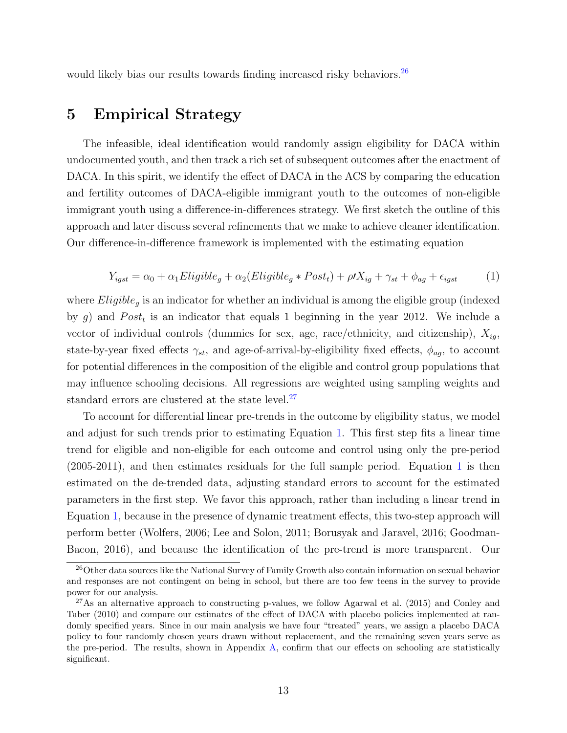would likely bias our results towards finding increased risky behaviors.[26]

# 5 Empirical Strategy

The infeasible, ideal identification would randomly assign eligibility for DACA within undocumented youth, and then track a rich set of subsequent outcomes after the enactment of DACA. In this spirit, we identify the effect of DACA in the ACS by comparing the education and fertility outcomes of DACA-eligible immigrant youth to the outcomes of non-eligible immigrant youth using a difference-in-differences strategy. We first sketch the outline of this approach and later discuss several refinements that we make to achieve cleaner identification. Our difference-in-difference framework is implemented with the estimating equation

$$Y_{igst} = \alpha_0 + \alpha_1 Eligible_g + \alpha_2 (Eligible_g * Post_t) + \rho \prime X_{ig} + \gamma_{st} + \phi_{ag} + \epsilon_{igst} \qquad (1)$$

where $Eligible_g$ is an indicator for whether an individual is among the eligible group (indexed by $g$) and $Post_t$ is an indicator that equals 1 beginning in the year 2012. We include a vector of individual controls (dummies for sex, age, race/ethnicity, and citizenship), $X_{ig}$, state-by-year fixed effects $\gamma_{st}$, and age-of-arrival-by-eligibility fixed effects, $\phi_{ag}$, to account for potential differences in the composition of the eligible and control group populations that may influence schooling decisions. All regressions are weighted using sampling weights and standard errors are clustered at the state level.[27]

To account for differential linear pre-trends in the outcome by eligibility status, we model and adjust for such trends prior to estimating Equation 1. This first step fits a linear time trend for eligible and non-eligible for each outcome and control using only the pre-period (2005-2011), and then estimates residuals for the full sample period. Equation 1 is then estimated on the de-trended data, adjusting standard errors to account for the estimated parameters in the first step. We favor this approach, rather than including a linear trend in Equation 1, because in the presence of dynamic treatment effects, this two-step approach will perform better (Wolfers, 2006; Lee and Solon, 2011; Borusyak and Jaravel, 2016; Goodman-Bacon, 2016), and because the identification of the pre-trend is more transparent. Our

[26] Other data sources like the National Survey of Family Growth also contain information on sexual behavior and responses are not contingent on being in school, but there are too few teens in the survey to provide power for our analysis.

[27] As an alternative approach to constructing p-values, we follow Agarwal et al. (2015) and Conley and Taber (2010) and compare our estimates of the effect of DACA with placebo policies implemented at randomly specified years. Since in our main analysis we have four "treated" years, we assign a placebo DACA policy to four randomly chosen years drawn without replacement, and the remaining seven years serve as the pre-period. The results, shown in Appendix A, confirm that our effects on schooling are statistically significant.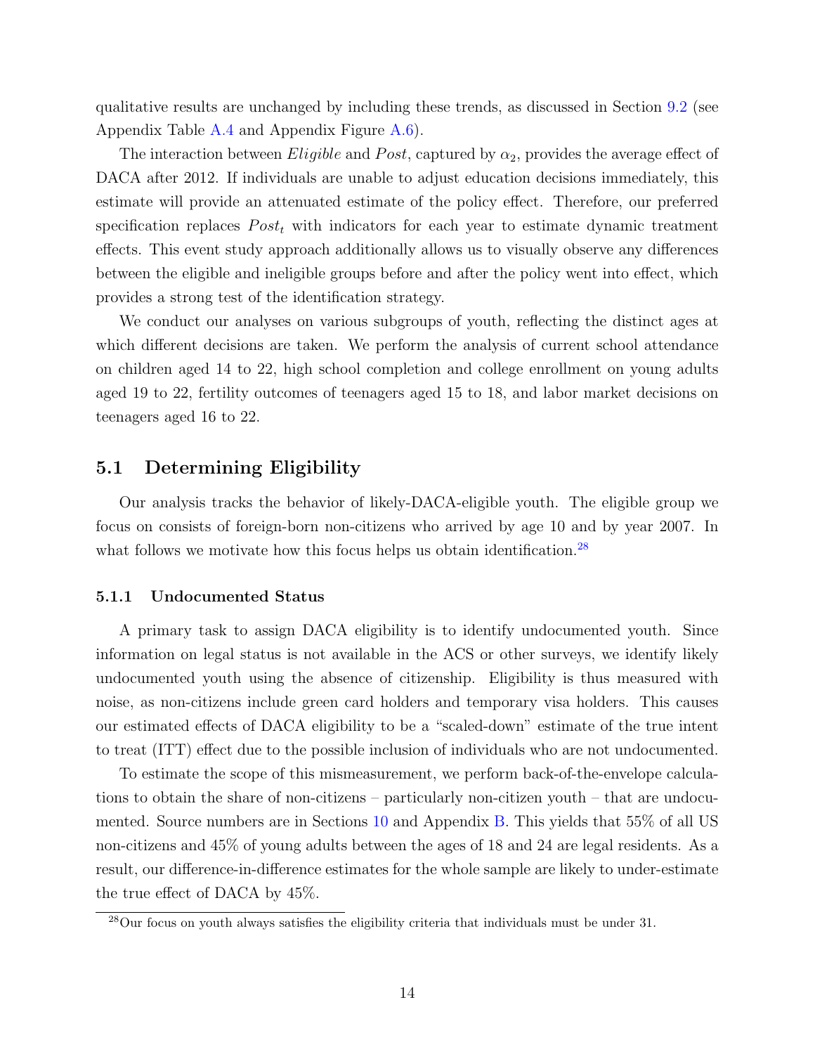qualitative results are unchanged by including these trends, as discussed in Section 9.2 (see Appendix Table A.4 and Appendix Figure A.6).

The interaction between *Eligible* and *Post*, captured by $\alpha_2$, provides the average effect of DACA after 2012. If individuals are unable to adjust education decisions immediately, this estimate will provide an attenuated estimate of the policy effect. Therefore, our preferred specification replaces $Post_t$ with indicators for each year to estimate dynamic treatment effects. This event study approach additionally allows us to visually observe any differences between the eligible and ineligible groups before and after the policy went into effect, which provides a strong test of the identification strategy.

We conduct our analyses on various subgroups of youth, reflecting the distinct ages at which different decisions are taken. We perform the analysis of current school attendance on children aged 14 to 22, high school completion and college enrollment on young adults aged 19 to 22, fertility outcomes of teenagers aged 15 to 18, and labor market decisions on teenagers aged 16 to 22.

## 5.1 Determining Eligibility

Our analysis tracks the behavior of likely-DACA-eligible youth. The eligible group we focus on consists of foreign-born non-citizens who arrived by age 10 and by year 2007. In what follows we motivate how this focus helps us obtain identification.[28]

### 5.1.1 Undocumented Status

A primary task to assign DACA eligibility is to identify undocumented youth. Since information on legal status is not available in the ACS or other surveys, we identify likely undocumented youth using the absence of citizenship. Eligibility is thus measured with noise, as non-citizens include green card holders and temporary visa holders. This causes our estimated effects of DACA eligibility to be a "scaled-down" estimate of the true intent to treat (ITT) effect due to the possible inclusion of individuals who are not undocumented.

To estimate the scope of this mismeasurement, we perform back-of-the-envelope calculations to obtain the share of non-citizens – particularly non-citizen youth – that are undocumented. Source numbers are in Sections 10 and Appendix B. This yields that 55% of all US non-citizens and 45% of young adults between the ages of 18 and 24 are legal residents. As a result, our difference-in-difference estimates for the whole sample are likely to under-estimate the true effect of DACA by 45%.

[28]Our focus on youth always satisfies the eligibility criteria that individuals must be under 31.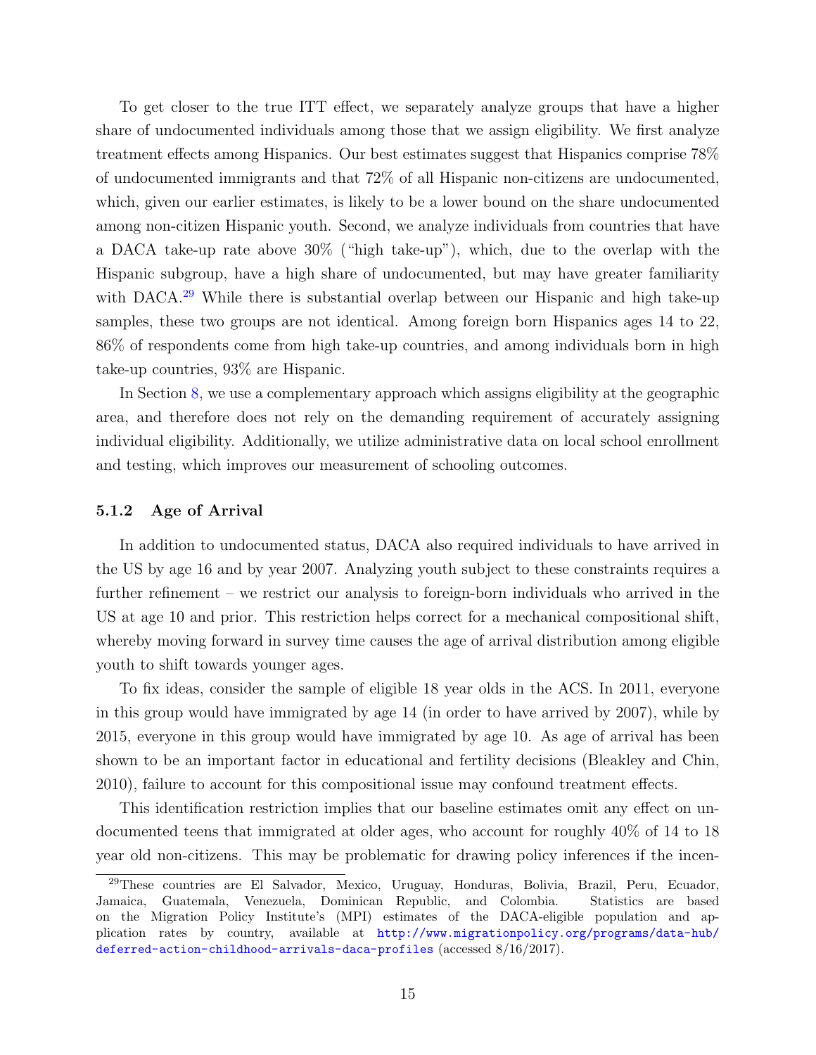To get closer to the true ITT effect, we separately analyze groups that have a higher share of undocumented individuals among those that we assign eligibility. We first analyze treatment effects among Hispanics. Our best estimates suggest that Hispanics comprise 78% of undocumented immigrants and that 72% of all Hispanic non-citizens are undocumented, which, given our earlier estimates, is likely to be a lower bound on the share undocumented among non-citizen Hispanic youth. Second, we analyze individuals from countries that have a DACA take-up rate above 30% ("high take-up"), which, due to the overlap with the Hispanic subgroup, have a high share of undocumented, but may have greater familiarity with DACA.[29] While there is substantial overlap between our Hispanic and high take-up samples, these two groups are not identical. Among foreign born Hispanics ages 14 to 22, 86% of respondents come from high take-up countries, and among individuals born in high take-up countries, 93% are Hispanic.

In Section 8, we use a complementary approach which assigns eligibility at the geographic area, and therefore does not rely on the demanding requirement of accurately assigning individual eligibility. Additionally, we utilize administrative data on local school enrollment and testing, which improves our measurement of schooling outcomes.

#### 5.1.2 Age of Arrival

In addition to undocumented status, DACA also required individuals to have arrived in the US by age 16 and by year 2007. Analyzing youth subject to these constraints requires a further refinement – we restrict our analysis to foreign-born individuals who arrived in the US at age 10 and prior. This restriction helps correct for a mechanical compositional shift, whereby moving forward in survey time causes the age of arrival distribution among eligible youth to shift towards younger ages.

To fix ideas, consider the sample of eligible 18 year olds in the ACS. In 2011, everyone in this group would have immigrated by age 14 (in order to have arrived by 2007), while by 2015, everyone in this group would have immigrated by age 10. As age of arrival has been shown to be an important factor in educational and fertility decisions (Bleakley and Chin, 2010), failure to account for this compositional issue may confound treatment effects.

This identification restriction implies that our baseline estimates omit any effect on undocumented teens that immigrated at older ages, who account for roughly 40% of 14 to 18 year old non-citizens. This may be problematic for drawing policy inferences if the incen-

[29] These countries are El Salvador, Mexico, Uruguay, Honduras, Bolivia, Brazil, Peru, Ecuador, Jamaica, Guatemala, Venezuela, Dominican Republic, and Colombia. Statistics are based on the Migration Policy Institute's (MPI) estimates of the DACA-eligible population and application rates by country, available at http://www.migrationpolicy.org/programs/data-hub/deferred-action-childhood-arrivals-daca-profiles (accessed 8/16/2017).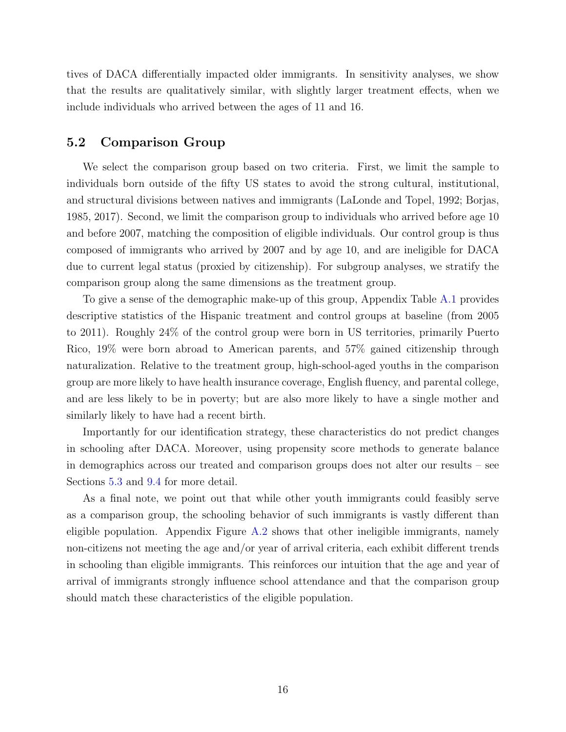tives of DACA differentially impacted older immigrants. In sensitivity analyses, we show that the results are qualitatively similar, with slightly larger treatment effects, when we include individuals who arrived between the ages of 11 and 16.

## 5.2 Comparison Group

We select the comparison group based on two criteria. First, we limit the sample to individuals born outside of the fifty US states to avoid the strong cultural, institutional, and structural divisions between natives and immigrants (LaLonde and Topel, 1992; Borjas, 1985, 2017). Second, we limit the comparison group to individuals who arrived before age 10 and before 2007, matching the composition of eligible individuals. Our control group is thus composed of immigrants who arrived by 2007 and by age 10, and are ineligible for DACA due to current legal status (proxied by citizenship). For subgroup analyses, we stratify the comparison group along the same dimensions as the treatment group.

To give a sense of the demographic make-up of this group, Appendix Table A.1 provides descriptive statistics of the Hispanic treatment and control groups at baseline (from 2005 to 2011). Roughly 24% of the control group were born in US territories, primarily Puerto Rico, 19% were born abroad to American parents, and 57% gained citizenship through naturalization. Relative to the treatment group, high-school-aged youths in the comparison group are more likely to have health insurance coverage, English fluency, and parental college, and are less likely to be in poverty; but are also more likely to have a single mother and similarly likely to have had a recent birth.

Importantly for our identification strategy, these characteristics do not predict changes in schooling after DACA. Moreover, using propensity score methods to generate balance in demographics across our treated and comparison groups does not alter our results – see Sections 5.3 and 9.4 for more detail.

As a final note, we point out that while other youth immigrants could feasibly serve as a comparison group, the schooling behavior of such immigrants is vastly different than eligible population. Appendix Figure A.2 shows that other ineligible immigrants, namely non-citizens not meeting the age and/or year of arrival criteria, each exhibit different trends in schooling than eligible immigrants. This reinforces our intuition that the age and year of arrival of immigrants strongly influence school attendance and that the comparison group should match these characteristics of the eligible population.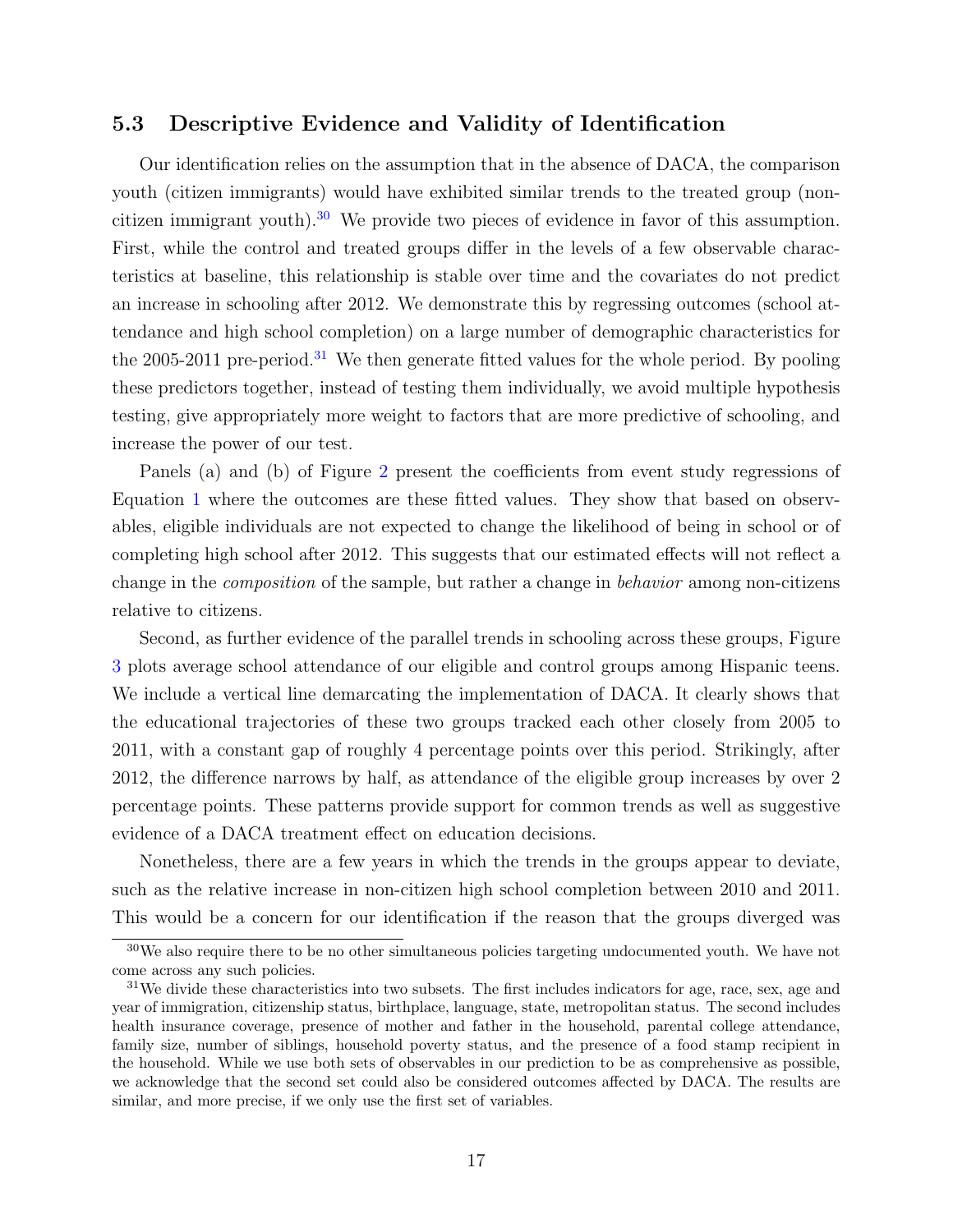### 5.3 Descriptive Evidence and Validity of Identification

Our identification relies on the assumption that in the absence of DACA, the comparison youth (citizen immigrants) would have exhibited similar trends to the treated group (non-citizen immigrant youth).[30] We provide two pieces of evidence in favor of this assumption. First, while the control and treated groups differ in the levels of a few observable characteristics at baseline, this relationship is stable over time and the covariates do not predict an increase in schooling after 2012. We demonstrate this by regressing outcomes (school attendance and high school completion) on a large number of demographic characteristics for the 2005-2011 pre-period.[31] We then generate fitted values for the whole period. By pooling these predictors together, instead of testing them individually, we avoid multiple hypothesis testing, give appropriately more weight to factors that are more predictive of schooling, and increase the power of our test.

Panels (a) and (b) of Figure 2 present the coefficients from event study regressions of Equation 1 where the outcomes are these fitted values. They show that based on observables, eligible individuals are not expected to change the likelihood of being in school or of completing high school after 2012. This suggests that our estimated effects will not reflect a change in the *composition* of the sample, but rather a change in *behavior* among non-citizens relative to citizens.

Second, as further evidence of the parallel trends in schooling across these groups, Figure 3 plots average school attendance of our eligible and control groups among Hispanic teens. We include a vertical line demarcating the implementation of DACA. It clearly shows that the educational trajectories of these two groups tracked each other closely from 2005 to 2011, with a constant gap of roughly 4 percentage points over this period. Strikingly, after 2012, the difference narrows by half, as attendance of the eligible group increases by over 2 percentage points. These patterns provide support for common trends as well as suggestive evidence of a DACA treatment effect on education decisions.

Nonetheless, there are a few years in which the trends in the groups appear to deviate, such as the relative increase in non-citizen high school completion between 2010 and 2011. This would be a concern for our identification if the reason that the groups diverged was

[30] We also require there to be no other simultaneous policies targeting undocumented youth. We have not come across any such policies.

[31] We divide these characteristics into two subsets. The first includes indicators for age, race, sex, age and year of immigration, citizenship status, birthplace, language, state, metropolitan status. The second includes health insurance coverage, presence of mother and father in the household, parental college attendance, family size, number of siblings, household poverty status, and the presence of a food stamp recipient in the household. While we use both sets of observables in our prediction to be as comprehensive as possible, we acknowledge that the second set could also be considered outcomes affected by DACA. The results are similar, and more precise, if we only use the first set of variables.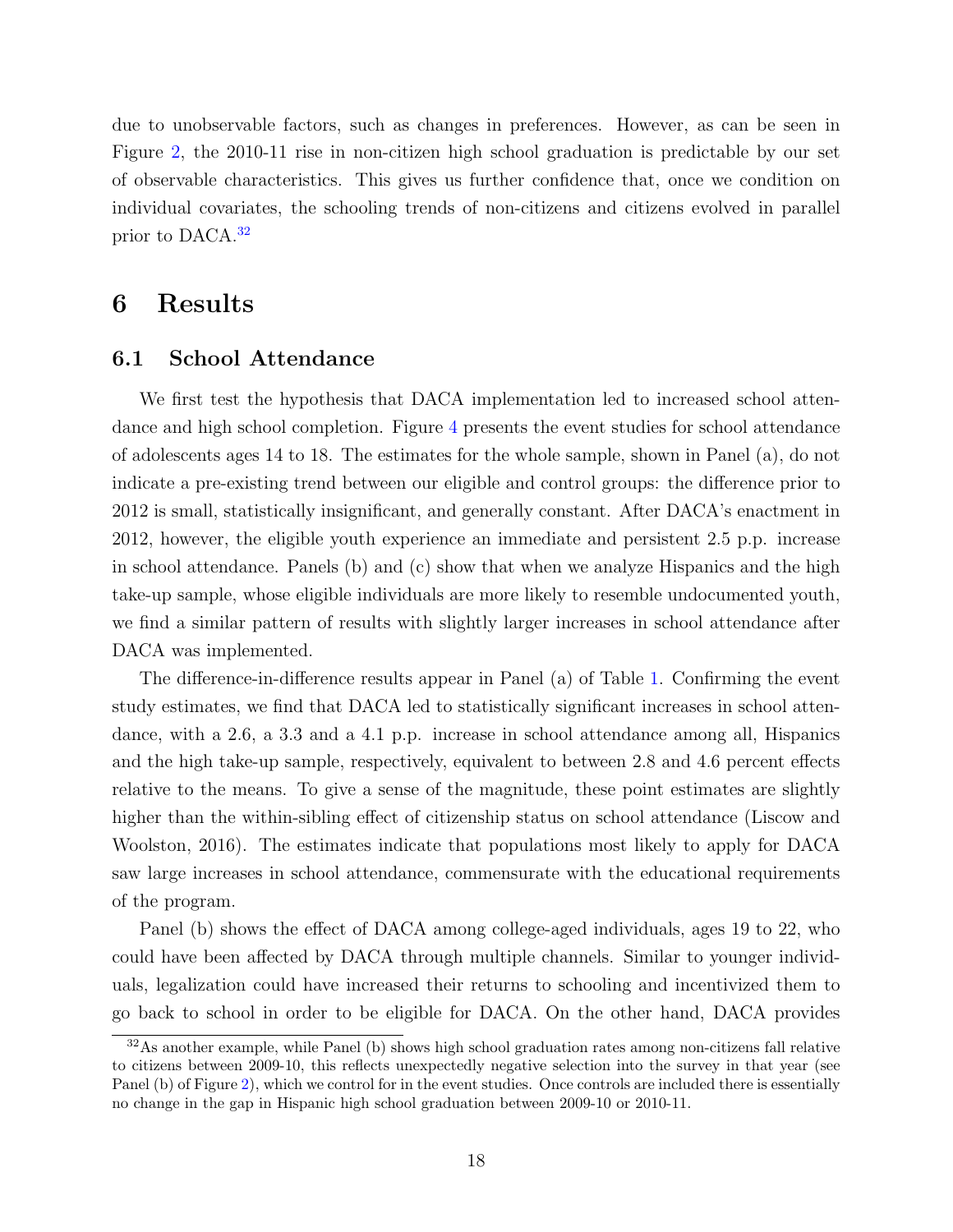due to unobservable factors, such as changes in preferences. However, as can be seen in Figure 2, the 2010-11 rise in non-citizen high school graduation is predictable by our set of observable characteristics. This gives us further confidence that, once we condition on individual covariates, the schooling trends of non-citizens and citizens evolved in parallel prior to DACA.[32]

# 6 Results

## 6.1 School Attendance

We first test the hypothesis that DACA implementation led to increased school attendance and high school completion. Figure 4 presents the event studies for school attendance of adolescents ages 14 to 18. The estimates for the whole sample, shown in Panel (a), do not indicate a pre-existing trend between our eligible and control groups: the difference prior to 2012 is small, statistically insignificant, and generally constant. After DACA's enactment in 2012, however, the eligible youth experience an immediate and persistent 2.5 p.p. increase in school attendance. Panels (b) and (c) show that when we analyze Hispanics and the high take-up sample, whose eligible individuals are more likely to resemble undocumented youth, we find a similar pattern of results with slightly larger increases in school attendance after DACA was implemented.

The difference-in-difference results appear in Panel (a) of Table 1. Confirming the event study estimates, we find that DACA led to statistically significant increases in school attendance, with a 2.6, a 3.3 and a 4.1 p.p. increase in school attendance among all, Hispanics and the high take-up sample, respectively, equivalent to between 2.8 and 4.6 percent effects relative to the means. To give a sense of the magnitude, these point estimates are slightly higher than the within-sibling effect of citizenship status on school attendance (Liscow and Woolston, 2016). The estimates indicate that populations most likely to apply for DACA saw large increases in school attendance, commensurate with the educational requirements of the program.

Panel (b) shows the effect of DACA among college-aged individuals, ages 19 to 22, who could have been affected by DACA through multiple channels. Similar to younger individuals, legalization could have increased their returns to schooling and incentivized them to go back to school in order to be eligible for DACA. On the other hand, DACA provides

[32] As another example, while Panel (b) shows high school graduation rates among non-citizens fall relative to citizens between 2009-10, this reflects unexpectedly negative selection into the survey in that year (see Panel (b) of Figure 2), which we control for in the event studies. Once controls are included there is essentially no change in the gap in Hispanic high school graduation between 2009-10 or 2010-11.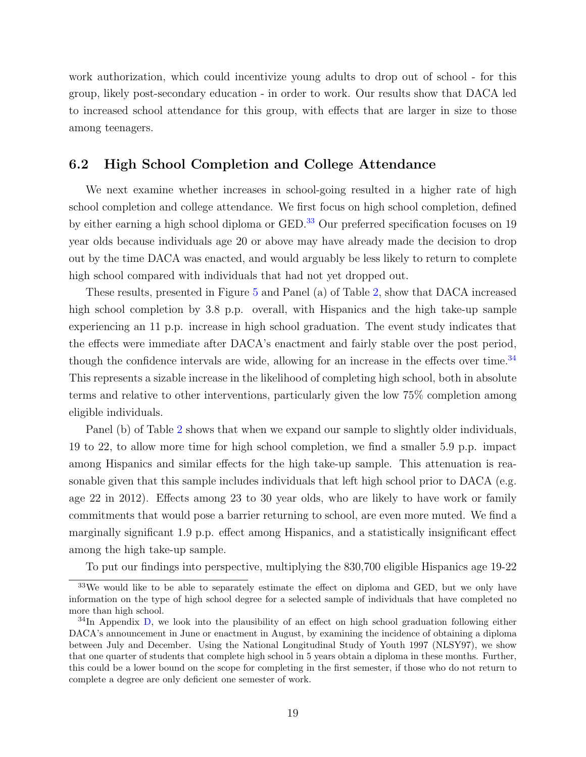work authorization, which could incentivize young adults to drop out of school - for this group, likely post-secondary education - in order to work. Our results show that DACA led to increased school attendance for this group, with effects that are larger in size to those among teenagers.

## 6.2 High School Completion and College Attendance

We next examine whether increases in school-going resulted in a higher rate of high school completion and college attendance. We first focus on high school completion, defined by either earning a high school diploma or GED.[33] Our preferred specification focuses on 19 year olds because individuals age 20 or above may have already made the decision to drop out by the time DACA was enacted, and would arguably be less likely to return to complete high school compared with individuals that had not yet dropped out.

These results, presented in Figure 5 and Panel (a) of Table 2, show that DACA increased high school completion by 3.8 p.p. overall, with Hispanics and the high take-up sample experiencing an 11 p.p. increase in high school graduation. The event study indicates that the effects were immediate after DACA's enactment and fairly stable over the post period, though the confidence intervals are wide, allowing for an increase in the effects over time.[34] This represents a sizable increase in the likelihood of completing high school, both in absolute terms and relative to other interventions, particularly given the low 75% completion among eligible individuals.

Panel (b) of Table 2 shows that when we expand our sample to slightly older individuals, 19 to 22, to allow more time for high school completion, we find a smaller 5.9 p.p. impact among Hispanics and similar effects for the high take-up sample. This attenuation is reasonable given that this sample includes individuals that left high school prior to DACA (e.g. age 22 in 2012). Effects among 23 to 30 year olds, who are likely to have work or family commitments that would pose a barrier returning to school, are even more muted. We find a marginally significant 1.9 p.p. effect among Hispanics, and a statistically insignificant effect among the high take-up sample.

To put our findings into perspective, multiplying the 830,700 eligible Hispanics age 19-22

[33] We would like to be able to separately estimate the effect on diploma and GED, but we only have information on the type of high school degree for a selected sample of individuals that have completed no more than high school.

[34] In Appendix D, we look into the plausibility of an effect on high school graduation following either DACA's announcement in June or enactment in August, by examining the incidence of obtaining a diploma between July and December. Using the National Longitudinal Study of Youth 1997 (NLSY97), we show that one quarter of students that complete high school in 5 years obtain a diploma in these months. Further, this could be a lower bound on the scope for completing in the first semester, if those who do not return to complete a degree are only deficient one semester of work.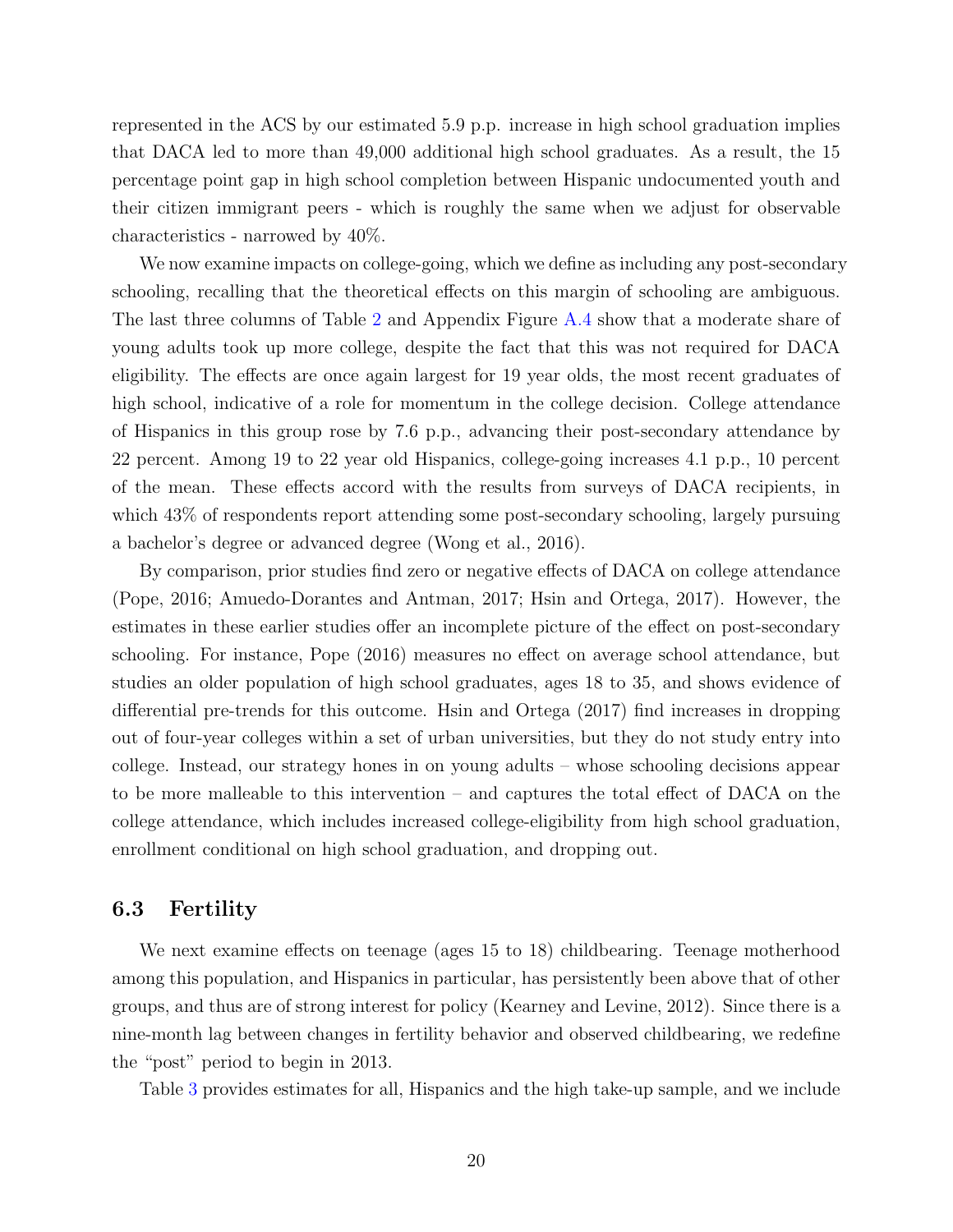represented in the ACS by our estimated 5.9 p.p. increase in high school graduation implies that DACA led to more than 49,000 additional high school graduates. As a result, the 15 percentage point gap in high school completion between Hispanic undocumented youth and their citizen immigrant peers - which is roughly the same when we adjust for observable characteristics - narrowed by 40%.

We now examine impacts on college-going, which we define as including any post-secondary schooling, recalling that the theoretical effects on this margin of schooling are ambiguous. The last three columns of Table 2 and Appendix Figure A.4 show that a moderate share of young adults took up more college, despite the fact that this was not required for DACA eligibility. The effects are once again largest for 19 year olds, the most recent graduates of high school, indicative of a role for momentum in the college decision. College attendance of Hispanics in this group rose by 7.6 p.p., advancing their post-secondary attendance by 22 percent. Among 19 to 22 year old Hispanics, college-going increases 4.1 p.p., 10 percent of the mean. These effects accord with the results from surveys of DACA recipients, in which 43% of respondents report attending some post-secondary schooling, largely pursuing a bachelor's degree or advanced degree (Wong et al., 2016).

By comparison, prior studies find zero or negative effects of DACA on college attendance (Pope, 2016; Amuedo-Dorantes and Antman, 2017; Hsin and Ortega, 2017). However, the estimates in these earlier studies offer an incomplete picture of the effect on post-secondary schooling. For instance, Pope (2016) measures no effect on average school attendance, but studies an older population of high school graduates, ages 18 to 35, and shows evidence of differential pre-trends for this outcome. Hsin and Ortega (2017) find increases in dropping out of four-year colleges within a set of urban universities, but they do not study entry into college. Instead, our strategy hones in on young adults – whose schooling decisions appear to be more malleable to this intervention – and captures the total effect of DACA on the college attendance, which includes increased college-eligibility from high school graduation, enrollment conditional on high school graduation, and dropping out.

### 6.3 Fertility

We next examine effects on teenage (ages 15 to 18) childbearing. Teenage motherhood among this population, and Hispanics in particular, has persistently been above that of other groups, and thus are of strong interest for policy (Kearney and Levine, 2012). Since there is a nine-month lag between changes in fertility behavior and observed childbearing, we redefine the "post" period to begin in 2013.

Table 3 provides estimates for all, Hispanics and the high take-up sample, and we include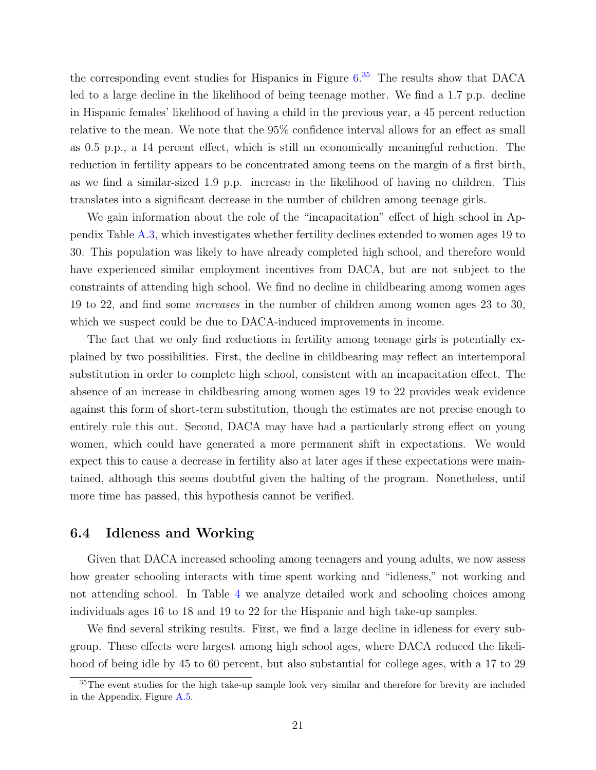the corresponding event studies for Hispanics in Figure 6.[35] The results show that DACA led to a large decline in the likelihood of being teenage mother. We find a 1.7 p.p. decline in Hispanic females' likelihood of having a child in the previous year, a 45 percent reduction relative to the mean. We note that the 95% confidence interval allows for an effect as small as 0.5 p.p., a 14 percent effect, which is still an economically meaningful reduction. The reduction in fertility appears to be concentrated among teens on the margin of a first birth, as we find a similar-sized 1.9 p.p. increase in the likelihood of having no children. This translates into a significant decrease in the number of children among teenage girls.

We gain information about the role of the "incapacitation" effect of high school in Appendix Table A.3, which investigates whether fertility declines extended to women ages 19 to 30. This population was likely to have already completed high school, and therefore would have experienced similar employment incentives from DACA, but are not subject to the constraints of attending high school. We find no decline in childbearing among women ages 19 to 22, and find some *increases* in the number of children among women ages 23 to 30, which we suspect could be due to DACA-induced improvements in income.

The fact that we only find reductions in fertility among teenage girls is potentially explained by two possibilities. First, the decline in childbearing may reflect an intertemporal substitution in order to complete high school, consistent with an incapacitation effect. The absence of an increase in childbearing among women ages 19 to 22 provides weak evidence against this form of short-term substitution, though the estimates are not precise enough to entirely rule this out. Second, DACA may have had a particularly strong effect on young women, which could have generated a more permanent shift in expectations. We would expect this to cause a decrease in fertility also at later ages if these expectations were maintained, although this seems doubtful given the halting of the program. Nonetheless, until more time has passed, this hypothesis cannot be verified.

### 6.4 Idleness and Working

Given that DACA increased schooling among teenagers and young adults, we now assess how greater schooling interacts with time spent working and "idleness," not working and not attending school. In Table 4 we analyze detailed work and schooling choices among individuals ages 16 to 18 and 19 to 22 for the Hispanic and high take-up samples.

We find several striking results. First, we find a large decline in idleness for every subgroup. These effects were largest among high school ages, where DACA reduced the likelihood of being idle by 45 to 60 percent, but also substantial for college ages, with a 17 to 29

[35] The event studies for the high take-up sample look very similar and therefore for brevity are included in the Appendix, Figure A.5.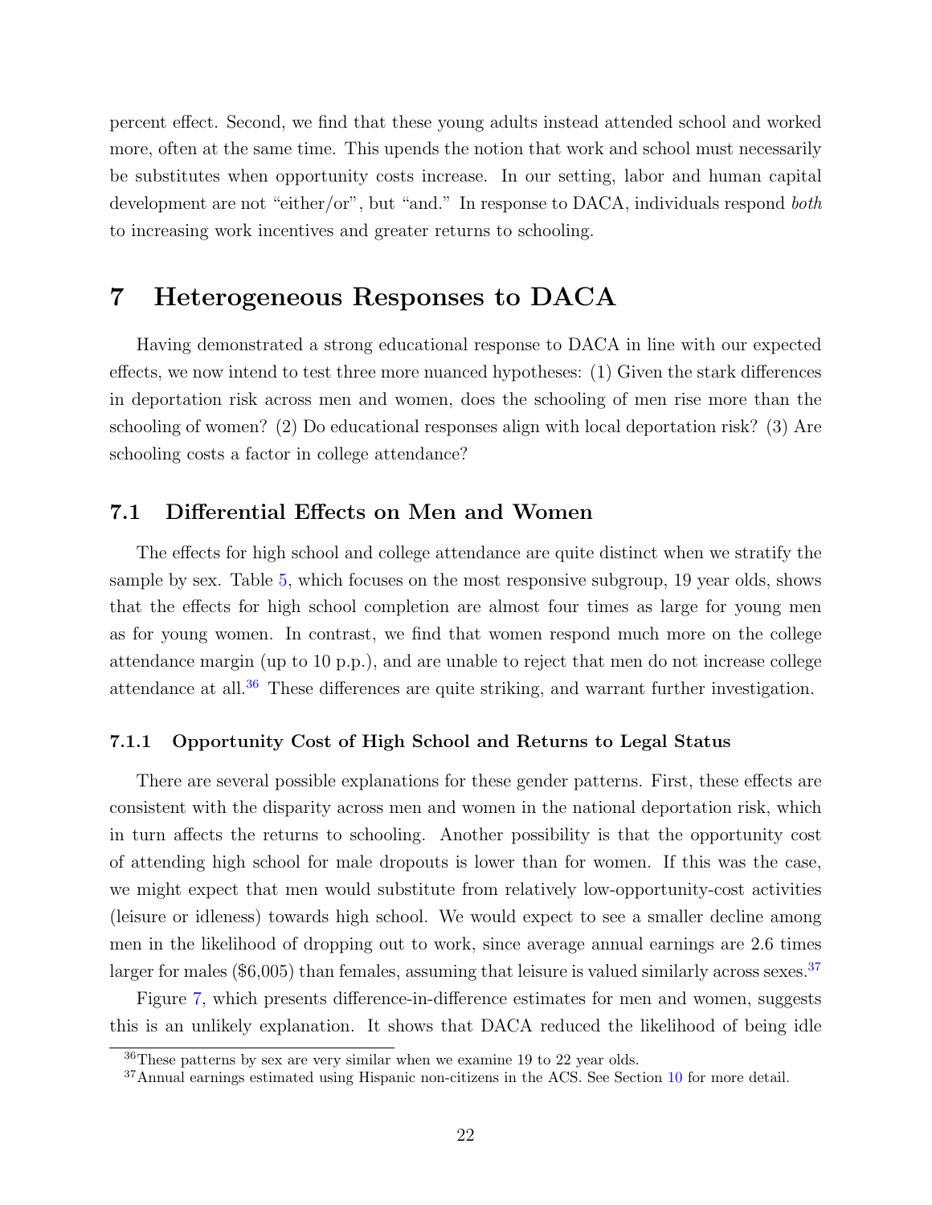percent effect. Second, we find that these young adults instead attended school and worked more, often at the same time. This upends the notion that work and school must necessarily be substitutes when opportunity costs increase. In our setting, labor and human capital development are not "either/or", but "and." In response to DACA, individuals respond *both* to increasing work incentives and greater returns to schooling.

# 7 Heterogeneous Responses to DACA

Having demonstrated a strong educational response to DACA in line with our expected effects, we now intend to test three more nuanced hypotheses: (1) Given the stark differences in deportation risk across men and women, does the schooling of men rise more than the schooling of women? (2) Do educational responses align with local deportation risk? (3) Are schooling costs a factor in college attendance?

## 7.1 Differential Effects on Men and Women

The effects for high school and college attendance are quite distinct when we stratify the sample by sex. Table 5, which focuses on the most responsive subgroup, 19 year olds, shows that the effects for high school completion are almost four times as large for young men as for young women. In contrast, we find that women respond much more on the college attendance margin (up to 10 p.p.), and are unable to reject that men do not increase college attendance at all.[36] These differences are quite striking, and warrant further investigation.

### 7.1.1 Opportunity Cost of High School and Returns to Legal Status

There are several possible explanations for these gender patterns. First, these effects are consistent with the disparity across men and women in the national deportation risk, which in turn affects the returns to schooling. Another possibility is that the opportunity cost of attending high school for male dropouts is lower than for women. If this was the case, we might expect that men would substitute from relatively low-opportunity-cost activities (leisure or idleness) towards high school. We would expect to see a smaller decline among men in the likelihood of dropping out to work, since average annual earnings are 2.6 times larger for males ($6,005) than females, assuming that leisure is valued similarly across sexes.[37]

Figure 7, which presents difference-in-difference estimates for men and women, suggests this is an unlikely explanation. It shows that DACA reduced the likelihood of being idle

[36] These patterns by sex are very similar when we examine 19 to 22 year olds.

[37] Annual earnings estimated using Hispanic non-citizens in the ACS. See Section 10 for more detail.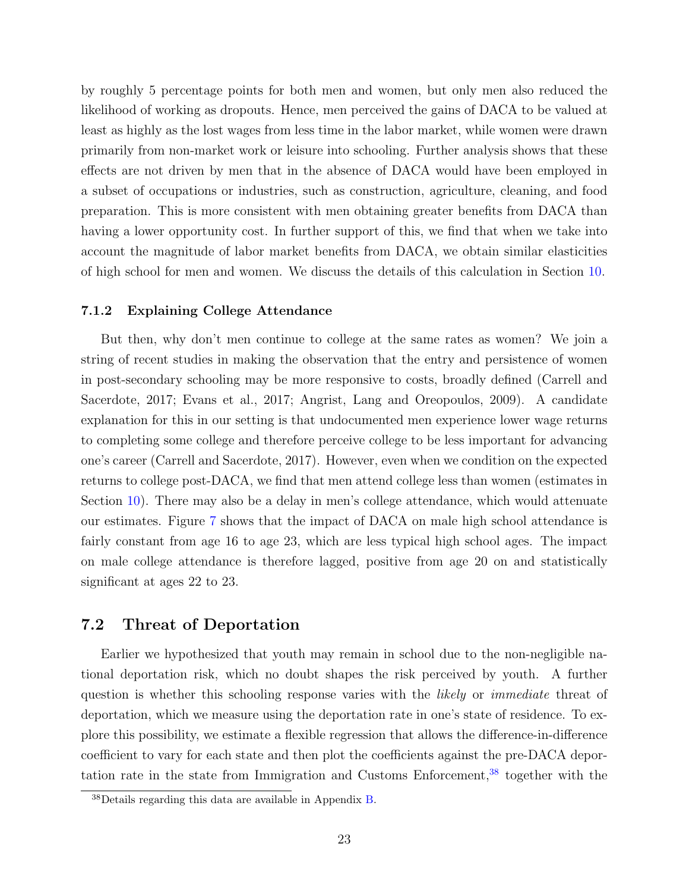by roughly 5 percentage points for both men and women, but only men also reduced the likelihood of working as dropouts. Hence, men perceived the gains of DACA to be valued at least as highly as the lost wages from less time in the labor market, while women were drawn primarily from non-market work or leisure into schooling. Further analysis shows that these effects are not driven by men that in the absence of DACA would have been employed in a subset of occupations or industries, such as construction, agriculture, cleaning, and food preparation. This is more consistent with men obtaining greater benefits from DACA than having a lower opportunity cost. In further support of this, we find that when we take into account the magnitude of labor market benefits from DACA, we obtain similar elasticities of high school for men and women. We discuss the details of this calculation in Section 10.

### 7.1.2 Explaining College Attendance

But then, why don't men continue to college at the same rates as women? We join a string of recent studies in making the observation that the entry and persistence of women in post-secondary schooling may be more responsive to costs, broadly defined (Carrell and Sacerdote, 2017; Evans et al., 2017; Angrist, Lang and Oreopoulos, 2009). A candidate explanation for this in our setting is that undocumented men experience lower wage returns to completing some college and therefore perceive college to be less important for advancing one's career (Carrell and Sacerdote, 2017). However, even when we condition on the expected returns to college post-DACA, we find that men attend college less than women (estimates in Section 10). There may also be a delay in men's college attendance, which would attenuate our estimates. Figure 7 shows that the impact of DACA on male high school attendance is fairly constant from age 16 to age 23, which are less typical high school ages. The impact on male college attendance is therefore lagged, positive from age 20 on and statistically significant at ages 22 to 23.

## 7.2 Threat of Deportation

Earlier we hypothesized that youth may remain in school due to the non-negligible national deportation risk, which no doubt shapes the risk perceived by youth. A further question is whether this schooling response varies with the *likely* or *immediate* threat of deportation, which we measure using the deportation rate in one's state of residence. To explore this possibility, we estimate a flexible regression that allows the difference-in-difference coefficient to vary for each state and then plot the coefficients against the pre-DACA deportation rate in the state from Immigration and Customs Enforcement,[38] together with the

[38] Details regarding this data are available in Appendix B.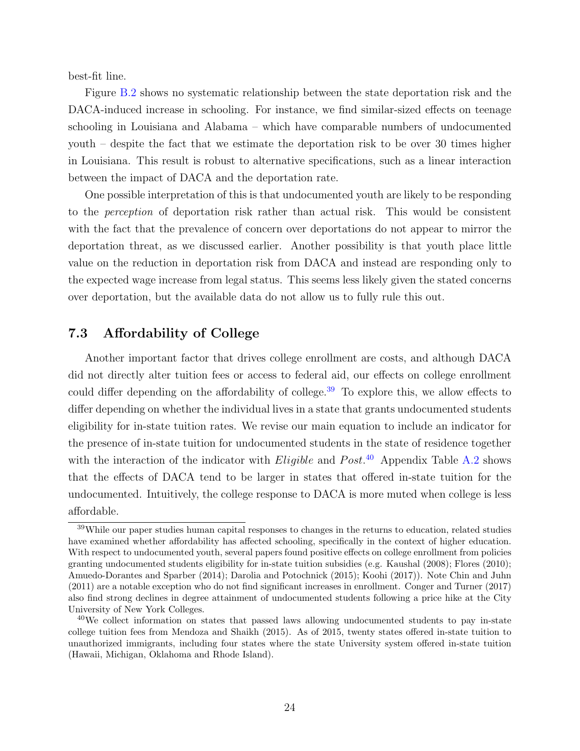best-fit line.

Figure B.2 shows no systematic relationship between the state deportation risk and the DACA-induced increase in schooling. For instance, we find similar-sized effects on teenage schooling in Louisiana and Alabama – which have comparable numbers of undocumented youth – despite the fact that we estimate the deportation risk to be over 30 times higher in Louisiana. This result is robust to alternative specifications, such as a linear interaction between the impact of DACA and the deportation rate.

One possible interpretation of this is that undocumented youth are likely to be responding to the *perception* of deportation risk rather than actual risk. This would be consistent with the fact that the prevalence of concern over deportations do not appear to mirror the deportation threat, as we discussed earlier. Another possibility is that youth place little value on the reduction in deportation risk from DACA and instead are responding only to the expected wage increase from legal status. This seems less likely given the stated concerns over deportation, but the available data do not allow us to fully rule this out.

### 7.3 Affordability of College

Another important factor that drives college enrollment are costs, and although DACA did not directly alter tuition fees or access to federal aid, our effects on college enrollment could differ depending on the affordability of college.[39] To explore this, we allow effects to differ depending on whether the individual lives in a state that grants undocumented students eligibility for in-state tuition rates. We revise our main equation to include an indicator for the presence of in-state tuition for undocumented students in the state of residence together with the interaction of the indicator with *Eligible* and *Post*.[40] Appendix Table A.2 shows that the effects of DACA tend to be larger in states that offered in-state tuition for the undocumented. Intuitively, the college response to DACA is more muted when college is less affordable.

[39] While our paper studies human capital responses to changes in the returns to education, related studies have examined whether affordability has affected schooling, specifically in the context of higher education. With respect to undocumented youth, several papers found positive effects on college enrollment from policies granting undocumented students eligibility for in-state tuition subsidies (e.g. Kaushal (2008); Flores (2010); Amuedo-Dorantes and Sparber (2014); Darolia and Potochnick (2015); Koohi (2017)). Note Chin and Juhn (2011) are a notable exception who do not find significant increases in enrollment. Conger and Turner (2017) also find strong declines in degree attainment of undocumented students following a price hike at the City University of New York Colleges.

[40] We collect information on states that passed laws allowing undocumented students to pay in-state college tuition fees from Mendoza and Shaikh (2015). As of 2015, twenty states offered in-state tuition to unauthorized immigrants, including four states where the state University system offered in-state tuition (Hawaii, Michigan, Oklahoma and Rhode Island).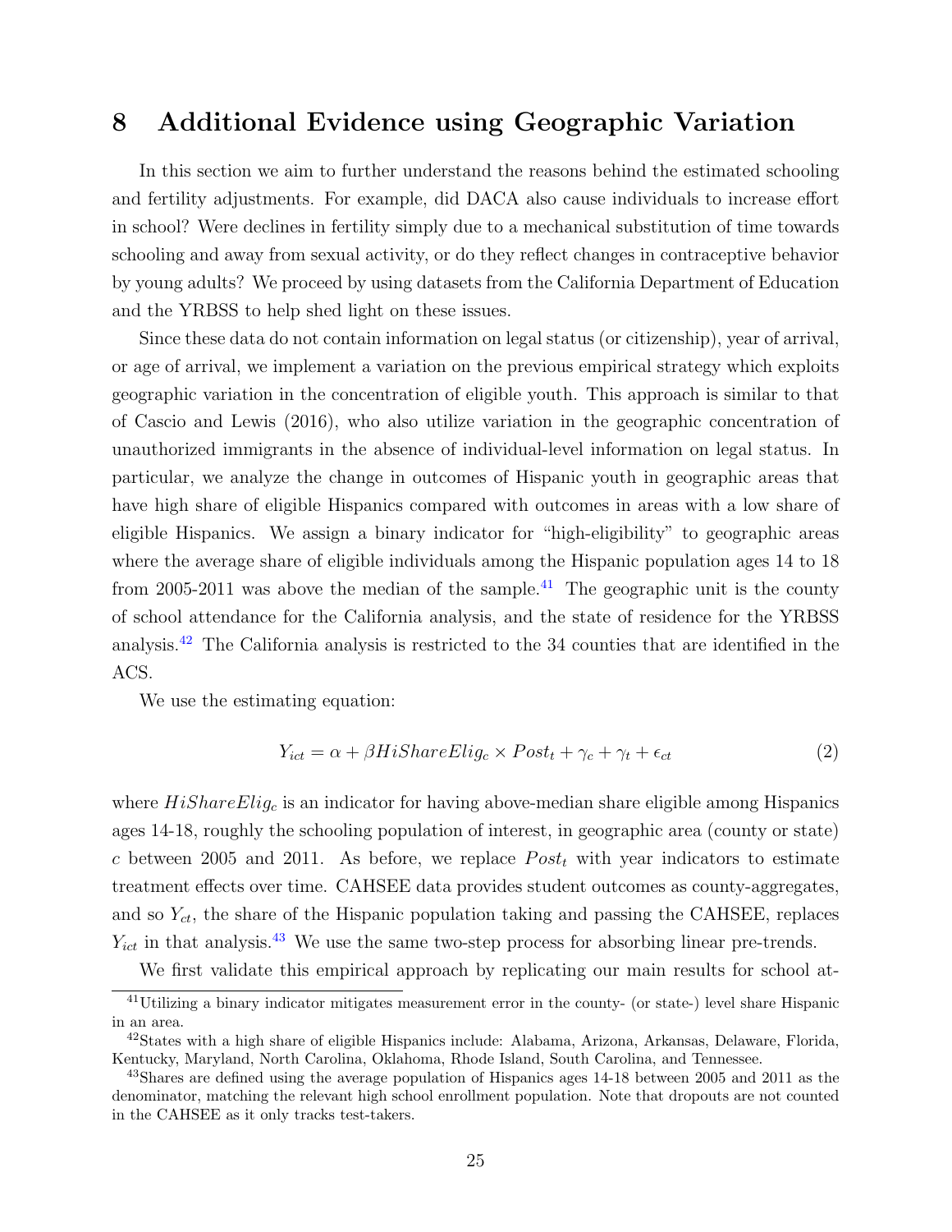# 8 Additional Evidence using Geographic Variation

In this section we aim to further understand the reasons behind the estimated schooling and fertility adjustments. For example, did DACA also cause individuals to increase effort in school? Were declines in fertility simply due to a mechanical substitution of time towards schooling and away from sexual activity, or do they reflect changes in contraceptive behavior by young adults? We proceed by using datasets from the California Department of Education and the YRBSS to help shed light on these issues.

Since these data do not contain information on legal status (or citizenship), year of arrival, or age of arrival, we implement a variation on the previous empirical strategy which exploits geographic variation in the concentration of eligible youth. This approach is similar to that of Cascio and Lewis (2016), who also utilize variation in the geographic concentration of unauthorized immigrants in the absence of individual-level information on legal status. In particular, we analyze the change in outcomes of Hispanic youth in geographic areas that have high share of eligible Hispanics compared with outcomes in areas with a low share of eligible Hispanics. We assign a binary indicator for "high-eligibility" to geographic areas where the average share of eligible individuals among the Hispanic population ages 14 to 18 from 2005-2011 was above the median of the sample.[41] The geographic unit is the county of school attendance for the California analysis, and the state of residence for the YRBSS analysis.[42] The California analysis is restricted to the 34 counties that are identified in the ACS.

We use the estimating equation:

$$Y_{ict} = \alpha + \beta HiShareElig_c \times Post_t + \gamma_c + \gamma_t + \epsilon_{ct} \tag{2}$$

where $HiShareElig_c$ is an indicator for having above-median share eligible among Hispanics ages 14-18, roughly the schooling population of interest, in geographic area (county or state) $c$ between 2005 and 2011. As before, we replace $Post_t$ with year indicators to estimate treatment effects over time. CAHSEE data provides student outcomes as county-aggregates, and so $Y_{ct}$, the share of the Hispanic population taking and passing the CAHSEE, replaces $Y_{ict}$ in that analysis.[43] We use the same two-step process for absorbing linear pre-trends.

We first validate this empirical approach by replicating our main results for school at-

[41] Utilizing a binary indicator mitigates measurement error in the county- (or state-) level share Hispanic in an area.

[42] States with a high share of eligible Hispanics include: Alabama, Arizona, Arkansas, Delaware, Florida, Kentucky, Maryland, North Carolina, Oklahoma, Rhode Island, South Carolina, and Tennessee.

[43] Shares are defined using the average population of Hispanics ages 14-18 between 2005 and 2011 as the denominator, matching the relevant high school enrollment population. Note that dropouts are not counted in the CAHSEE as it only tracks test-takers.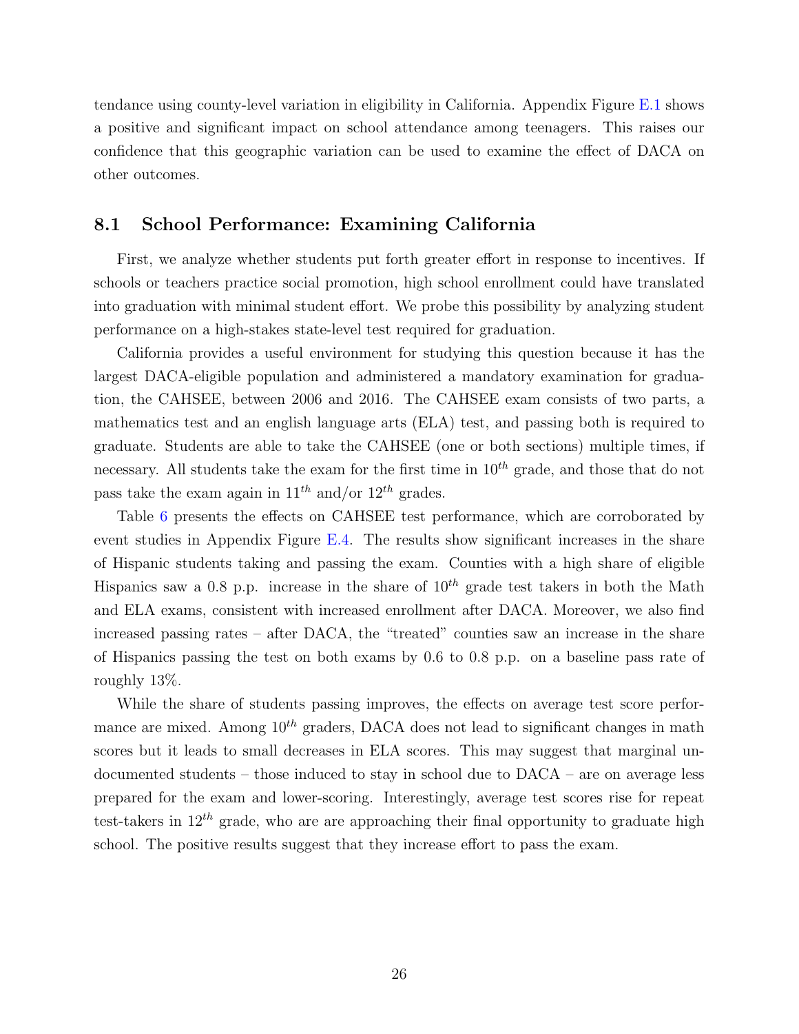tendance using county-level variation in eligibility in California. Appendix Figure E.1 shows a positive and significant impact on school attendance among teenagers. This raises our confidence that this geographic variation can be used to examine the effect of DACA on other outcomes.

## 8.1 School Performance: Examining California

First, we analyze whether students put forth greater effort in response to incentives. If schools or teachers practice social promotion, high school enrollment could have translated into graduation with minimal student effort. We probe this possibility by analyzing student performance on a high-stakes state-level test required for graduation.

California provides a useful environment for studying this question because it has the largest DACA-eligible population and administered a mandatory examination for graduation, the CAHSEE, between 2006 and 2016. The CAHSEE exam consists of two parts, a mathematics test and an english language arts (ELA) test, and passing both is required to graduate. Students are able to take the CAHSEE (one or both sections) multiple times, if necessary. All students take the exam for the first time in $10^{th}$ grade, and those that do not pass take the exam again in $11^{th}$ and/or $12^{th}$ grades.

Table 6 presents the effects on CAHSEE test performance, which are corroborated by event studies in Appendix Figure E.4. The results show significant increases in the share of Hispanic students taking and passing the exam. Counties with a high share of eligible Hispanics saw a 0.8 p.p. increase in the share of $10^{th}$ grade test takers in both the Math and ELA exams, consistent with increased enrollment after DACA. Moreover, we also find increased passing rates – after DACA, the "treated" counties saw an increase in the share of Hispanics passing the test on both exams by 0.6 to 0.8 p.p. on a baseline pass rate of roughly 13%.

While the share of students passing improves, the effects on average test score performance are mixed. Among $10^{th}$ graders, DACA does not lead to significant changes in math scores but it leads to small decreases in ELA scores. This may suggest that marginal undocumented students – those induced to stay in school due to DACA – are on average less prepared for the exam and lower-scoring. Interestingly, average test scores rise for repeat test-takers in $12^{th}$ grade, who are are approaching their final opportunity to graduate high school. The positive results suggest that they increase effort to pass the exam.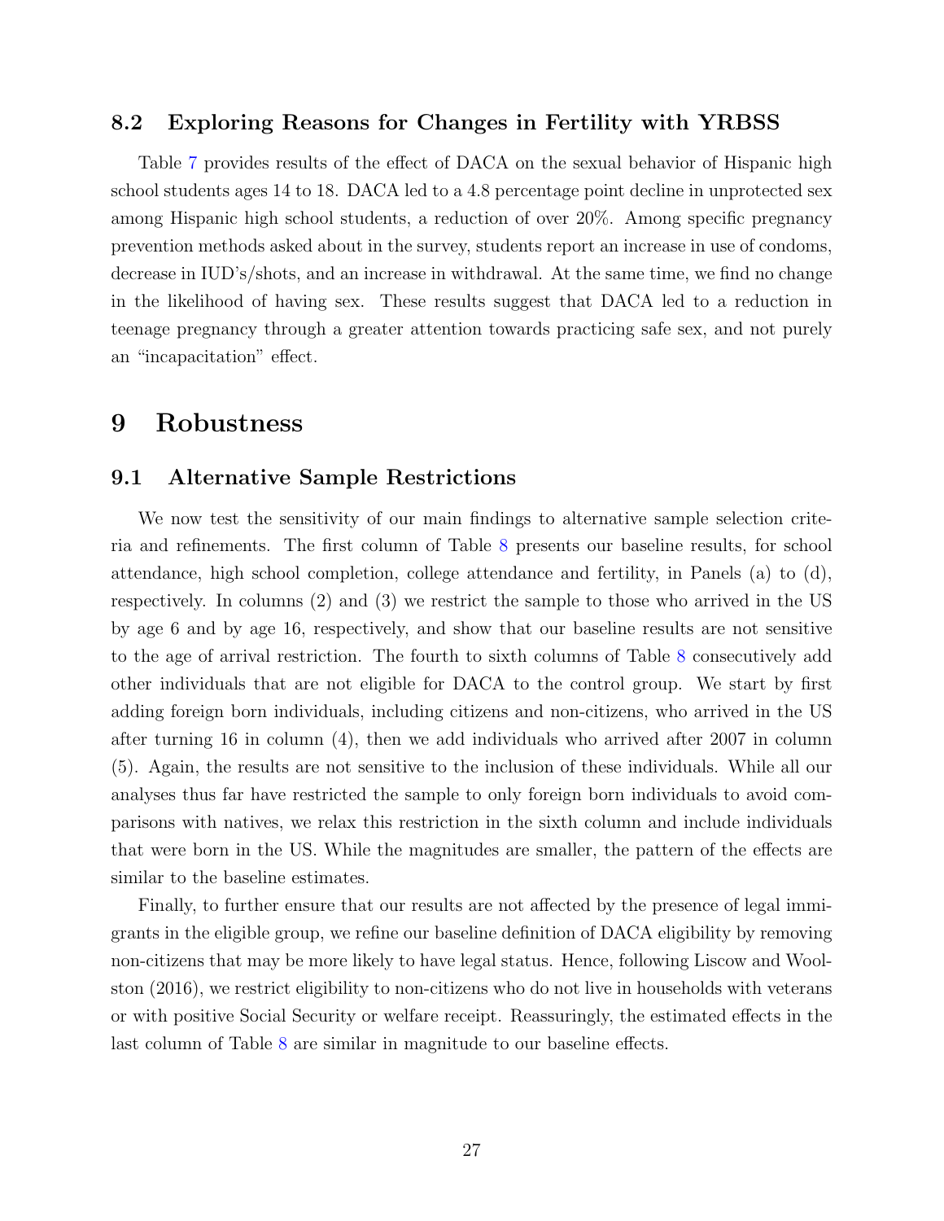### 8.2 Exploring Reasons for Changes in Fertility with YRBSS

Table 7 provides results of the effect of DACA on the sexual behavior of Hispanic high school students ages 14 to 18. DACA led to a 4.8 percentage point decline in unprotected sex among Hispanic high school students, a reduction of over 20%. Among specific pregnancy prevention methods asked about in the survey, students report an increase in use of condoms, decrease in IUD's/shots, and an increase in withdrawal. At the same time, we find no change in the likelihood of having sex. These results suggest that DACA led to a reduction in teenage pregnancy through a greater attention towards practicing safe sex, and not purely an "incapacitation" effect.

# 9 Robustness

### 9.1 Alternative Sample Restrictions

We now test the sensitivity of our main findings to alternative sample selection criteria and refinements. The first column of Table 8 presents our baseline results, for school attendance, high school completion, college attendance and fertility, in Panels (a) to (d), respectively. In columns (2) and (3) we restrict the sample to those who arrived in the US by age 6 and by age 16, respectively, and show that our baseline results are not sensitive to the age of arrival restriction. The fourth to sixth columns of Table 8 consecutively add other individuals that are not eligible for DACA to the control group. We start by first adding foreign born individuals, including citizens and non-citizens, who arrived in the US after turning 16 in column (4), then we add individuals who arrived after 2007 in column (5). Again, the results are not sensitive to the inclusion of these individuals. While all our analyses thus far have restricted the sample to only foreign born individuals to avoid comparisons with natives, we relax this restriction in the sixth column and include individuals that were born in the US. While the magnitudes are smaller, the pattern of the effects are similar to the baseline estimates.

Finally, to further ensure that our results are not affected by the presence of legal immigrants in the eligible group, we refine our baseline definition of DACA eligibility by removing non-citizens that may be more likely to have legal status. Hence, following Liscow and Woolston (2016), we restrict eligibility to non-citizens who do not live in households with veterans or with positive Social Security or welfare receipt. Reassuringly, the estimated effects in the last column of Table 8 are similar in magnitude to our baseline effects.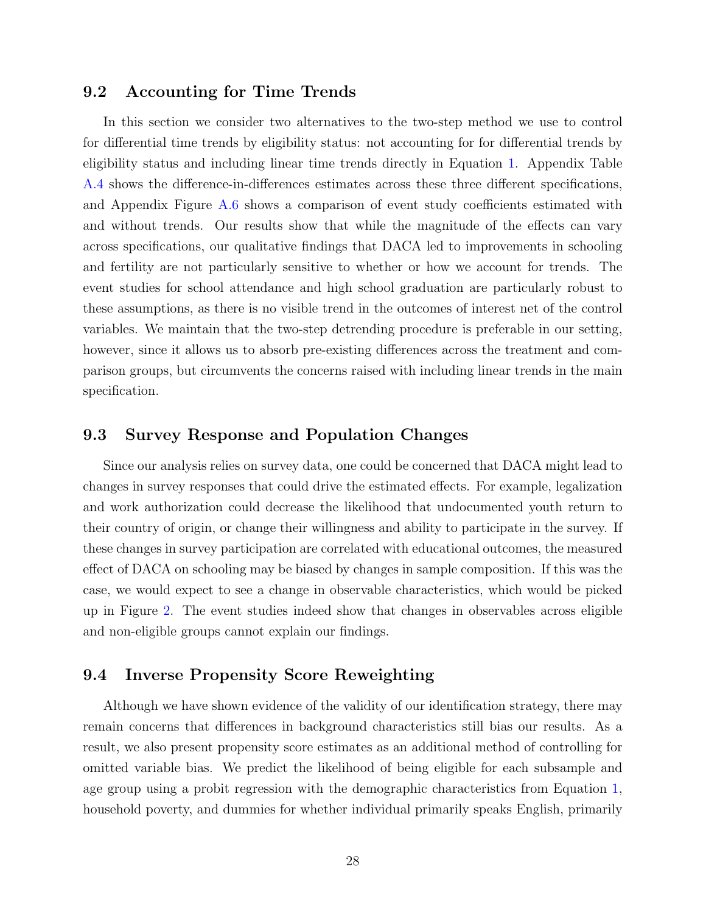## 9.2 Accounting for Time Trends

In this section we consider two alternatives to the two-step method we use to control for differential time trends by eligibility status: not accounting for for differential trends by eligibility status and including linear time trends directly in Equation 1. Appendix Table A.4 shows the difference-in-differences estimates across these three different specifications, and Appendix Figure A.6 shows a comparison of event study coefficients estimated with and without trends. Our results show that while the magnitude of the effects can vary across specifications, our qualitative findings that DACA led to improvements in schooling and fertility are not particularly sensitive to whether or how we account for trends. The event studies for school attendance and high school graduation are particularly robust to these assumptions, as there is no visible trend in the outcomes of interest net of the control variables. We maintain that the two-step detrending procedure is preferable in our setting, however, since it allows us to absorb pre-existing differences across the treatment and comparison groups, but circumvents the concerns raised with including linear trends in the main specification.

## 9.3 Survey Response and Population Changes

Since our analysis relies on survey data, one could be concerned that DACA might lead to changes in survey responses that could drive the estimated effects. For example, legalization and work authorization could decrease the likelihood that undocumented youth return to their country of origin, or change their willingness and ability to participate in the survey. If these changes in survey participation are correlated with educational outcomes, the measured effect of DACA on schooling may be biased by changes in sample composition. If this was the case, we would expect to see a change in observable characteristics, which would be picked up in Figure 2. The event studies indeed show that changes in observables across eligible and non-eligible groups cannot explain our findings.

## 9.4 Inverse Propensity Score Reweighting

Although we have shown evidence of the validity of our identification strategy, there may remain concerns that differences in background characteristics still bias our results. As a result, we also present propensity score estimates as an additional method of controlling for omitted variable bias. We predict the likelihood of being eligible for each subsample and age group using a probit regression with the demographic characteristics from Equation 1, household poverty, and dummies for whether individual primarily speaks English, primarily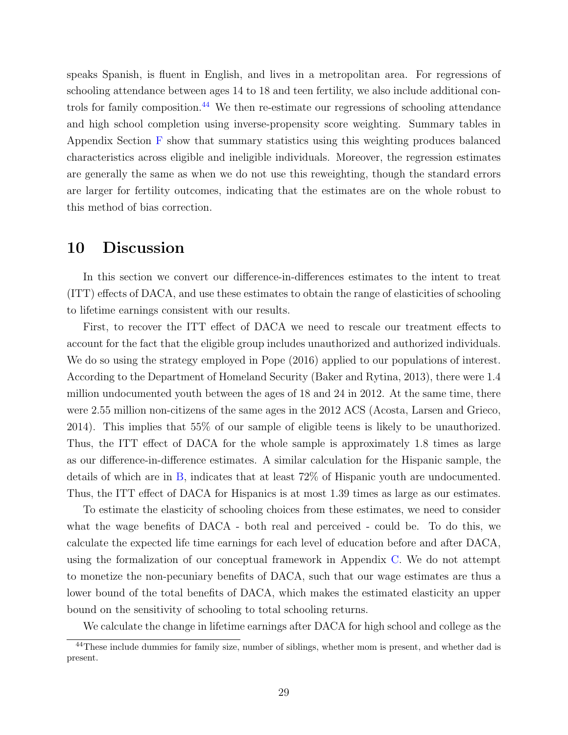speaks Spanish, is fluent in English, and lives in a metropolitan area. For regressions of schooling attendance between ages 14 to 18 and teen fertility, we also include additional controls for family composition.[44] We then re-estimate our regressions of schooling attendance and high school completion using inverse-propensity score weighting. Summary tables in Appendix Section F show that summary statistics using this weighting produces balanced characteristics across eligible and ineligible individuals. Moreover, the regression estimates are generally the same as when we do not use this reweighting, though the standard errors are larger for fertility outcomes, indicating that the estimates are on the whole robust to this method of bias correction.

# 10 Discussion

In this section we convert our difference-in-differences estimates to the intent to treat (ITT) effects of DACA, and use these estimates to obtain the range of elasticities of schooling to lifetime earnings consistent with our results.

First, to recover the ITT effect of DACA we need to rescale our treatment effects to account for the fact that the eligible group includes unauthorized and authorized individuals. We do so using the strategy employed in Pope (2016) applied to our populations of interest. According to the Department of Homeland Security (Baker and Rytina, 2013), there were 1.4 million undocumented youth between the ages of 18 and 24 in 2012. At the same time, there were 2.55 million non-citizens of the same ages in the 2012 ACS (Acosta, Larsen and Grieco, 2014). This implies that 55% of our sample of eligible teens is likely to be unauthorized. Thus, the ITT effect of DACA for the whole sample is approximately 1.8 times as large as our difference-in-difference estimates. A similar calculation for the Hispanic sample, the details of which are in B, indicates that at least 72% of Hispanic youth are undocumented. Thus, the ITT effect of DACA for Hispanics is at most 1.39 times as large as our estimates.

To estimate the elasticity of schooling choices from these estimates, we need to consider what the wage benefits of DACA - both real and perceived - could be. To do this, we calculate the expected life time earnings for each level of education before and after DACA, using the formalization of our conceptual framework in Appendix C. We do not attempt to monetize the non-pecuniary benefits of DACA, such that our wage estimates are thus a lower bound of the total benefits of DACA, which makes the estimated elasticity an upper bound on the sensitivity of schooling to total schooling returns.

We calculate the change in lifetime earnings after DACA for high school and college as the

[44] These include dummies for family size, number of siblings, whether mom is present, and whether dad is present.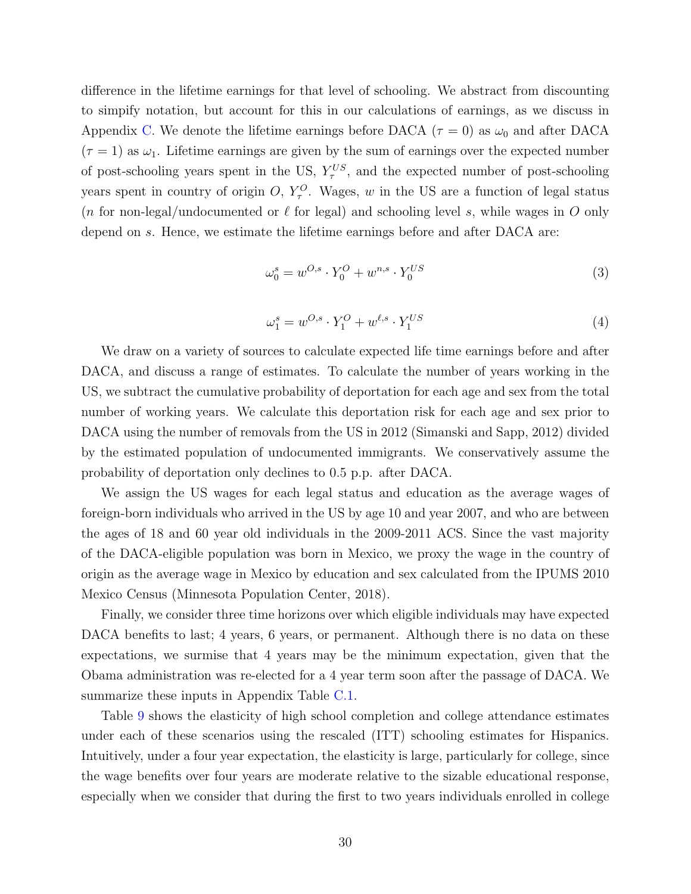difference in the lifetime earnings for that level of schooling. We abstract from discounting to simpify notation, but account for this in our calculations of earnings, as we discuss in Appendix C. We denote the lifetime earnings before DACA ($\tau = 0$) as $\omega_0$ and after DACA ($\tau = 1$) as $\omega_1$. Lifetime earnings are given by the sum of earnings over the expected number of post-schooling years spent in the US, $Y_\tau^{US}$, and the expected number of post-schooling years spent in country of origin $O$, $Y_\tau^{O}$. Wages, $w$ in the US are a function of legal status ($n$ for non-legal/undocumented or $\ell$ for legal) and schooling level $s$, while wages in $O$ only depend on $s$. Hence, we estimate the lifetime earnings before and after DACA are:

$$\omega_0^s = w^{O,s} \cdot Y_0^O + w^{n,s} \cdot Y_0^{US} \tag{3}$$

$$\omega_1^s = w^{O,s} \cdot Y_1^O + w^{\ell,s} \cdot Y_1^{US} \tag{4}$$

We draw on a variety of sources to calculate expected life time earnings before and after DACA, and discuss a range of estimates. To calculate the number of years working in the US, we subtract the cumulative probability of deportation for each age and sex from the total number of working years. We calculate this deportation risk for each age and sex prior to DACA using the number of removals from the US in 2012 (Simanski and Sapp, 2012) divided by the estimated population of undocumented immigrants. We conservatively assume the probability of deportation only declines to 0.5 p.p. after DACA.

We assign the US wages for each legal status and education as the average wages of foreign-born individuals who arrived in the US by age 10 and year 2007, and who are between the ages of 18 and 60 year old individuals in the 2009-2011 ACS. Since the vast majority of the DACA-eligible population was born in Mexico, we proxy the wage in the country of origin as the average wage in Mexico by education and sex calculated from the IPUMS 2010 Mexico Census (Minnesota Population Center, 2018).

Finally, we consider three time horizons over which eligible individuals may have expected DACA benefits to last; 4 years, 6 years, or permanent. Although there is no data on these expectations, we surmise that 4 years may be the minimum expectation, given that the Obama administration was re-elected for a 4 year term soon after the passage of DACA. We summarize these inputs in Appendix Table C.1.

Table 9 shows the elasticity of high school completion and college attendance estimates under each of these scenarios using the rescaled (ITT) schooling estimates for Hispanics. Intuitively, under a four year expectation, the elasticity is large, particularly for college, since the wage benefits over four years are moderate relative to the sizable educational response, especially when we consider that during the first to two years individuals enrolled in college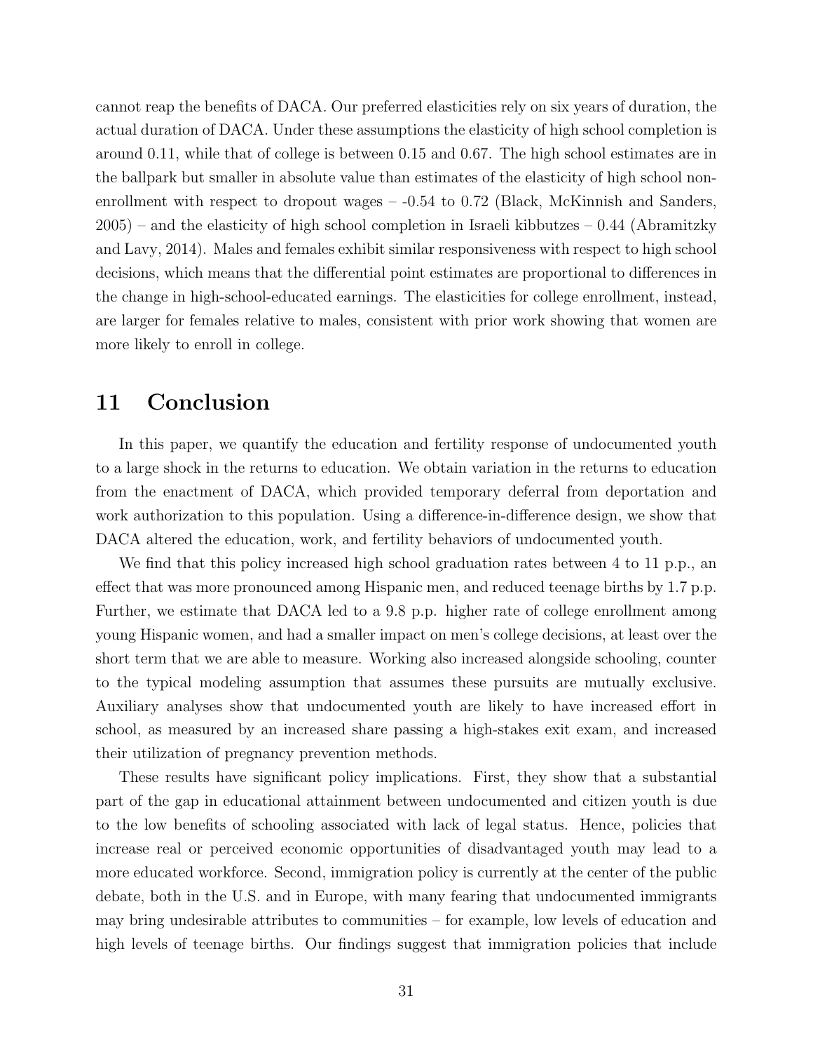cannot reap the benefits of DACA. Our preferred elasticities rely on six years of duration, the actual duration of DACA. Under these assumptions the elasticity of high school completion is around 0.11, while that of college is between 0.15 and 0.67. The high school estimates are in the ballpark but smaller in absolute value than estimates of the elasticity of high school non-enrollment with respect to dropout wages – -0.54 to 0.72 (Black, McKinnish and Sanders, 2005) – and the elasticity of high school completion in Israeli kibbutzes – 0.44 (Abramitzky and Lavy, 2014). Males and females exhibit similar responsiveness with respect to high school decisions, which means that the differential point estimates are proportional to differences in the change in high-school-educated earnings. The elasticities for college enrollment, instead, are larger for females relative to males, consistent with prior work showing that women are more likely to enroll in college.

# 11 Conclusion

In this paper, we quantify the education and fertility response of undocumented youth to a large shock in the returns to education. We obtain variation in the returns to education from the enactment of DACA, which provided temporary deferral from deportation and work authorization to this population. Using a difference-in-difference design, we show that DACA altered the education, work, and fertility behaviors of undocumented youth.

We find that this policy increased high school graduation rates between 4 to 11 p.p., an effect that was more pronounced among Hispanic men, and reduced teenage births by 1.7 p.p. Further, we estimate that DACA led to a 9.8 p.p. higher rate of college enrollment among young Hispanic women, and had a smaller impact on men's college decisions, at least over the short term that we are able to measure. Working also increased alongside schooling, counter to the typical modeling assumption that assumes these pursuits are mutually exclusive. Auxiliary analyses show that undocumented youth are likely to have increased effort in school, as measured by an increased share passing a high-stakes exit exam, and increased their utilization of pregnancy prevention methods.

These results have significant policy implications. First, they show that a substantial part of the gap in educational attainment between undocumented and citizen youth is due to the low benefits of schooling associated with lack of legal status. Hence, policies that increase real or perceived economic opportunities of disadvantaged youth may lead to a more educated workforce. Second, immigration policy is currently at the center of the public debate, both in the U.S. and in Europe, with many fearing that undocumented immigrants may bring undesirable attributes to communities – for example, low levels of education and high levels of teenage births. Our findings suggest that immigration policies that include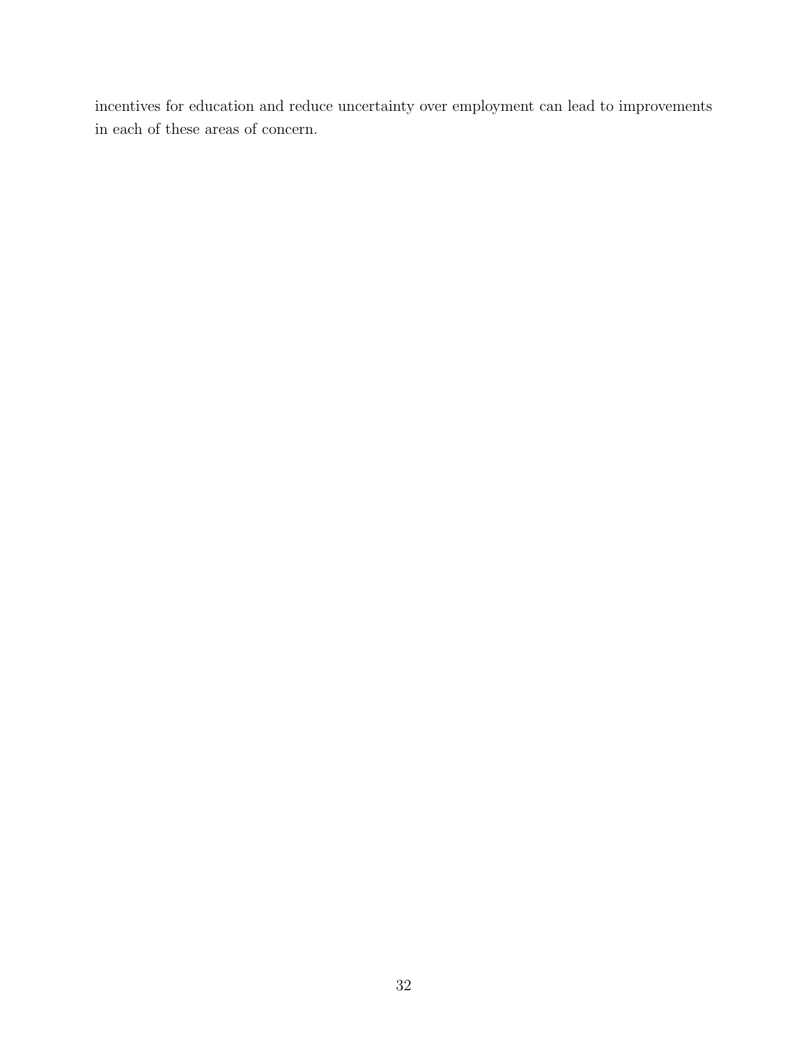incentives for education and reduce uncertainty over employment can lead to improvements in each of these areas of concern.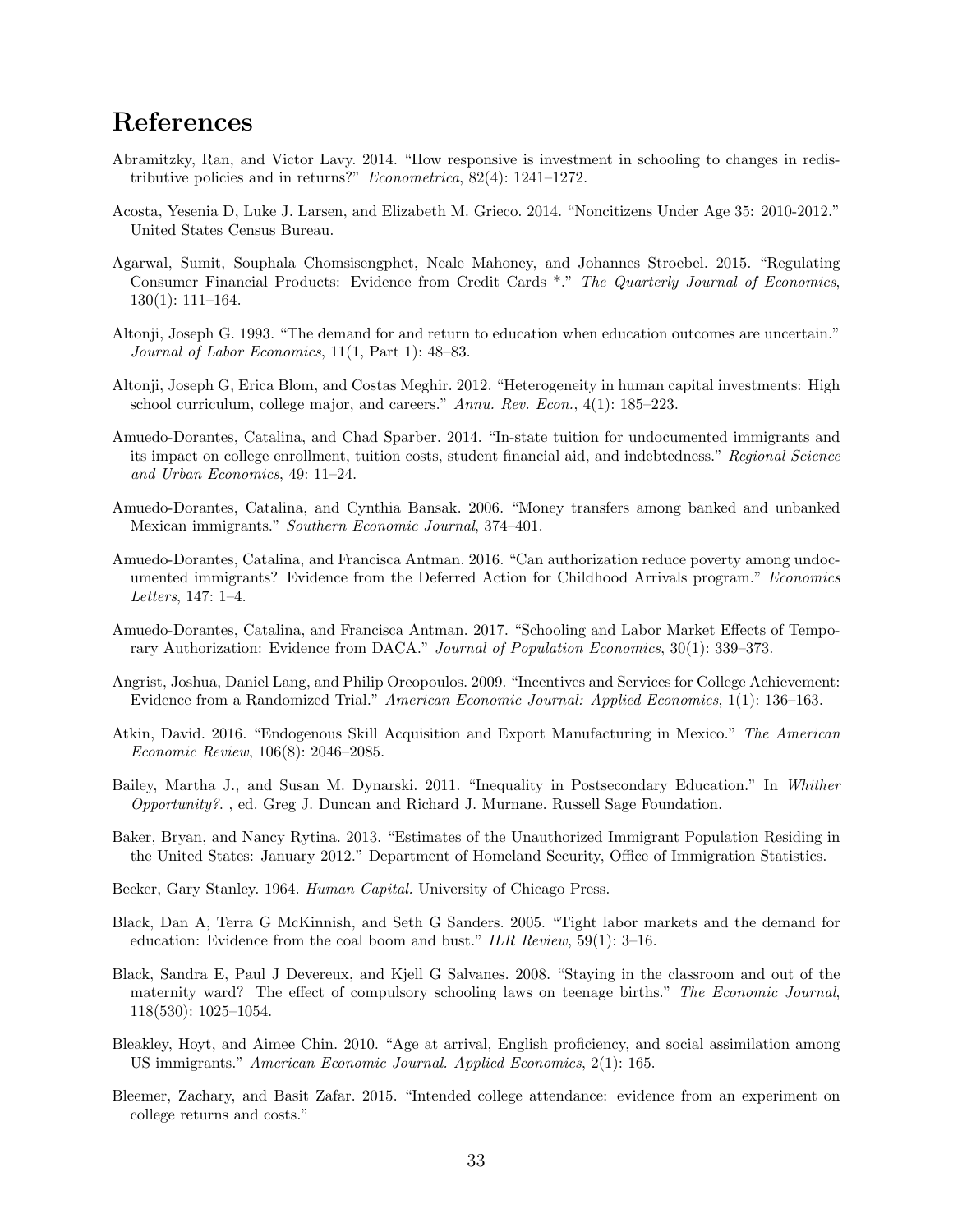# References

Abramitzky, Ran, and Victor Lavy. 2014. "How responsive is investment in schooling to changes in redistributive policies and in returns?" *Econometrica*, 82(4): 1241–1272.

Acosta, Yesenia D, Luke J. Larsen, and Elizabeth M. Grieco. 2014. "Noncitizens Under Age 35: 2010-2012." United States Census Bureau.

Agarwal, Sumit, Souphala Chomsisengphet, Neale Mahoney, and Johannes Stroebel. 2015. "Regulating Consumer Financial Products: Evidence from Credit Cards *." *The Quarterly Journal of Economics*, 130(1): 111–164.

Altonji, Joseph G. 1993. "The demand for and return to education when education outcomes are uncertain." *Journal of Labor Economics*, 11(1, Part 1): 48–83.

Altonji, Joseph G, Erica Blom, and Costas Meghir. 2012. "Heterogeneity in human capital investments: High school curriculum, college major, and careers." *Annu. Rev. Econ.*, 4(1): 185–223.

Amuedo-Dorantes, Catalina, and Chad Sparber. 2014. "In-state tuition for undocumented immigrants and its impact on college enrollment, tuition costs, student financial aid, and indebtedness." *Regional Science and Urban Economics*, 49: 11–24.

Amuedo-Dorantes, Catalina, and Cynthia Bansak. 2006. "Money transfers among banked and unbanked Mexican immigrants." *Southern Economic Journal*, 374–401.

Amuedo-Dorantes, Catalina, and Francisca Antman. 2016. "Can authorization reduce poverty among undocumented immigrants? Evidence from the Deferred Action for Childhood Arrivals program." *Economics Letters*, 147: 1–4.

Amuedo-Dorantes, Catalina, and Francisca Antman. 2017. "Schooling and Labor Market Effects of Temporary Authorization: Evidence from DACA." *Journal of Population Economics*, 30(1): 339–373.

Angrist, Joshua, Daniel Lang, and Philip Oreopoulos. 2009. "Incentives and Services for College Achievement: Evidence from a Randomized Trial." *American Economic Journal: Applied Economics*, 1(1): 136–163.

Atkin, David. 2016. "Endogenous Skill Acquisition and Export Manufacturing in Mexico." *The American Economic Review*, 106(8): 2046–2085.

Bailey, Martha J., and Susan M. Dynarski. 2011. "Inequality in Postsecondary Education." In *Whither Opportunity?.* , ed. Greg J. Duncan and Richard J. Murnane. Russell Sage Foundation.

Baker, Bryan, and Nancy Rytina. 2013. "Estimates of the Unauthorized Immigrant Population Residing in the United States: January 2012." Department of Homeland Security, Office of Immigration Statistics.

Becker, Gary Stanley. 1964. *Human Capital.* University of Chicago Press.

Black, Dan A, Terra G McKinnish, and Seth G Sanders. 2005. "Tight labor markets and the demand for education: Evidence from the coal boom and bust." *ILR Review*, 59(1): 3–16.

Black, Sandra E, Paul J Devereux, and Kjell G Salvanes. 2008. "Staying in the classroom and out of the maternity ward? The effect of compulsory schooling laws on teenage births." *The Economic Journal*, 118(530): 1025–1054.

Bleakley, Hoyt, and Aimee Chin. 2010. "Age at arrival, English proficiency, and social assimilation among US immigrants." *American Economic Journal. Applied Economics*, 2(1): 165.

Bleemer, Zachary, and Basit Zafar. 2015. "Intended college attendance: evidence from an experiment on college returns and costs."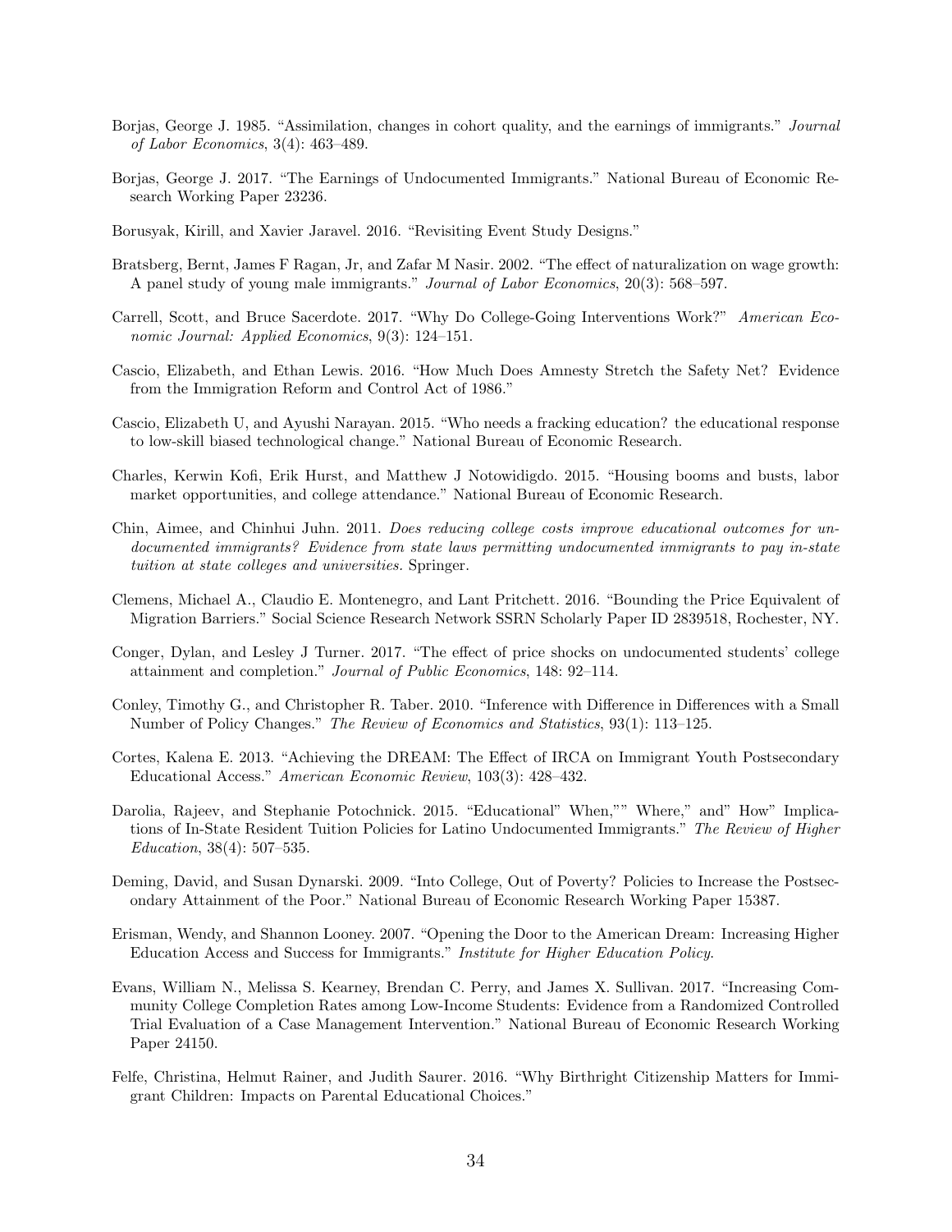Borjas, George J. 1985. "Assimilation, changes in cohort quality, and the earnings of immigrants." *Journal of Labor Economics*, 3(4): 463–489.

Borjas, George J. 2017. "The Earnings of Undocumented Immigrants." National Bureau of Economic Research Working Paper 23236.

Borusyak, Kirill, and Xavier Jaravel. 2016. "Revisiting Event Study Designs."

Bratsberg, Bernt, James F Ragan, Jr, and Zafar M Nasir. 2002. "The effect of naturalization on wage growth: A panel study of young male immigrants." *Journal of Labor Economics*, 20(3): 568–597.

Carrell, Scott, and Bruce Sacerdote. 2017. "Why Do College-Going Interventions Work?" *American Economic Journal: Applied Economics*, 9(3): 124–151.

Cascio, Elizabeth, and Ethan Lewis. 2016. "How Much Does Amnesty Stretch the Safety Net? Evidence from the Immigration Reform and Control Act of 1986."

Cascio, Elizabeth U, and Ayushi Narayan. 2015. "Who needs a fracking education? the educational response to low-skill biased technological change." National Bureau of Economic Research.

Charles, Kerwin Kofi, Erik Hurst, and Matthew J Notowidigdo. 2015. "Housing booms and busts, labor market opportunities, and college attendance." National Bureau of Economic Research.

Chin, Aimee, and Chinhui Juhn. 2011. *Does reducing college costs improve educational outcomes for undocumented immigrants? Evidence from state laws permitting undocumented immigrants to pay in-state tuition at state colleges and universities.* Springer.

Clemens, Michael A., Claudio E. Montenegro, and Lant Pritchett. 2016. "Bounding the Price Equivalent of Migration Barriers." Social Science Research Network SSRN Scholarly Paper ID 2839518, Rochester, NY.

Conger, Dylan, and Lesley J Turner. 2017. "The effect of price shocks on undocumented students' college attainment and completion." *Journal of Public Economics*, 148: 92–114.

Conley, Timothy G., and Christopher R. Taber. 2010. "Inference with Difference in Differences with a Small Number of Policy Changes." *The Review of Economics and Statistics*, 93(1): 113–125.

Cortes, Kalena E. 2013. "Achieving the DREAM: The Effect of IRCA on Immigrant Youth Postsecondary Educational Access." *American Economic Review*, 103(3): 428–432.

Darolia, Rajeev, and Stephanie Potochnick. 2015. "Educational" When,"" Where," and" How" Implications of In-State Resident Tuition Policies for Latino Undocumented Immigrants." *The Review of Higher Education*, 38(4): 507–535.

Deming, David, and Susan Dynarski. 2009. "Into College, Out of Poverty? Policies to Increase the Postsecondary Attainment of the Poor." National Bureau of Economic Research Working Paper 15387.

Erisman, Wendy, and Shannon Looney. 2007. "Opening the Door to the American Dream: Increasing Higher Education Access and Success for Immigrants." *Institute for Higher Education Policy*.

Evans, William N., Melissa S. Kearney, Brendan C. Perry, and James X. Sullivan. 2017. "Increasing Community College Completion Rates among Low-Income Students: Evidence from a Randomized Controlled Trial Evaluation of a Case Management Intervention." National Bureau of Economic Research Working Paper 24150.

Felfe, Christina, Helmut Rainer, and Judith Saurer. 2016. "Why Birthright Citizenship Matters for Immigrant Children: Impacts on Parental Educational Choices."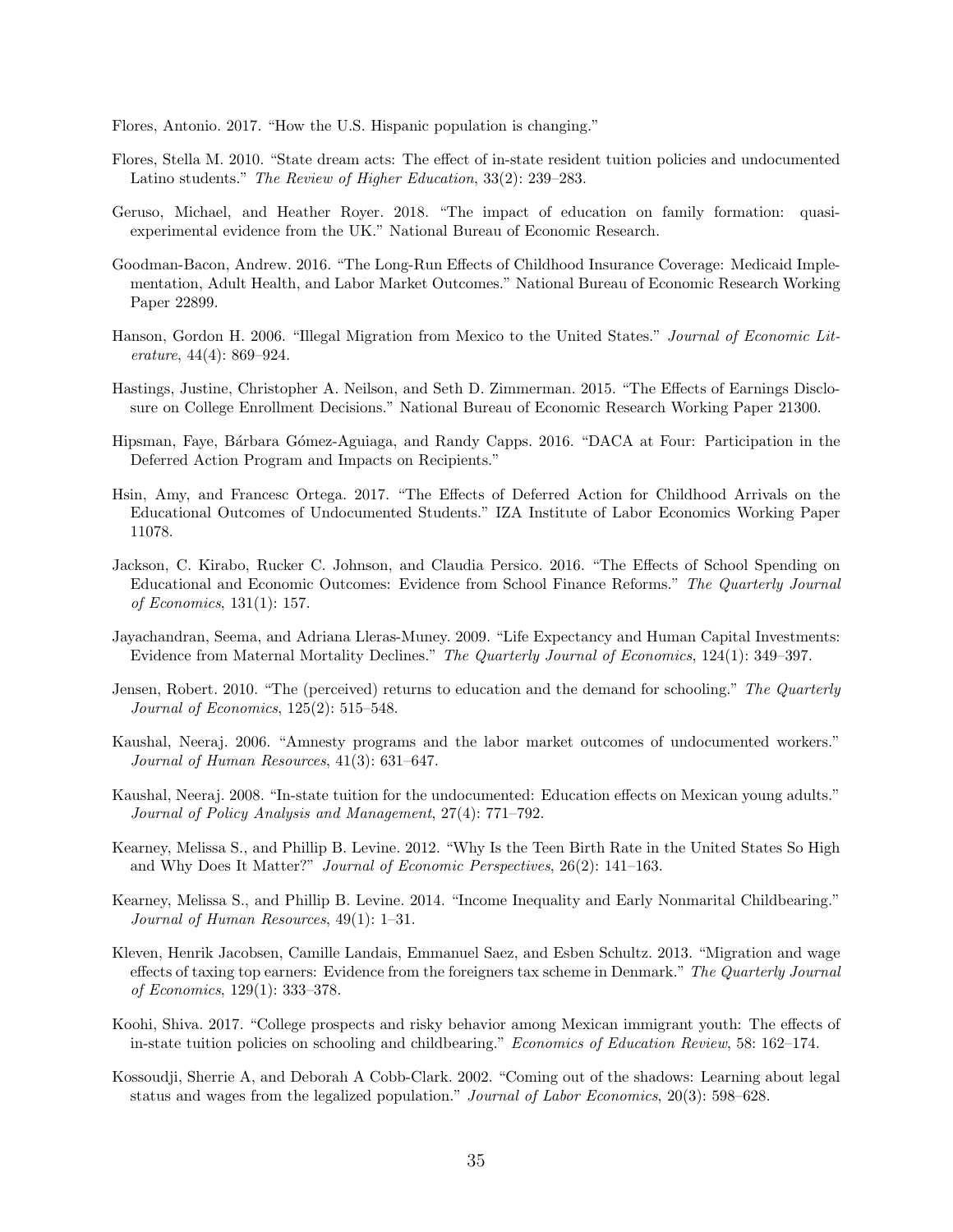Flores, Antonio. 2017. "How the U.S. Hispanic population is changing."

Flores, Stella M. 2010. "State dream acts: The effect of in-state resident tuition policies and undocumented Latino students." *The Review of Higher Education*, 33(2): 239–283.

Geruso, Michael, and Heather Royer. 2018. "The impact of education on family formation: quasi-experimental evidence from the UK." National Bureau of Economic Research.

Goodman-Bacon, Andrew. 2016. "The Long-Run Effects of Childhood Insurance Coverage: Medicaid Implementation, Adult Health, and Labor Market Outcomes." National Bureau of Economic Research Working Paper 22899.

Hanson, Gordon H. 2006. "Illegal Migration from Mexico to the United States." *Journal of Economic Literature*, 44(4): 869–924.

Hastings, Justine, Christopher A. Neilson, and Seth D. Zimmerman. 2015. "The Effects of Earnings Disclosure on College Enrollment Decisions." National Bureau of Economic Research Working Paper 21300.

Hipsman, Faye, Bárbara Gómez-Aguiaga, and Randy Capps. 2016. "DACA at Four: Participation in the Deferred Action Program and Impacts on Recipients."

Hsin, Amy, and Francesc Ortega. 2017. "The Effects of Deferred Action for Childhood Arrivals on the Educational Outcomes of Undocumented Students." IZA Institute of Labor Economics Working Paper 11078.

Jackson, C. Kirabo, Rucker C. Johnson, and Claudia Persico. 2016. "The Effects of School Spending on Educational and Economic Outcomes: Evidence from School Finance Reforms." *The Quarterly Journal of Economics*, 131(1): 157.

Jayachandran, Seema, and Adriana Lleras-Muney. 2009. "Life Expectancy and Human Capital Investments: Evidence from Maternal Mortality Declines." *The Quarterly Journal of Economics*, 124(1): 349–397.

Jensen, Robert. 2010. "The (perceived) returns to education and the demand for schooling." *The Quarterly Journal of Economics*, 125(2): 515–548.

Kaushal, Neeraj. 2006. "Amnesty programs and the labor market outcomes of undocumented workers." *Journal of Human Resources*, 41(3): 631–647.

Kaushal, Neeraj. 2008. "In-state tuition for the undocumented: Education effects on Mexican young adults." *Journal of Policy Analysis and Management*, 27(4): 771–792.

Kearney, Melissa S., and Phillip B. Levine. 2012. "Why Is the Teen Birth Rate in the United States So High and Why Does It Matter?" *Journal of Economic Perspectives*, 26(2): 141–163.

Kearney, Melissa S., and Phillip B. Levine. 2014. "Income Inequality and Early Nonmarital Childbearing." *Journal of Human Resources*, 49(1): 1–31.

Kleven, Henrik Jacobsen, Camille Landais, Emmanuel Saez, and Esben Schultz. 2013. "Migration and wage effects of taxing top earners: Evidence from the foreigners tax scheme in Denmark." *The Quarterly Journal of Economics*, 129(1): 333–378.

Koohi, Shiva. 2017. "College prospects and risky behavior among Mexican immigrant youth: The effects of in-state tuition policies on schooling and childbearing." *Economics of Education Review*, 58: 162–174.

Kossoudji, Sherrie A, and Deborah A Cobb-Clark. 2002. "Coming out of the shadows: Learning about legal status and wages from the legalized population." *Journal of Labor Economics*, 20(3): 598–628.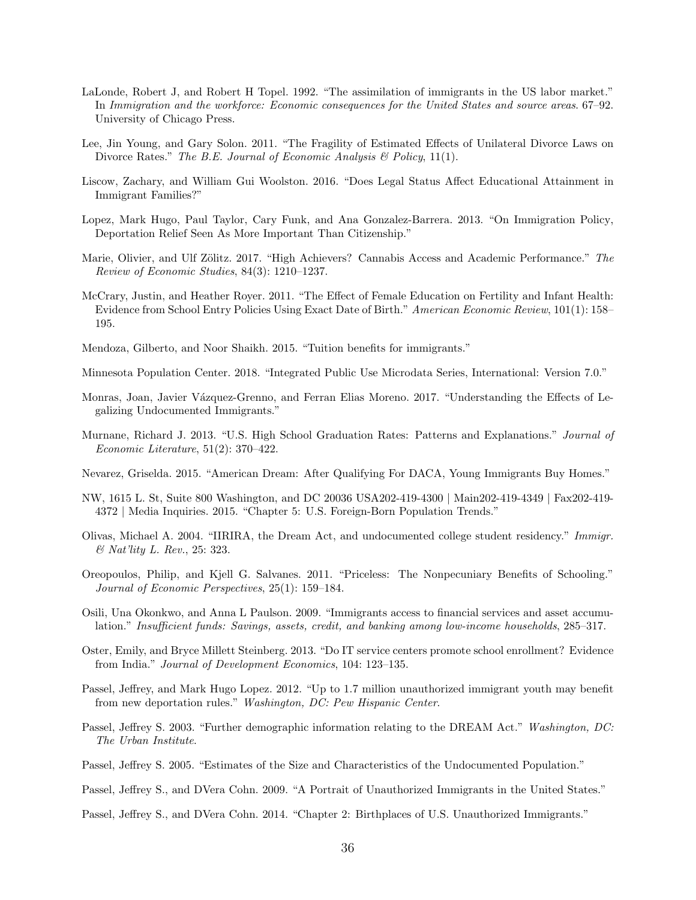LaLonde, Robert J, and Robert H Topel. 1992. "The assimilation of immigrants in the US labor market." In *Immigration and the workforce: Economic consequences for the United States and source areas*. 67–92. University of Chicago Press.

Lee, Jin Young, and Gary Solon. 2011. "The Fragility of Estimated Effects of Unilateral Divorce Laws on Divorce Rates." *The B.E. Journal of Economic Analysis & Policy*, 11(1).

Liscow, Zachary, and William Gui Woolston. 2016. "Does Legal Status Affect Educational Attainment in Immigrant Families?"

Lopez, Mark Hugo, Paul Taylor, Cary Funk, and Ana Gonzalez-Barrera. 2013. "On Immigration Policy, Deportation Relief Seen As More Important Than Citizenship."

Marie, Olivier, and Ulf Zölitz. 2017. "High Achievers? Cannabis Access and Academic Performance." *The Review of Economic Studies*, 84(3): 1210–1237.

McCrary, Justin, and Heather Royer. 2011. "The Effect of Female Education on Fertility and Infant Health: Evidence from School Entry Policies Using Exact Date of Birth." *American Economic Review*, 101(1): 158–195.

Mendoza, Gilberto, and Noor Shaikh. 2015. "Tuition benefits for immigrants."

Minnesota Population Center. 2018. "Integrated Public Use Microdata Series, International: Version 7.0."

Monras, Joan, Javier Vázquez-Grenno, and Ferran Elias Moreno. 2017. "Understanding the Effects of Legalizing Undocumented Immigrants."

Murnane, Richard J. 2013. "U.S. High School Graduation Rates: Patterns and Explanations." *Journal of Economic Literature*, 51(2): 370–422.

Nevarez, Griselda. 2015. "American Dream: After Qualifying For DACA, Young Immigrants Buy Homes."

NW, 1615 L. St, Suite 800 Washington, and DC 20036 USA202-419-4300 | Main202-419-4349 | Fax202-419-4372 | Media Inquiries. 2015. "Chapter 5: U.S. Foreign-Born Population Trends."

Olivas, Michael A. 2004. "IIRIRA, the Dream Act, and undocumented college student residency." *Immigr. & Nat'lity L. Rev.*, 25: 323.

Oreopoulos, Philip, and Kjell G. Salvanes. 2011. "Priceless: The Nonpecuniary Benefits of Schooling." *Journal of Economic Perspectives*, 25(1): 159–184.

Osili, Una Okonkwo, and Anna L Paulson. 2009. "Immigrants access to financial services and asset accumulation." *Insufficient funds: Savings, assets, credit, and banking among low-income households*, 285–317.

Oster, Emily, and Bryce Millett Steinberg. 2013. "Do IT service centers promote school enrollment? Evidence from India." *Journal of Development Economics*, 104: 123–135.

Passel, Jeffrey, and Mark Hugo Lopez. 2012. "Up to 1.7 million unauthorized immigrant youth may benefit from new deportation rules." *Washington, DC: Pew Hispanic Center*.

Passel, Jeffrey S. 2003. "Further demographic information relating to the DREAM Act." *Washington, DC: The Urban Institute*.

Passel, Jeffrey S. 2005. "Estimates of the Size and Characteristics of the Undocumented Population."

Passel, Jeffrey S., and DVera Cohn. 2009. "A Portrait of Unauthorized Immigrants in the United States."

Passel, Jeffrey S., and DVera Cohn. 2014. "Chapter 2: Birthplaces of U.S. Unauthorized Immigrants."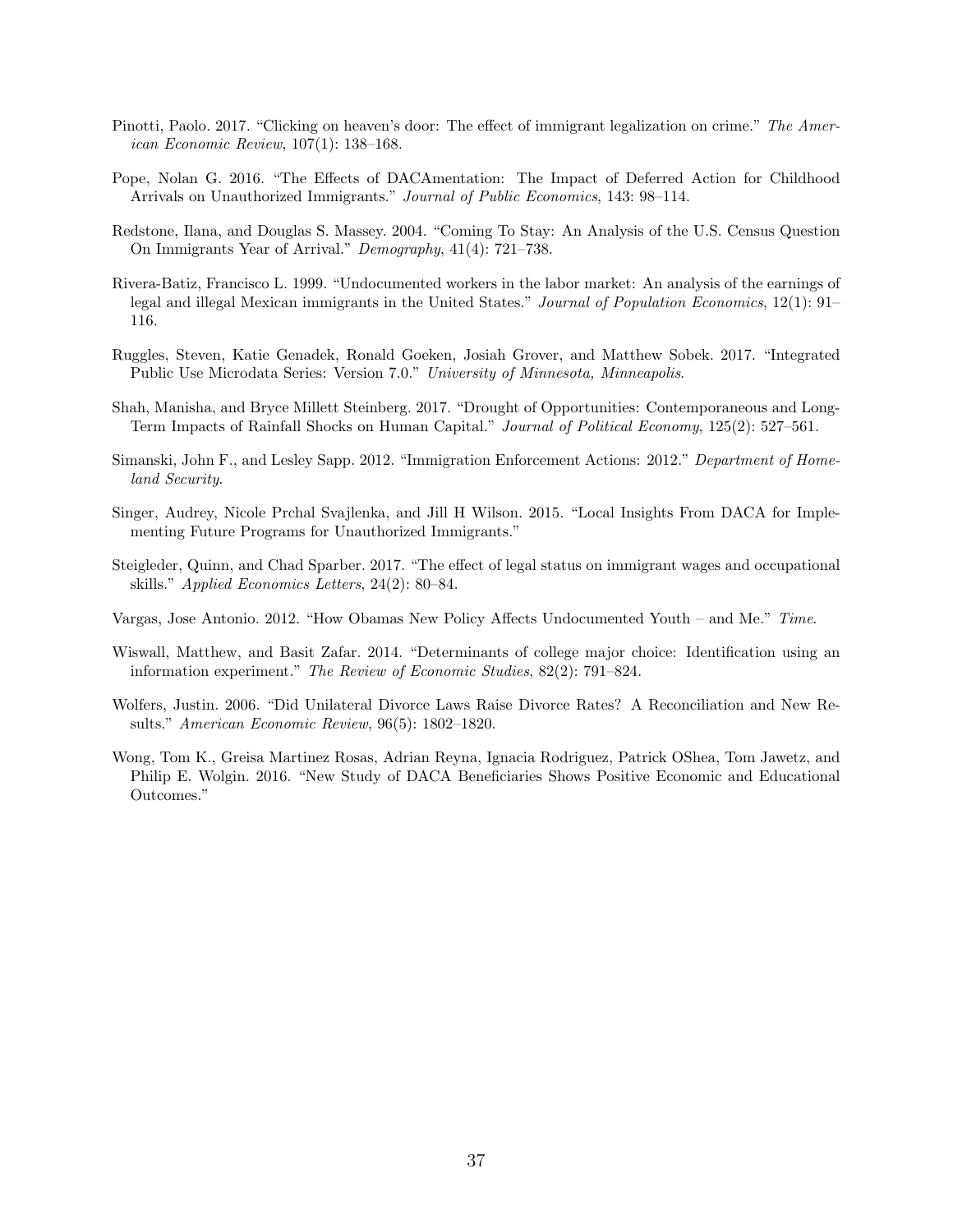Pinotti, Paolo. 2017. "Clicking on heaven's door: The effect of immigrant legalization on crime." *The American Economic Review*, 107(1): 138–168.

Pope, Nolan G. 2016. "The Effects of DACAmentation: The Impact of Deferred Action for Childhood Arrivals on Unauthorized Immigrants." *Journal of Public Economics*, 143: 98–114.

Redstone, Ilana, and Douglas S. Massey. 2004. "Coming To Stay: An Analysis of the U.S. Census Question On Immigrants Year of Arrival." *Demography*, 41(4): 721–738.

Rivera-Batiz, Francisco L. 1999. "Undocumented workers in the labor market: An analysis of the earnings of legal and illegal Mexican immigrants in the United States." *Journal of Population Economics*, 12(1): 91–116.

Ruggles, Steven, Katie Genadek, Ronald Goeken, Josiah Grover, and Matthew Sobek. 2017. "Integrated Public Use Microdata Series: Version 7.0." *University of Minnesota, Minneapolis*.

Shah, Manisha, and Bryce Millett Steinberg. 2017. "Drought of Opportunities: Contemporaneous and Long-Term Impacts of Rainfall Shocks on Human Capital." *Journal of Political Economy*, 125(2): 527–561.

Simanski, John F., and Lesley Sapp. 2012. "Immigration Enforcement Actions: 2012." *Department of Homeland Security*.

Singer, Audrey, Nicole Prchal Svajlenka, and Jill H Wilson. 2015. "Local Insights From DACA for Implementing Future Programs for Unauthorized Immigrants."

Steigleder, Quinn, and Chad Sparber. 2017. "The effect of legal status on immigrant wages and occupational skills." *Applied Economics Letters*, 24(2): 80–84.

Vargas, Jose Antonio. 2012. "How Obamas New Policy Affects Undocumented Youth – and Me." *Time*.

Wiswall, Matthew, and Basit Zafar. 2014. "Determinants of college major choice: Identification using an information experiment." *The Review of Economic Studies*, 82(2): 791–824.

Wolfers, Justin. 2006. "Did Unilateral Divorce Laws Raise Divorce Rates? A Reconciliation and New Results." *American Economic Review*, 96(5): 1802–1820.

Wong, Tom K., Greisa Martinez Rosas, Adrian Reyna, Ignacia Rodriguez, Patrick OShea, Tom Jawetz, and Philip E. Wolgin. 2016. "New Study of DACA Beneficiaries Shows Positive Economic and Educational Outcomes."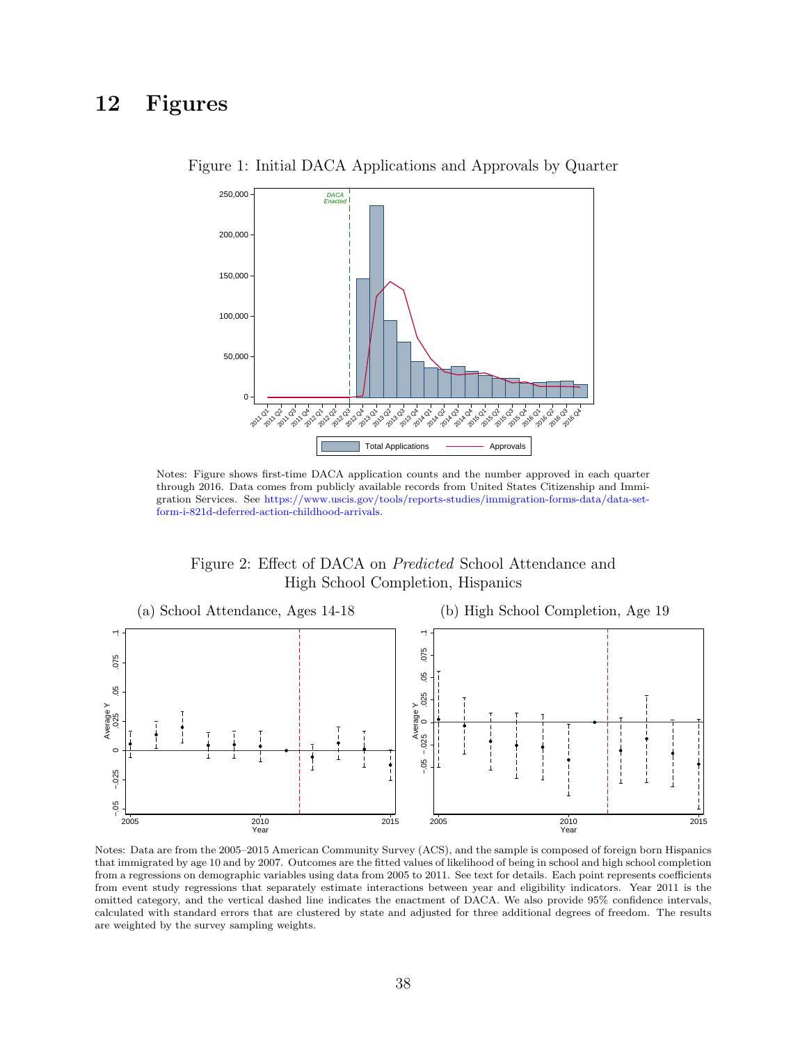# 12 Figures

Figure 1: Initial DACA Applications and Approvals by Quarter

Notes: Figure shows first-time DACA application counts and the number approved in each quarter through 2016. Data comes from publicly available records from United States Citizenship and Immigration Services. See https://www.uscis.gov/tools/reports-studies/immigration-forms-data/data-set-form-i-821d-deferred-action-childhood-arrivals.

Figure 2: Effect of DACA on *Predicted* School Attendance and High School Completion, Hispanics

(a) School Attendance, Ages 14-18

(b) High School Completion, Age 19

Notes: Data are from the 2005–2015 American Community Survey (ACS), and the sample is composed of foreign born Hispanics that immigrated by age 10 and by 2007. Outcomes are the fitted values of likelihood of being in school and high school completion from a regressions on demographic variables using data from 2005 to 2011. See text for details. Each point represents coefficients from event study regressions that separately estimate interactions between year and eligibility indicators. Year 2011 is the omitted category, and the vertical dashed line indicates the enactment of DACA. We also provide 95% confidence intervals, calculated with standard errors that are clustered by state and adjusted for three additional degrees of freedom. The results are weighted by the survey sampling weights.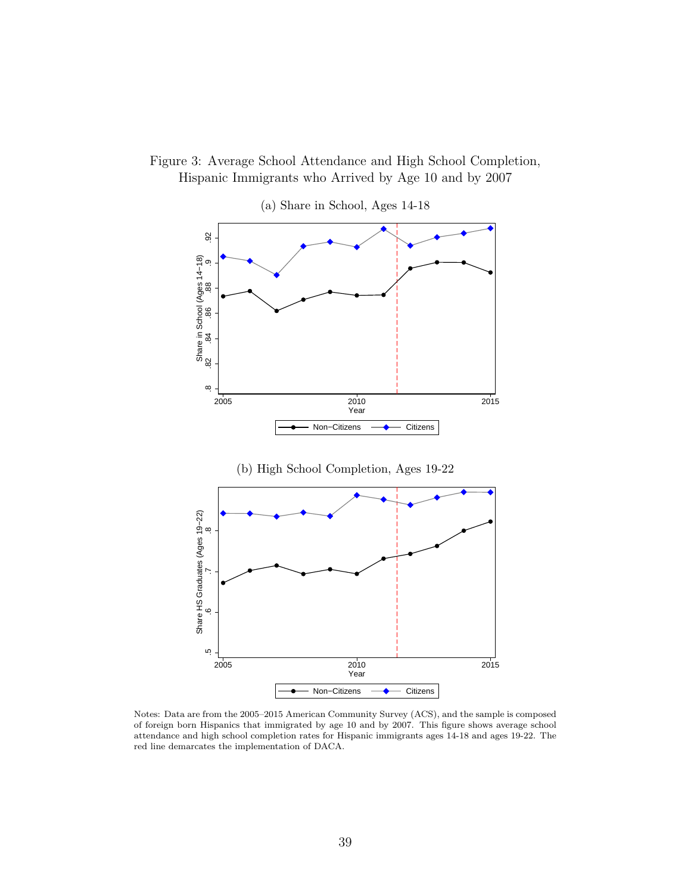Figure 3: Average School Attendance and High School Completion, Hispanic Immigrants who Arrived by Age 10 and by 2007

(a) Share in School, Ages 14-18

(b) High School Completion, Ages 19-22

Notes: Data are from the 2005–2015 American Community Survey (ACS), and the sample is composed of foreign born Hispanics that immigrated by age 10 and by 2007. This figure shows average school attendance and high school completion rates for Hispanic immigrants ages 14-18 and ages 19-22. The red line demarcates the implementation of DACA.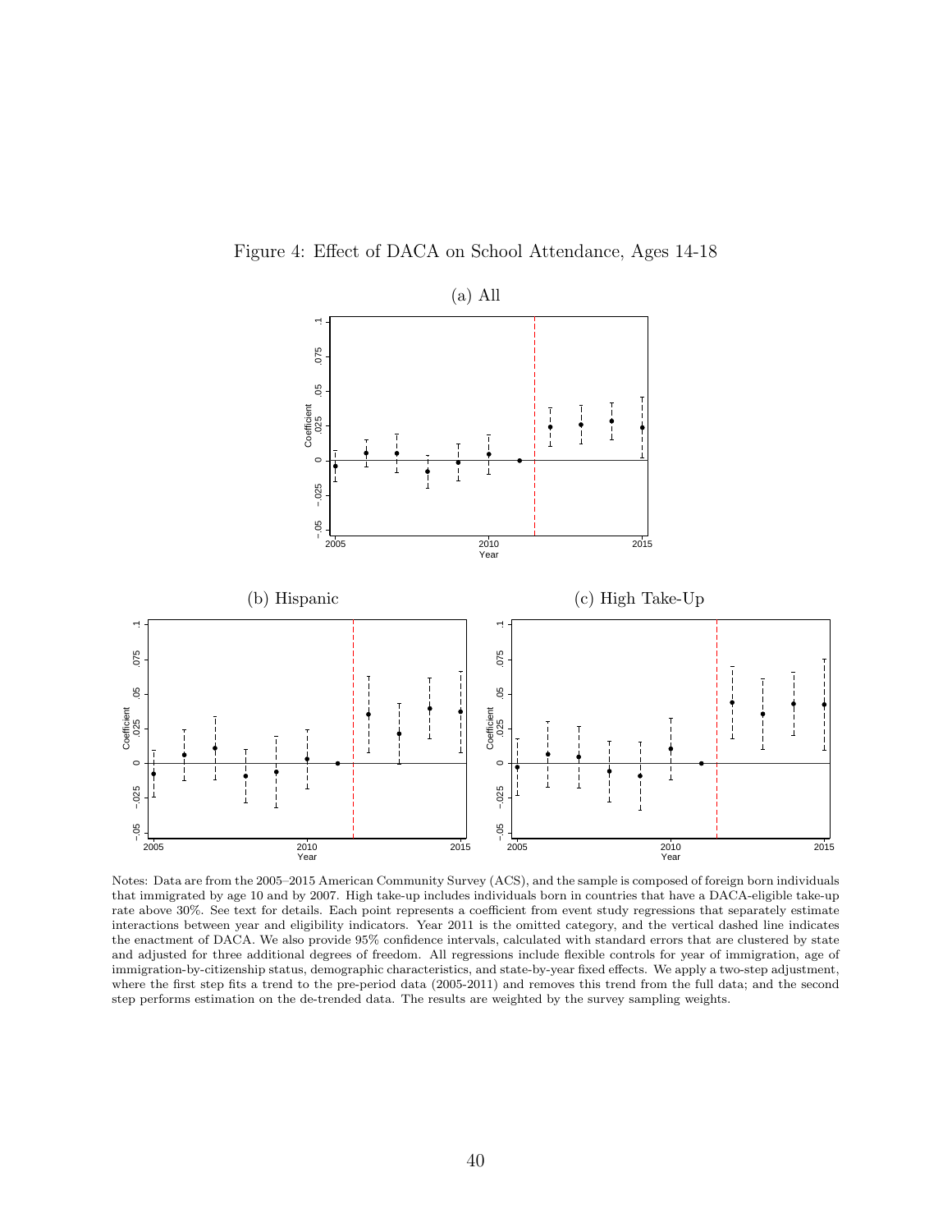Figure 4: Effect of DACA on School Attendance, Ages 14-18

(a) All

(b) Hispanic

(c) High Take-Up

Notes: Data are from the 2005–2015 American Community Survey (ACS), and the sample is composed of foreign born individuals that immigrated by age 10 and by 2007. High take-up includes individuals born in countries that have a DACA-eligible take-up rate above 30%. See text for details. Each point represents a coefficient from event study regressions that separately estimate interactions between year and eligibility indicators. Year 2011 is the omitted category, and the vertical dashed line indicates the enactment of DACA. We also provide 95% confidence intervals, calculated with standard errors that are clustered by state and adjusted for three additional degrees of freedom. All regressions include flexible controls for year of immigration, age of immigration-by-citizenship status, demographic characteristics, and state-by-year fixed effects. We apply a two-step adjustment, where the first step fits a trend to the pre-period data (2005-2011) and removes this trend from the full data; and the second step performs estimation on the de-trended data. The results are weighted by the survey sampling weights.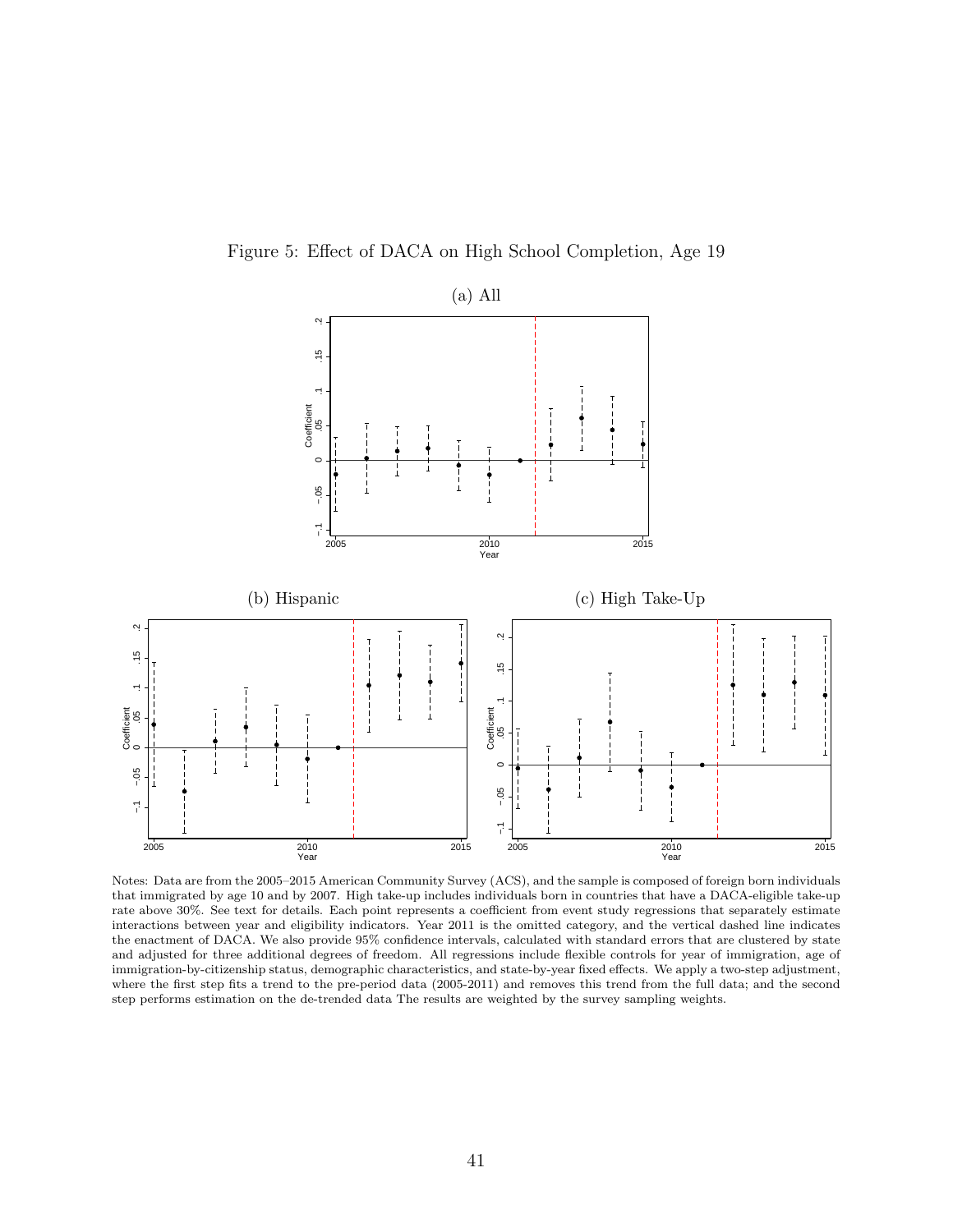Figure 5: Effect of DACA on High School Completion, Age 19

(a) All

(b) Hispanic

(c) High Take-Up

Notes: Data are from the 2005–2015 American Community Survey (ACS), and the sample is composed of foreign born individuals that immigrated by age 10 and by 2007. High take-up includes individuals born in countries that have a DACA-eligible take-up rate above 30%. See text for details. Each point represents a coefficient from event study regressions that separately estimate interactions between year and eligibility indicators. Year 2011 is the omitted category, and the vertical dashed line indicates the enactment of DACA. We also provide 95% confidence intervals, calculated with standard errors that are clustered by state and adjusted for three additional degrees of freedom. All regressions include flexible controls for year of immigration, age of immigration-by-citizenship status, demographic characteristics, and state-by-year fixed effects. We apply a two-step adjustment, where the first step fits a trend to the pre-period data (2005-2011) and removes this trend from the full data; and the second step performs estimation on the de-trended data The results are weighted by the survey sampling weights.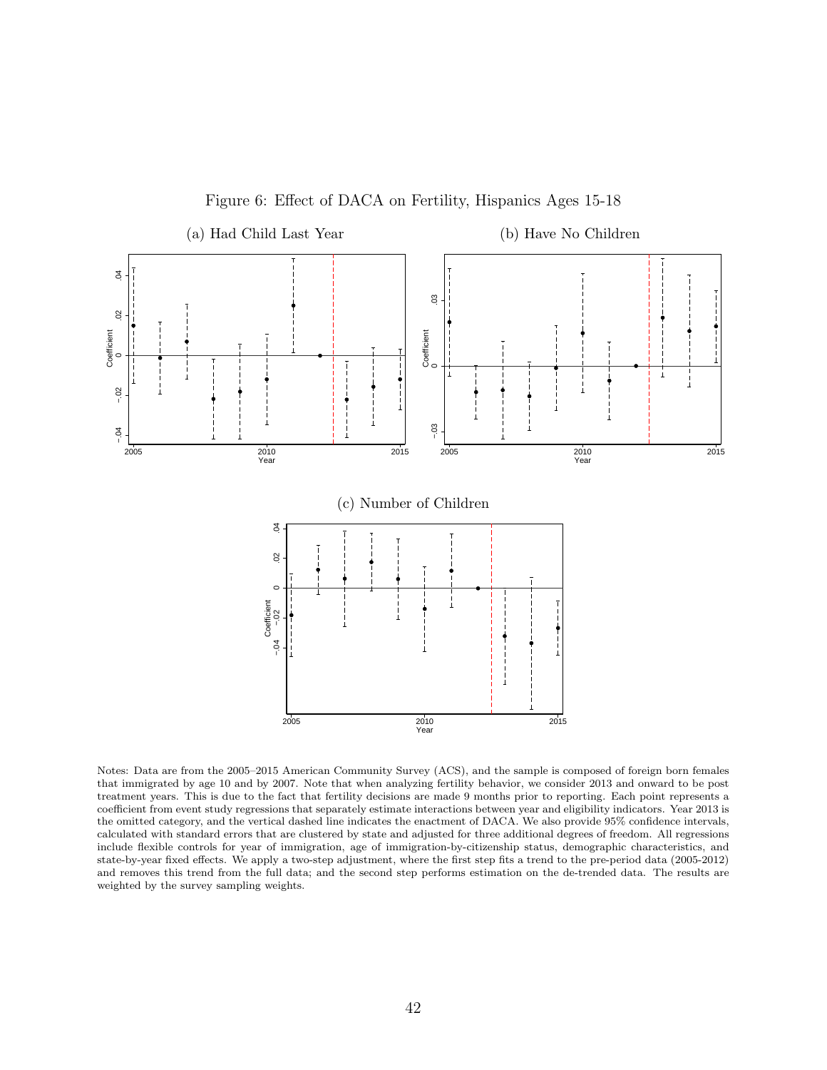Figure 6: Effect of DACA on Fertility, Hispanics Ages 15-18

(a) Had Child Last Year

(b) Have No Children

(c) Number of Children

Notes: Data are from the 2005–2015 American Community Survey (ACS), and the sample is composed of foreign born females that immigrated by age 10 and by 2007. Note that when analyzing fertility behavior, we consider 2013 and onward to be post treatment years. This is due to the fact that fertility decisions are made 9 months prior to reporting. Each point represents a coefficient from event study regressions that separately estimate interactions between year and eligibility indicators. Year 2013 is the omitted category, and the vertical dashed line indicates the enactment of DACA. We also provide 95% confidence intervals, calculated with standard errors that are clustered by state and adjusted for three additional degrees of freedom. All regressions include flexible controls for year of immigration, age of immigration-by-citizenship status, demographic characteristics, and state-by-year fixed effects. We apply a two-step adjustment, where the first step fits a trend to the pre-period data (2005-2012) and removes this trend from the full data; and the second step performs estimation on the de-trended data. The results are weighted by the survey sampling weights.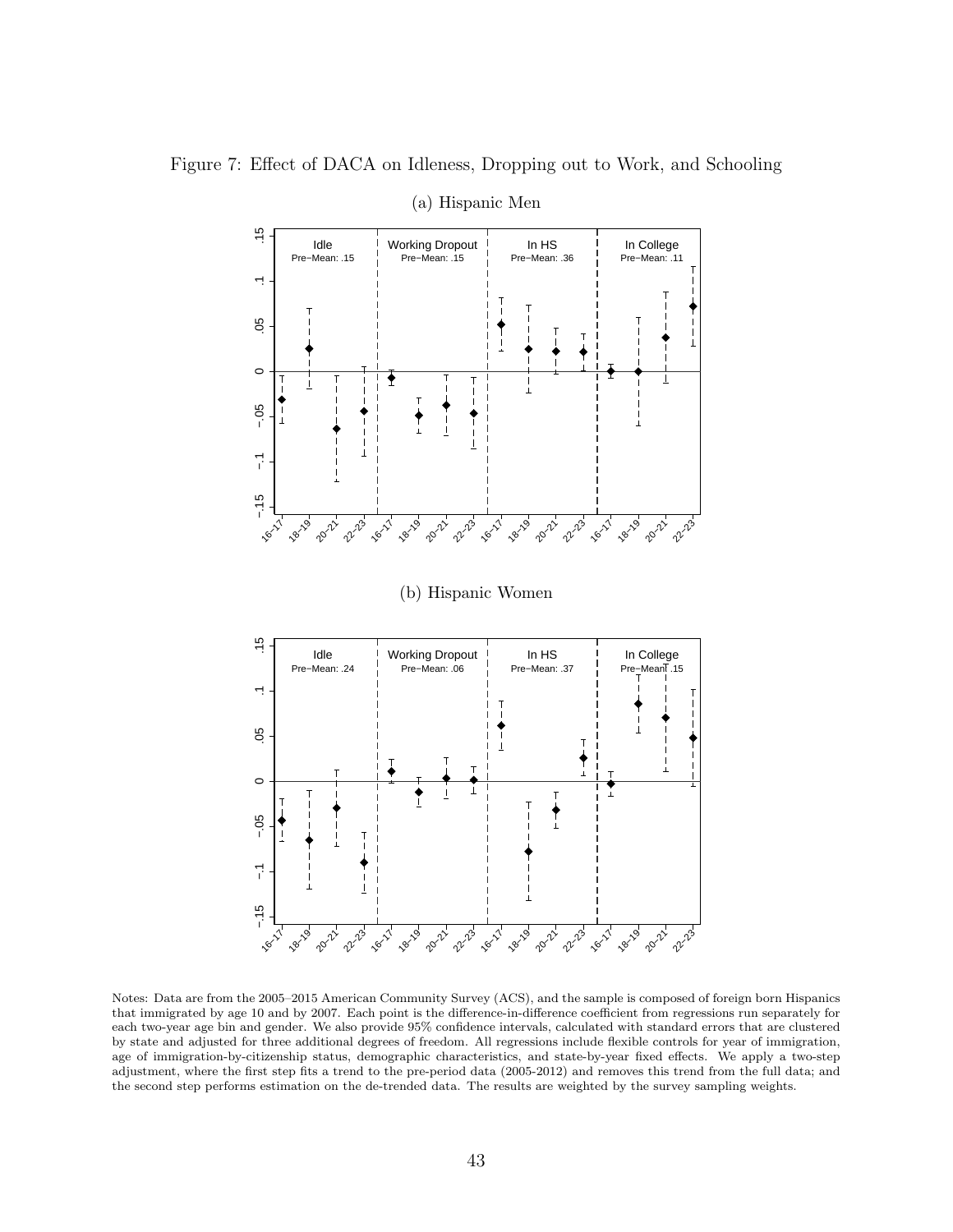Figure 7: Effect of DACA on Idleness, Dropping out to Work, and Schooling

(a) Hispanic Men

(b) Hispanic Women

Notes: Data are from the 2005–2015 American Community Survey (ACS), and the sample is composed of foreign born Hispanics that immigrated by age 10 and by 2007. Each point is the difference-in-difference coefficient from regressions run separately for each two-year age bin and gender. We also provide 95% confidence intervals, calculated with standard errors that are clustered by state and adjusted for three additional degrees of freedom. All regressions include flexible controls for year of immigration, age of immigration-by-citizenship status, demographic characteristics, and state-by-year fixed effects. We apply a two-step adjustment, where the first step fits a trend to the pre-period data (2005-2012) and removes this trend from the full data; and the second step performs estimation on the de-trended data. The results are weighted by the survey sampling weights.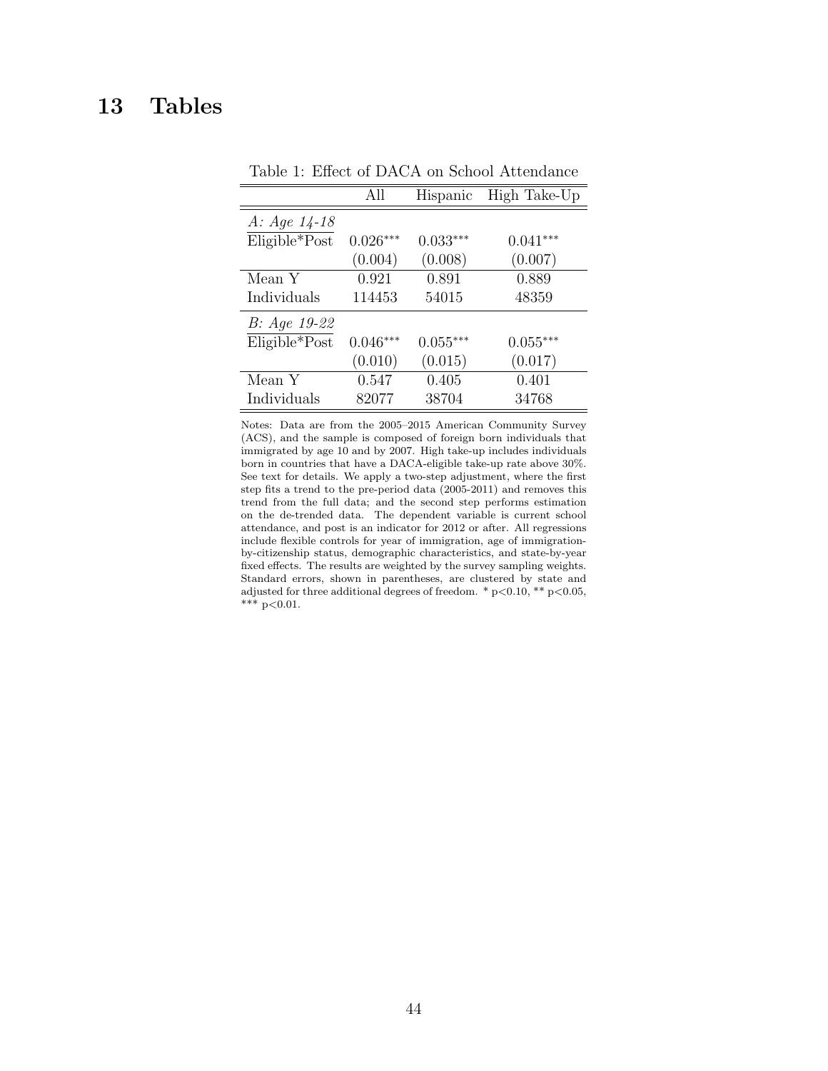# 13 Tables

Table 1: Effect of DACA on School Attendance

| | All | Hispanic | High Take-Up |
|---|---|---|---|
| *A: Age 14-18* | | | |
| Eligible*Post | 0.026*** | 0.033*** | 0.041*** |
| | (0.004) | (0.008) | (0.007) |
| Mean Y | 0.921 | 0.891 | 0.889 |
| Individuals | 114453 | 54015 | 48359 |
| *B: Age 19-22* | | | |
| Eligible*Post | 0.046*** | 0.055*** | 0.055*** |
| | (0.010) | (0.015) | (0.017) |
| Mean Y | 0.547 | 0.405 | 0.401 |
| Individuals | 82077 | 38704 | 34768 |

Notes: Data are from the 2005–2015 American Community Survey (ACS), and the sample is composed of foreign born individuals that immigrated by age 10 and by 2007. High take-up includes individuals born in countries that have a DACA-eligible take-up rate above 30%. See text for details. We apply a two-step adjustment, where the first step fits a trend to the pre-period data (2005-2011) and removes this trend from the full data; and the second step performs estimation on the de-trended data. The dependent variable is current school attendance, and post is an indicator for 2012 or after. All regressions include flexible controls for year of immigration, age of immigration-by-citizenship status, demographic characteristics, and state-by-year fixed effects. The results are weighted by the survey sampling weights. Standard errors, shown in parentheses, are clustered by state and adjusted for three additional degrees of freedom. * $p<0.10$, ** $p<0.05$, *** $p<0.01$.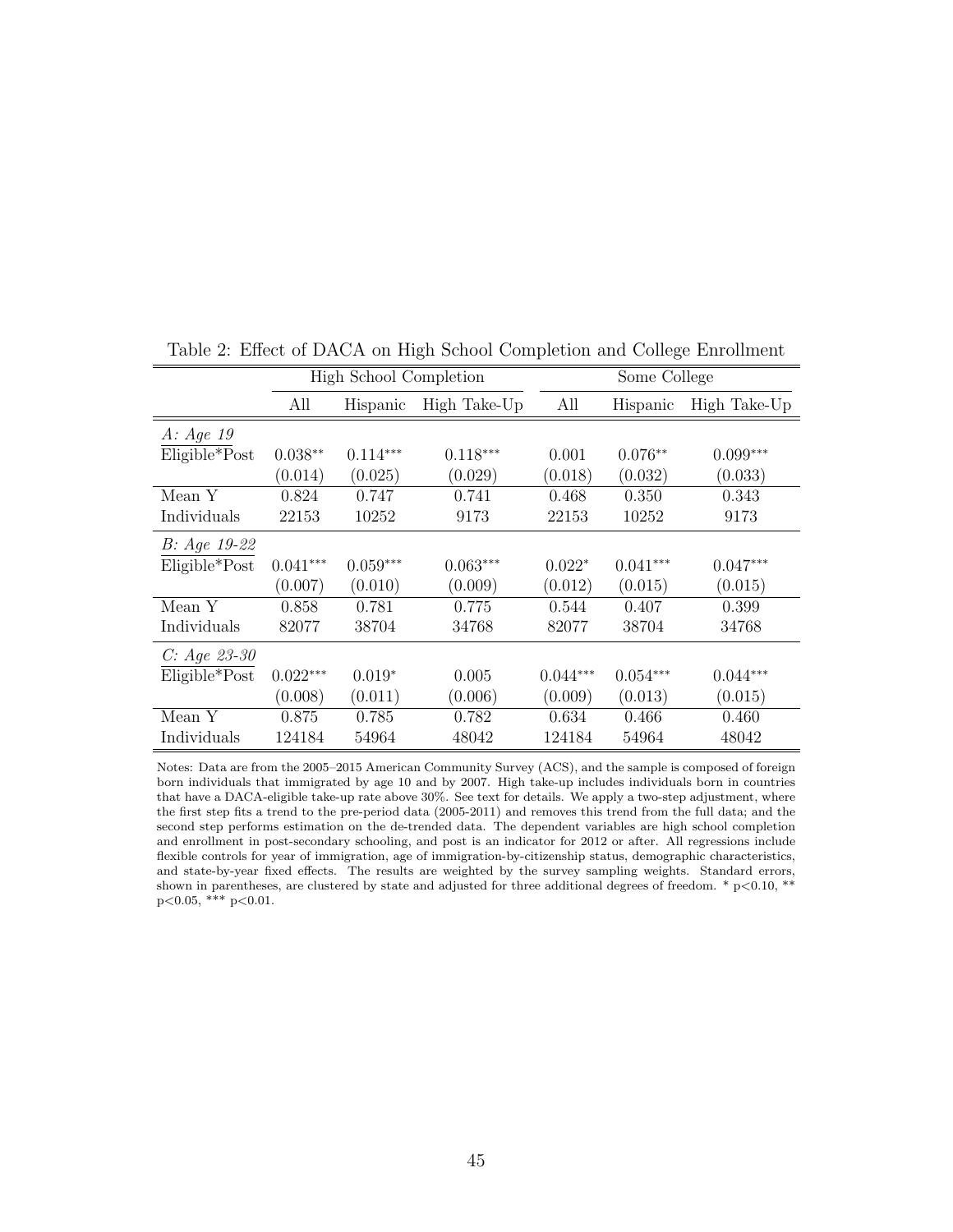Table 2: Effect of DACA on High School Completion and College Enrollment

| | High School Completion | | | Some College | | |
|---|---|---|---|---|---|---|
| | All | Hispanic | High Take-Up | All | Hispanic | High Take-Up |
| *A: Age 19* | | | | | | |
| Eligible*Post | 0.038** | 0.114*** | 0.118*** | 0.001 | 0.076** | 0.099*** |
| | (0.014) | (0.025) | (0.029) | (0.018) | (0.032) | (0.033) |
| Mean Y | 0.824 | 0.747 | 0.741 | 0.468 | 0.350 | 0.343 |
| Individuals | 22153 | 10252 | 9173 | 22153 | 10252 | 9173 |
| *B: Age 19-22* | | | | | | |
| Eligible*Post | 0.041*** | 0.059*** | 0.063*** | 0.022* | 0.041*** | 0.047*** |
| | (0.007) | (0.010) | (0.009) | (0.012) | (0.015) | (0.015) |
| Mean Y | 0.858 | 0.781 | 0.775 | 0.544 | 0.407 | 0.399 |
| Individuals | 82077 | 38704 | 34768 | 82077 | 38704 | 34768 |
| *C: Age 23-30* | | | | | | |
| Eligible*Post | 0.022*** | 0.019* | 0.005 | 0.044*** | 0.054*** | 0.044*** |
| | (0.008) | (0.011) | (0.006) | (0.009) | (0.013) | (0.015) |
| Mean Y | 0.875 | 0.785 | 0.782 | 0.634 | 0.466 | 0.460 |
| Individuals | 124184 | 54964 | 48042 | 124184 | 54964 | 48042 |

Notes: Data are from the 2005–2015 American Community Survey (ACS), and the sample is composed of foreign born individuals that immigrated by age 10 and by 2007. High take-up includes individuals born in countries that have a DACA-eligible take-up rate above 30%. See text for details. We apply a two-step adjustment, where the first step fits a trend to the pre-period data (2005-2011) and removes this trend from the full data; and the second step performs estimation on the de-trended data. The dependent variables are high school completion and enrollment in post-secondary schooling, and post is an indicator for 2012 or after. All regressions include flexible controls for year of immigration, age of immigration-by-citizenship status, demographic characteristics, and state-by-year fixed effects. The results are weighted by the survey sampling weights. Standard errors, shown in parentheses, are clustered by state and adjusted for three additional degrees of freedom. * $p<0.10$, ** $p<0.05$, *** $p<0.01$.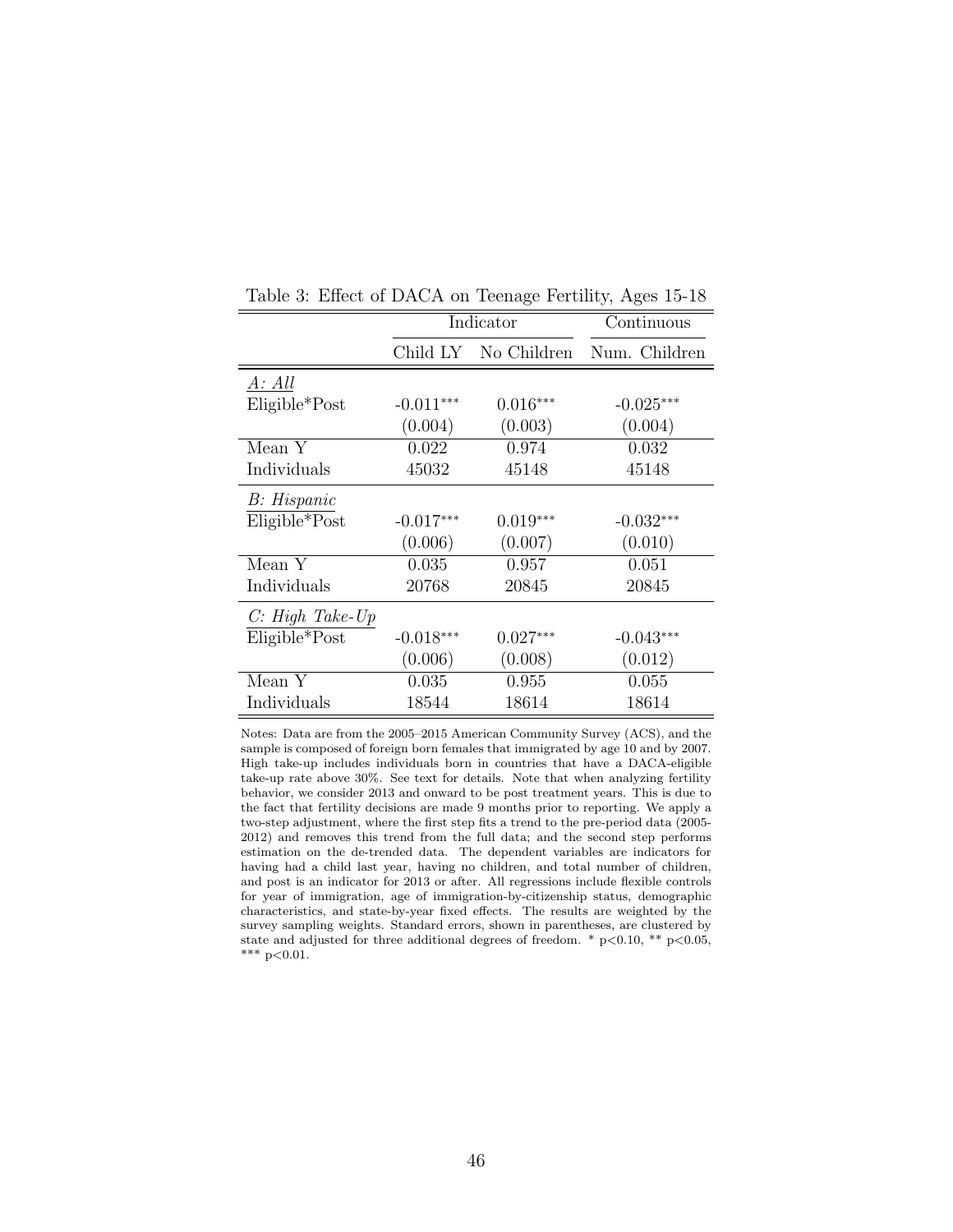Table 3: Effect of DACA on Teenage Fertility, Ages 15-18

| | Indicator | | Continuous |
|---|---|---|---|
| | Child LY | No Children | Num. Children |
| *A: All* | | | |
| Eligible*Post | -0.011*** | 0.016*** | -0.025*** |
| | (0.004) | (0.003) | (0.004) |
| Mean Y | 0.022 | 0.974 | 0.032 |
| Individuals | 45032 | 45148 | 45148 |
| *B: Hispanic* | | | |
| Eligible*Post | -0.017*** | 0.019*** | -0.032*** |
| | (0.006) | (0.007) | (0.010) |
| Mean Y | 0.035 | 0.957 | 0.051 |
| Individuals | 20768 | 20845 | 20845 |
| *C: High Take-Up* | | | |
| Eligible*Post | -0.018*** | 0.027*** | -0.043*** |
| | (0.006) | (0.008) | (0.012) |
| Mean Y | 0.035 | 0.955 | 0.055 |
| Individuals | 18544 | 18614 | 18614 |

Notes: Data are from the 2005–2015 American Community Survey (ACS), and the sample is composed of foreign born females that immigrated by age 10 and by 2007. High take-up includes individuals born in countries that have a DACA-eligible take-up rate above 30%. See text for details. Note that when analyzing fertility behavior, we consider 2013 and onward to be post treatment years. This is due to the fact that fertility decisions are made 9 months prior to reporting. We apply a two-step adjustment, where the first step fits a trend to the pre-period data (2005-2012) and removes this trend from the full data; and the second step performs estimation on the de-trended data. The dependent variables are indicators for having had a child last year, having no children, and total number of children, and post is an indicator for 2013 or after. All regressions include flexible controls for year of immigration, age of immigration-by-citizenship status, demographic characteristics, and state-by-year fixed effects. The results are weighted by the survey sampling weights. Standard errors, shown in parentheses, are clustered by state and adjusted for three additional degrees of freedom. * $p<0.10$, ** $p<0.05$, *** $p<0.01$.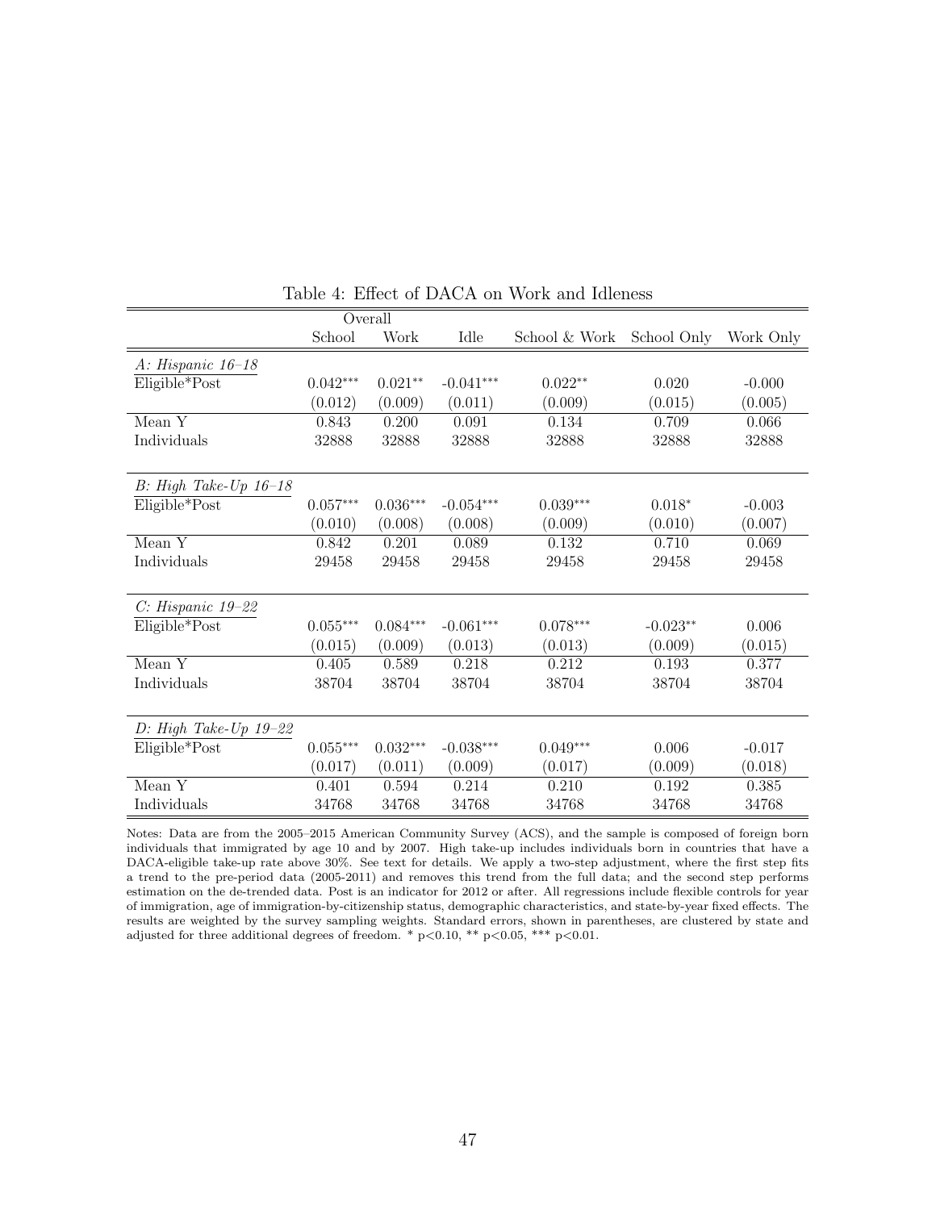Table 4: Effect of DACA on Work and Idleness

| | Overall | | | | | |
|---|---|---|---|---|---|---|
| | School | Work | Idle | School & Work | School Only | Work Only |
| *A: Hispanic 16–18* | | | | | | |
| Eligible*Post | 0.042*** | 0.021** | -0.041*** | 0.022** | 0.020 | -0.000 |
| | (0.012) | (0.009) | (0.011) | (0.009) | (0.015) | (0.005) |
| Mean Y | 0.843 | 0.200 | 0.091 | 0.134 | 0.709 | 0.066 |
| Individuals | 32888 | 32888 | 32888 | 32888 | 32888 | 32888 |
| *B: High Take-Up 16–18* | | | | | | |
| Eligible*Post | 0.057*** | 0.036*** | -0.054*** | 0.039*** | 0.018* | -0.003 |
| | (0.010) | (0.008) | (0.008) | (0.009) | (0.010) | (0.007) |
| Mean Y | 0.842 | 0.201 | 0.089 | 0.132 | 0.710 | 0.069 |
| Individuals | 29458 | 29458 | 29458 | 29458 | 29458 | 29458 |
| *C: Hispanic 19–22* | | | | | | |
| Eligible*Post | 0.055*** | 0.084*** | -0.061*** | 0.078*** | -0.023** | 0.006 |
| | (0.015) | (0.009) | (0.013) | (0.013) | (0.009) | (0.015) |
| Mean Y | 0.405 | 0.589 | 0.218 | 0.212 | 0.193 | 0.377 |
| Individuals | 38704 | 38704 | 38704 | 38704 | 38704 | 38704 |
| *D: High Take-Up 19–22* | | | | | | |
| Eligible*Post | 0.055*** | 0.032*** | -0.038*** | 0.049*** | 0.006 | -0.017 |
| | (0.017) | (0.011) | (0.009) | (0.017) | (0.009) | (0.018) |
| Mean Y | 0.401 | 0.594 | 0.214 | 0.210 | 0.192 | 0.385 |
| Individuals | 34768 | 34768 | 34768 | 34768 | 34768 | 34768 |

Notes: Data are from the 2005–2015 American Community Survey (ACS), and the sample is composed of foreign born individuals that immigrated by age 10 and by 2007. High take-up includes individuals born in countries that have a DACA-eligible take-up rate above 30%. See text for details. We apply a two-step adjustment, where the first step fits a trend to the pre-period data (2005-2011) and removes this trend from the full data; and the second step performs estimation on the de-trended data. Post is an indicator for 2012 or after. All regressions include flexible controls for year of immigration, age of immigration-by-citizenship status, demographic characteristics, and state-by-year fixed effects. The results are weighted by the survey sampling weights. Standard errors, shown in parentheses, are clustered by state and adjusted for three additional degrees of freedom. * $p<0.10$, ** $p<0.05$, *** $p<0.01$.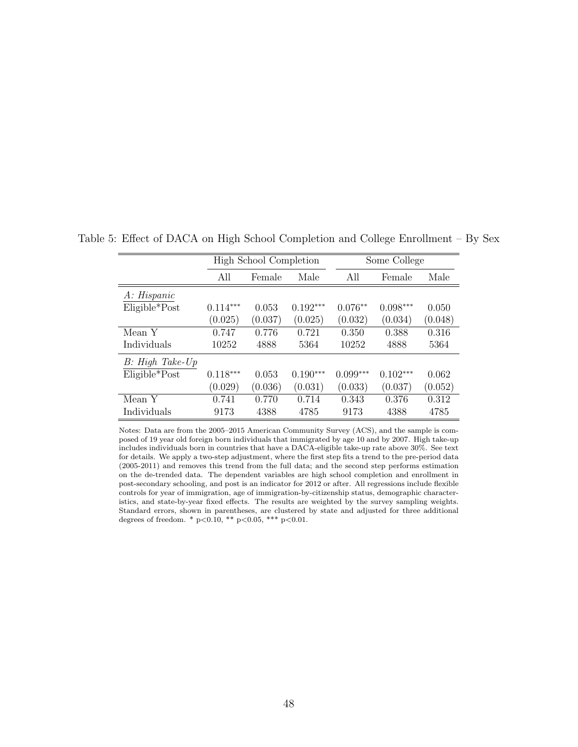Table 5: Effect of DACA on High School Completion and College Enrollment – By Sex

| | High School Completion | | | Some College | | |
|---|---|---|---|---|---|---|
| | All | Female | Male | All | Female | Male |
| *A: Hispanic* | | | | | | |
| Eligible*Post | 0.114*** | 0.053 | 0.192*** | 0.076** | 0.098*** | 0.050 |
| | (0.025) | (0.037) | (0.025) | (0.032) | (0.034) | (0.048) |
| Mean Y | 0.747 | 0.776 | 0.721 | 0.350 | 0.388 | 0.316 |
| Individuals | 10252 | 4888 | 5364 | 10252 | 4888 | 5364 |
| *B: High Take-Up* | | | | | | |
| Eligible*Post | 0.118*** | 0.053 | 0.190*** | 0.099*** | 0.102*** | 0.062 |
| | (0.029) | (0.036) | (0.031) | (0.033) | (0.037) | (0.052) |
| Mean Y | 0.741 | 0.770 | 0.714 | 0.343 | 0.376 | 0.312 |
| Individuals | 9173 | 4388 | 4785 | 9173 | 4388 | 4785 |

Notes: Data are from the 2005–2015 American Community Survey (ACS), and the sample is composed of 19 year old foreign born individuals that immigrated by age 10 and by 2007. High take-up includes individuals born in countries that have a DACA-eligible take-up rate above 30%. See text for details. We apply a two-step adjustment, where the first step fits a trend to the pre-period data (2005-2011) and removes this trend from the full data; and the second step performs estimation on the de-trended data. The dependent variables are high school completion and enrollment in post-secondary schooling, and post is an indicator for 2012 or after. All regressions include flexible controls for year of immigration, age of immigration-by-citizenship status, demographic characteristics, and state-by-year fixed effects. The results are weighted by the survey sampling weights. Standard errors, shown in parentheses, are clustered by state and adjusted for three additional degrees of freedom. * $p<0.10$, ** $p<0.05$, *** $p<0.01$.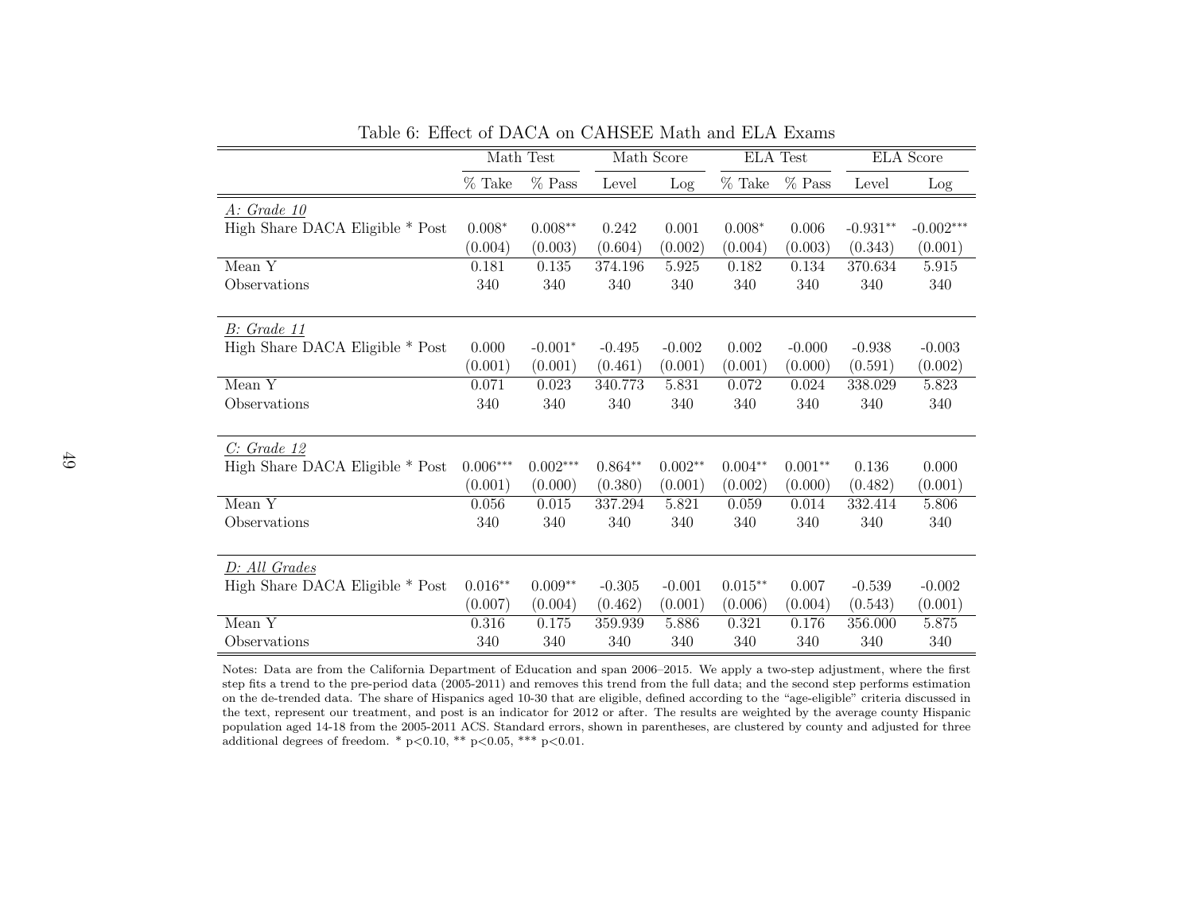Table 6: Effect of DACA on CAHSEE Math and ELA Exams

| | Math Test | | Math Score | | ELA Test | | ELA Score | |
|---|---|---|---|---|---|---|---|---|
| | % Take | % Pass | Level | Log | % Take | % Pass | Level | Log |
| *A: Grade 10* | | | | | | | | |
| High Share DACA Eligible * Post | 0.008* | 0.008** | 0.242 | 0.001 | 0.008* | 0.006 | -0.931** | -0.002*** |
| | (0.004) | (0.003) | (0.604) | (0.002) | (0.004) | (0.003) | (0.343) | (0.001) |
| Mean Y | 0.181 | 0.135 | 374.196 | 5.925 | 0.182 | 0.134 | 370.634 | 5.915 |
| Observations | 340 | 340 | 340 | 340 | 340 | 340 | 340 | 340 |
| *B: Grade 11* | | | | | | | | |
| High Share DACA Eligible * Post | 0.000 | -0.001* | -0.495 | -0.002 | 0.002 | -0.000 | -0.938 | -0.003 |
| | (0.001) | (0.001) | (0.461) | (0.001) | (0.001) | (0.000) | (0.591) | (0.002) |
| Mean Y | 0.071 | 0.023 | 340.773 | 5.831 | 0.072 | 0.024 | 338.029 | 5.823 |
| Observations | 340 | 340 | 340 | 340 | 340 | 340 | 340 | 340 |
| *C: Grade 12* | | | | | | | | |
| High Share DACA Eligible * Post | 0.006*** | 0.002*** | 0.864** | 0.002** | 0.004** | 0.001** | 0.136 | 0.000 |
| | (0.001) | (0.000) | (0.380) | (0.001) | (0.002) | (0.000) | (0.482) | (0.001) |
| Mean Y | 0.056 | 0.015 | 337.294 | 5.821 | 0.059 | 0.014 | 332.414 | 5.806 |
| Observations | 340 | 340 | 340 | 340 | 340 | 340 | 340 | 340 |
| *D: All Grades* | | | | | | | | |
| High Share DACA Eligible * Post | 0.016** | 0.009** | -0.305 | -0.001 | 0.015** | 0.007 | -0.539 | -0.002 |
| | (0.007) | (0.004) | (0.462) | (0.001) | (0.006) | (0.004) | (0.543) | (0.001) |
| Mean Y | 0.316 | 0.175 | 359.939 | 5.886 | 0.321 | 0.176 | 356.000 | 5.875 |
| Observations | 340 | 340 | 340 | 340 | 340 | 340 | 340 | 340 |

Notes: Data are from the California Department of Education and span 2006–2015. We apply a two-step adjustment, where the first step fits a trend to the pre-period data (2005-2011) and removes this trend from the full data; and the second step performs estimation on the de-trended data. The share of Hispanics aged 10-30 that are eligible, defined according to the "age-eligible" criteria discussed in the text, represent our treatment, and post is an indicator for 2012 or after. The results are weighted by the average county Hispanic population aged 14-18 from the 2005-2011 ACS. Standard errors, shown in parentheses, are clustered by county and adjusted for three additional degrees of freedom. * p<0.10, ** p<0.05, *** p<0.01.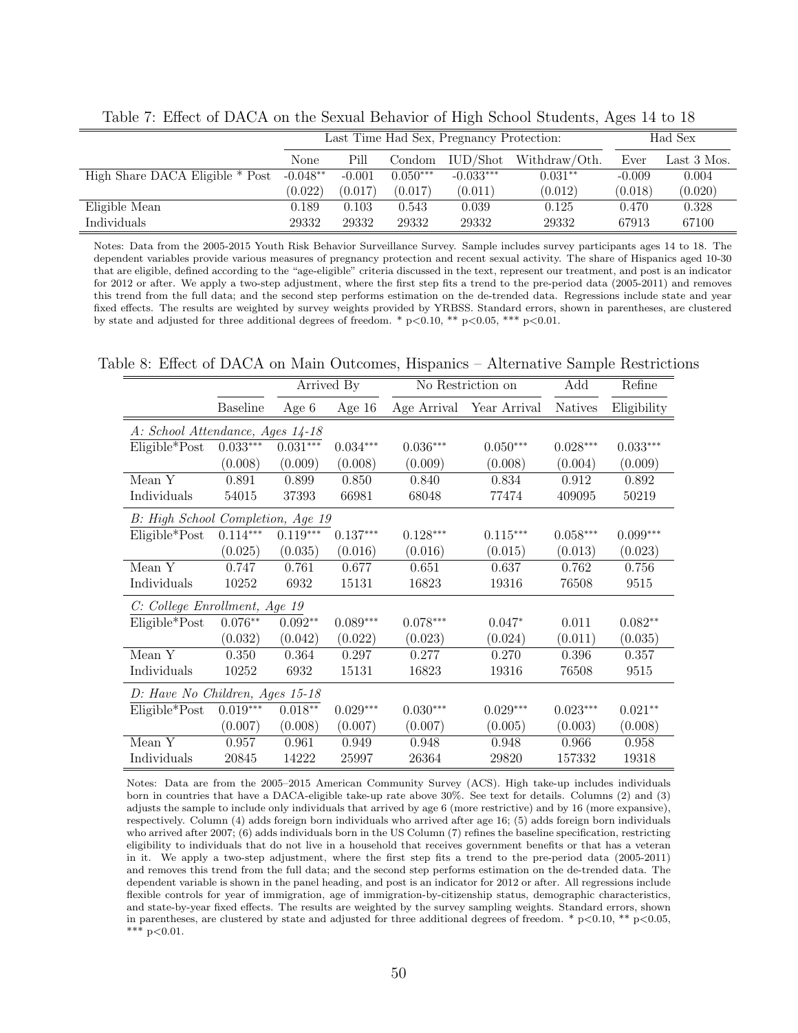Table 7: Effect of DACA on the Sexual Behavior of High School Students, Ages 14 to 18

| | Last Time Had Sex, Pregnancy Protection: | | | | | Had Sex | |
|---|---|---|---|---|---|---|---|
| | None | Pill | Condom | IUD/Shot | Withdraw/Oth. | Ever | Last 3 Mos. |
| High Share DACA Eligible * Post | -0.048** | -0.001 | 0.050*** | -0.033*** | 0.031** | -0.009 | 0.004 |
| | (0.022) | (0.017) | (0.017) | (0.011) | (0.012) | (0.018) | (0.020) |
| Eligible Mean | 0.189 | 0.103 | 0.543 | 0.039 | 0.125 | 0.470 | 0.328 |
| Individuals | 29332 | 29332 | 29332 | 29332 | 29332 | 67913 | 67100 |

Notes: Data from the 2005-2015 Youth Risk Behavior Surveillance Survey. Sample includes survey participants ages 14 to 18. The dependent variables provide various measures of pregnancy protection and recent sexual activity. The share of Hispanics aged 10-30 that are eligible, defined according to the "age-eligible" criteria discussed in the text, represent our treatment, and post is an indicator for 2012 or after. We apply a two-step adjustment, where the first step fits a trend to the pre-period data (2005-2011) and removes this trend from the full data; and the second step performs estimation on the de-trended data. Regressions include state and year fixed effects. The results are weighted by survey weights provided by YRBSS. Standard errors, shown in parentheses, are clustered by state and adjusted for three additional degrees of freedom. * p<0.10, ** p<0.05, *** p<0.01.

Table 8: Effect of DACA on Main Outcomes, Hispanics – Alternative Sample Restrictions

| | | Arrived By | | No Restriction on | | Add | Refine |
|---|---|---|---|---|---|---|---|
| | Baseline | Age 6 | Age 16 | Age Arrival | Year Arrival | Natives | Eligibility |
| *A: School Attendance, Ages 14-18* | | | | | | | |
| Eligible*Post | 0.033*** | 0.031*** | 0.034*** | 0.036*** | 0.050*** | 0.028*** | 0.033*** |
| | (0.008) | (0.009) | (0.008) | (0.009) | (0.008) | (0.004) | (0.009) |
| Mean Y | 0.891 | 0.899 | 0.850 | 0.840 | 0.834 | 0.912 | 0.892 |
| Individuals | 54015 | 37393 | 66981 | 68048 | 77474 | 409095 | 50219 |
| *B: High School Completion, Age 19* | | | | | | | |
| Eligible*Post | 0.114*** | 0.119*** | 0.137*** | 0.128*** | 0.115*** | 0.058*** | 0.099*** |
| | (0.025) | (0.035) | (0.016) | (0.016) | (0.015) | (0.013) | (0.023) |
| Mean Y | 0.747 | 0.761 | 0.677 | 0.651 | 0.637 | 0.762 | 0.756 |
| Individuals | 10252 | 6932 | 15131 | 16823 | 19316 | 76508 | 9515 |
| *C: College Enrollment, Age 19* | | | | | | | |
| Eligible*Post | 0.076** | 0.092** | 0.089*** | 0.078*** | 0.047* | 0.011 | 0.082** |
| | (0.032) | (0.042) | (0.022) | (0.023) | (0.024) | (0.011) | (0.035) |
| Mean Y | 0.350 | 0.364 | 0.297 | 0.277 | 0.270 | 0.396 | 0.357 |
| Individuals | 10252 | 6932 | 15131 | 16823 | 19316 | 76508 | 9515 |
| *D: Have No Children, Ages 15-18* | | | | | | | |
| Eligible*Post | 0.019*** | 0.018** | 0.029*** | 0.030*** | 0.029*** | 0.023*** | 0.021** |
| | (0.007) | (0.008) | (0.007) | (0.007) | (0.005) | (0.003) | (0.008) |
| Mean Y | 0.957 | 0.961 | 0.949 | 0.948 | 0.948 | 0.966 | 0.958 |
| Individuals | 20845 | 14222 | 25997 | 26364 | 29820 | 157332 | 19318 |

Notes: Data are from the 2005–2015 American Community Survey (ACS). High take-up includes individuals born in countries that have a DACA-eligible take-up rate above 30%. See text for details. Columns (2) and (3) adjusts the sample to include only individuals that arrived by age 6 (more restrictive) and by 16 (more expansive), respectively. Column (4) adds foreign born individuals who arrived after age 16; (5) adds foreign born individuals who arrived after 2007; (6) adds individuals born in the US Column (7) refines the baseline specification, restricting eligibility to individuals that do not live in a household that receives government benefits or that has a veteran in it. We apply a two-step adjustment, where the first step fits a trend to the pre-period data (2005-2011) and removes this trend from the full data; and the second step performs estimation on the de-trended data. The dependent variable is shown in the panel heading, and post is an indicator for 2012 or after. All regressions include flexible controls for year of immigration, age of immigration-by-citizenship status, demographic characteristics, and state-by-year fixed effects. The results are weighted by the survey sampling weights. Standard errors, shown in parentheses, are clustered by state and adjusted for three additional degrees of freedom. * p<0.10, ** p<0.05, *** p<0.01.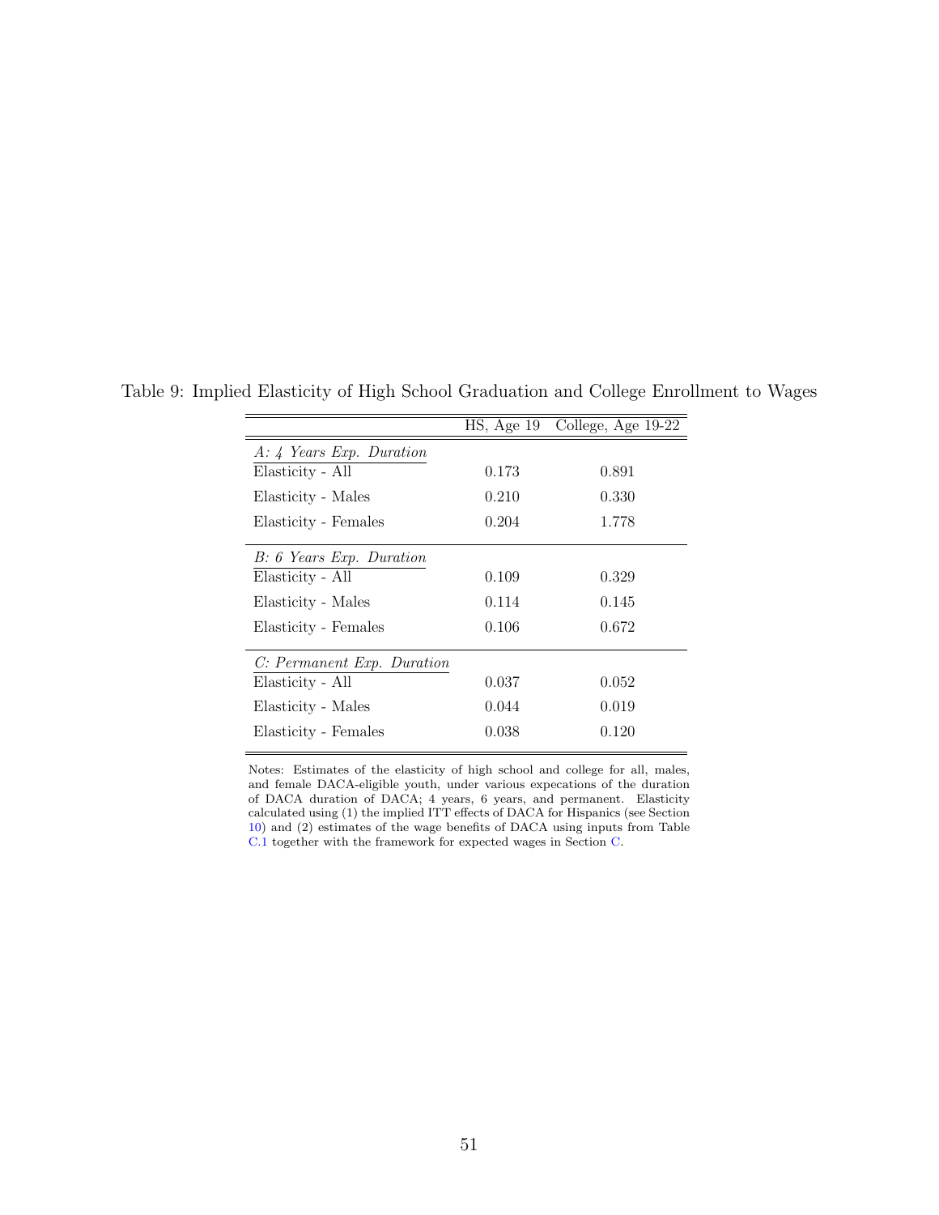Table 9: Implied Elasticity of High School Graduation and College Enrollment to Wages

| | HS, Age 19 | College, Age 19-22 |
|---|---|---|
| *A: 4 Years Exp. Duration* | | |
| Elasticity - All | 0.173 | 0.891 |
| Elasticity - Males | 0.210 | 0.330 |
| Elasticity - Females | 0.204 | 1.778 |
| *B: 6 Years Exp. Duration* | | |
| Elasticity - All | 0.109 | 0.329 |
| Elasticity - Males | 0.114 | 0.145 |
| Elasticity - Females | 0.106 | 0.672 |
| *C: Permanent Exp. Duration* | | |
| Elasticity - All | 0.037 | 0.052 |
| Elasticity - Males | 0.044 | 0.019 |
| Elasticity - Females | 0.038 | 0.120 |

Notes: Estimates of the elasticity of high school and college for all, males, and female DACA-eligible youth, under various expecations of the duration of DACA duration of DACA; 4 years, 6 years, and permanent. Elasticity calculated using (1) the implied ITT effects of DACA for Hispanics (see Section 10) and (2) estimates of the wage benefits of DACA using inputs from Table C.1 together with the framework for expected wages in Section C.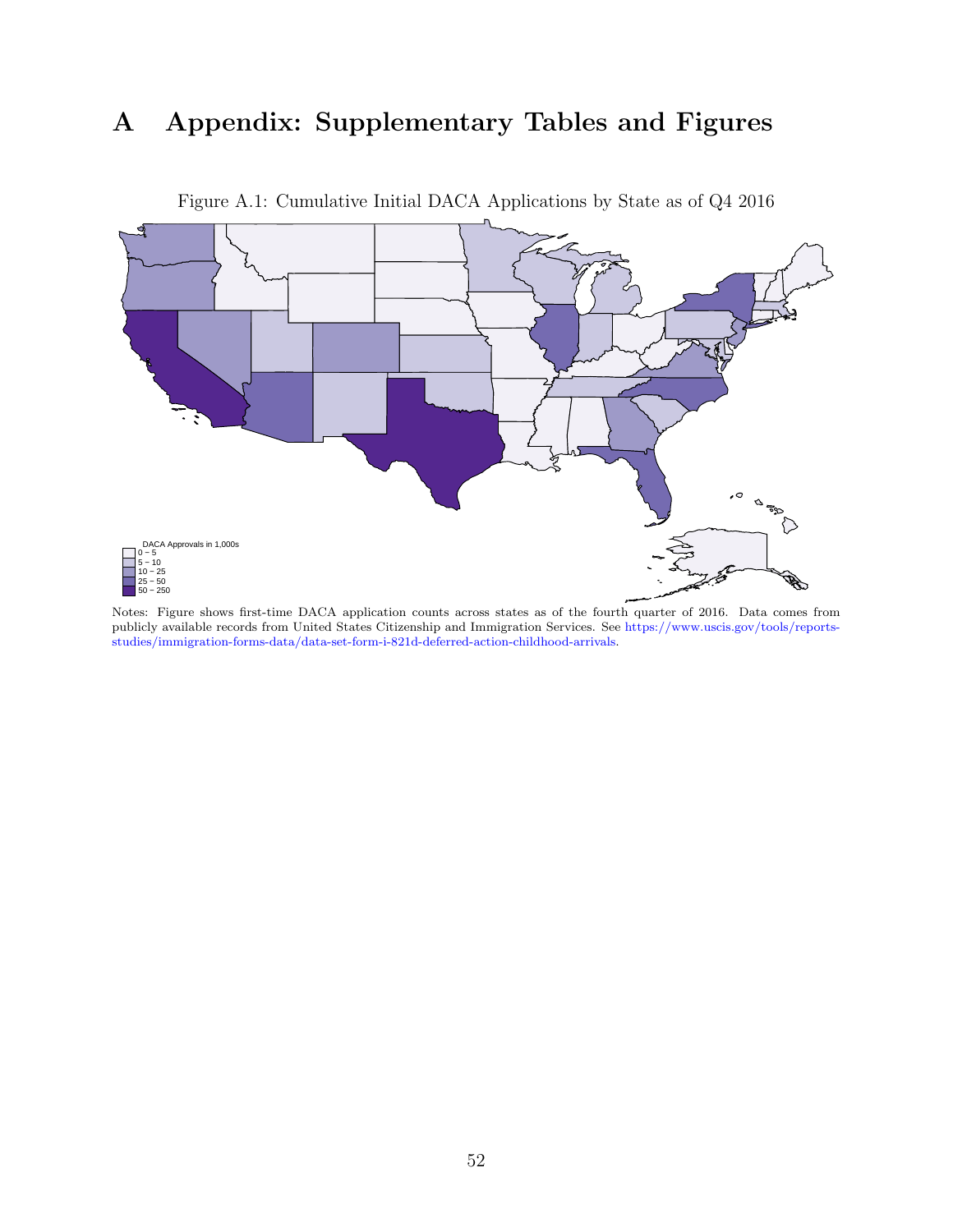# A Appendix: Supplementary Tables and Figures

Figure A.1: Cumulative Initial DACA Applications by State as of Q4 2016

DACA Approvals in 1,000s
0 − 5
5 − 10
10 − 25
25 − 50
50 − 250

Notes: Figure shows first-time DACA application counts across states as of the fourth quarter of 2016. Data comes from publicly available records from United States Citizenship and Immigration Services. See https://www.uscis.gov/tools/reports-studies/immigration-forms-data/data-set-form-i-821d-deferred-action-childhood-arrivals.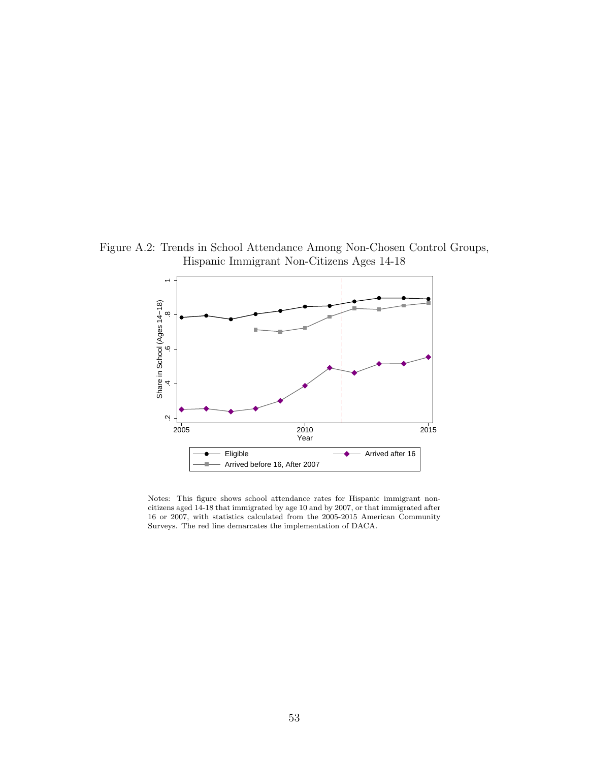Figure A.2: Trends in School Attendance Among Non-Chosen Control Groups, Hispanic Immigrant Non-Citizens Ages 14-18

Notes: This figure shows school attendance rates for Hispanic immigrant non-citizens aged 14-18 that immigrated by age 10 and by 2007, or that immigrated after 16 or 2007, with statistics calculated from the 2005-2015 American Community Surveys. The red line demarcates the implementation of DACA.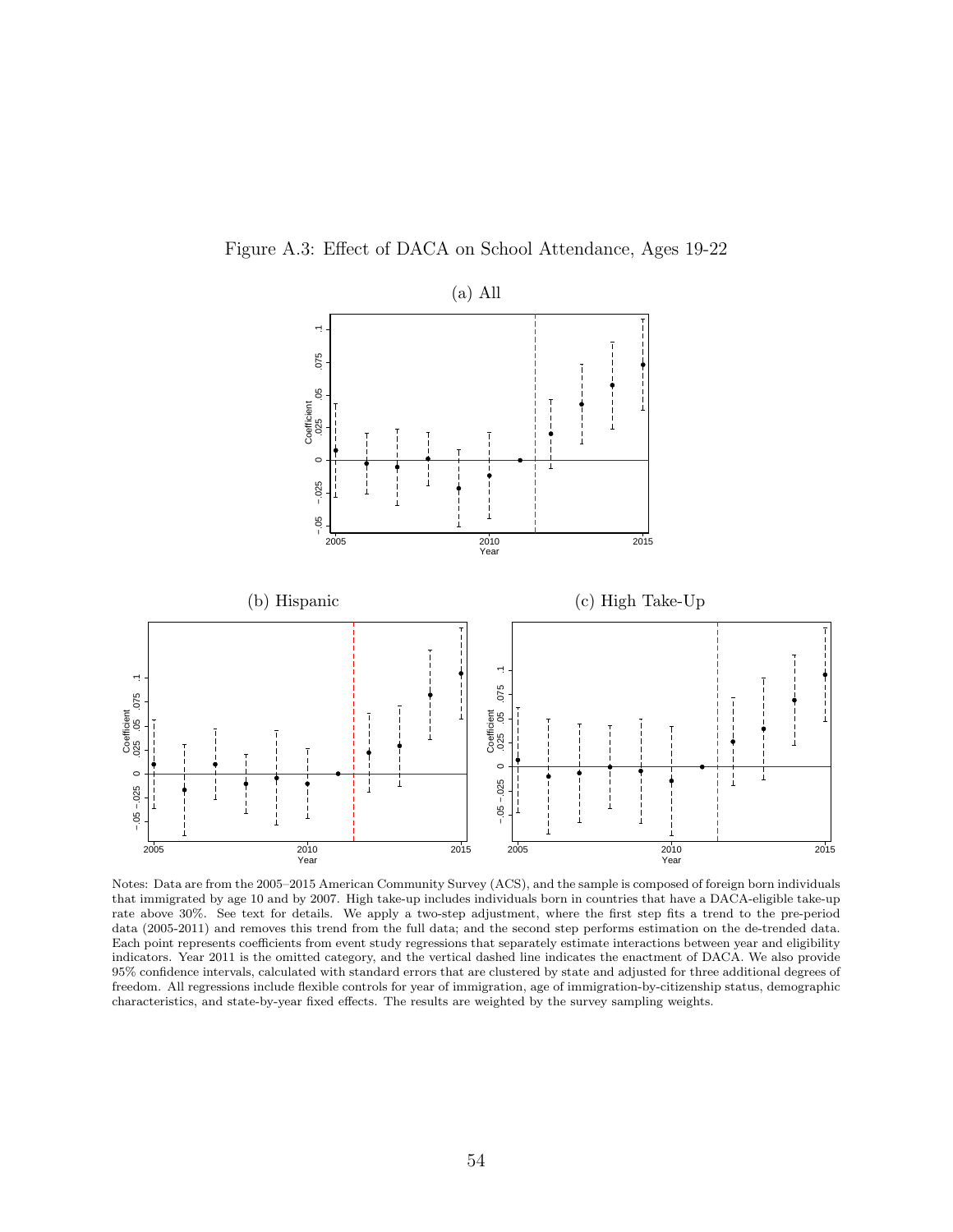Figure A.3: Effect of DACA on School Attendance, Ages 19-22

(a) All

(b) Hispanic

(c) High Take-Up

Notes: Data are from the 2005–2015 American Community Survey (ACS), and the sample is composed of foreign born individuals that immigrated by age 10 and by 2007. High take-up includes individuals born in countries that have a DACA-eligible take-up rate above 30%. See text for details. We apply a two-step adjustment, where the first step fits a trend to the pre-period data (2005-2011) and removes this trend from the full data; and the second step performs estimation on the de-trended data. Each point represents coefficients from event study regressions that separately estimate interactions between year and eligibility indicators. Year 2011 is the omitted category, and the vertical dashed line indicates the enactment of DACA. We also provide 95% confidence intervals, calculated with standard errors that are clustered by state and adjusted for three additional degrees of freedom. All regressions include flexible controls for year of immigration, age of immigration-by-citizenship status, demographic characteristics, and state-by-year fixed effects. The results are weighted by the survey sampling weights.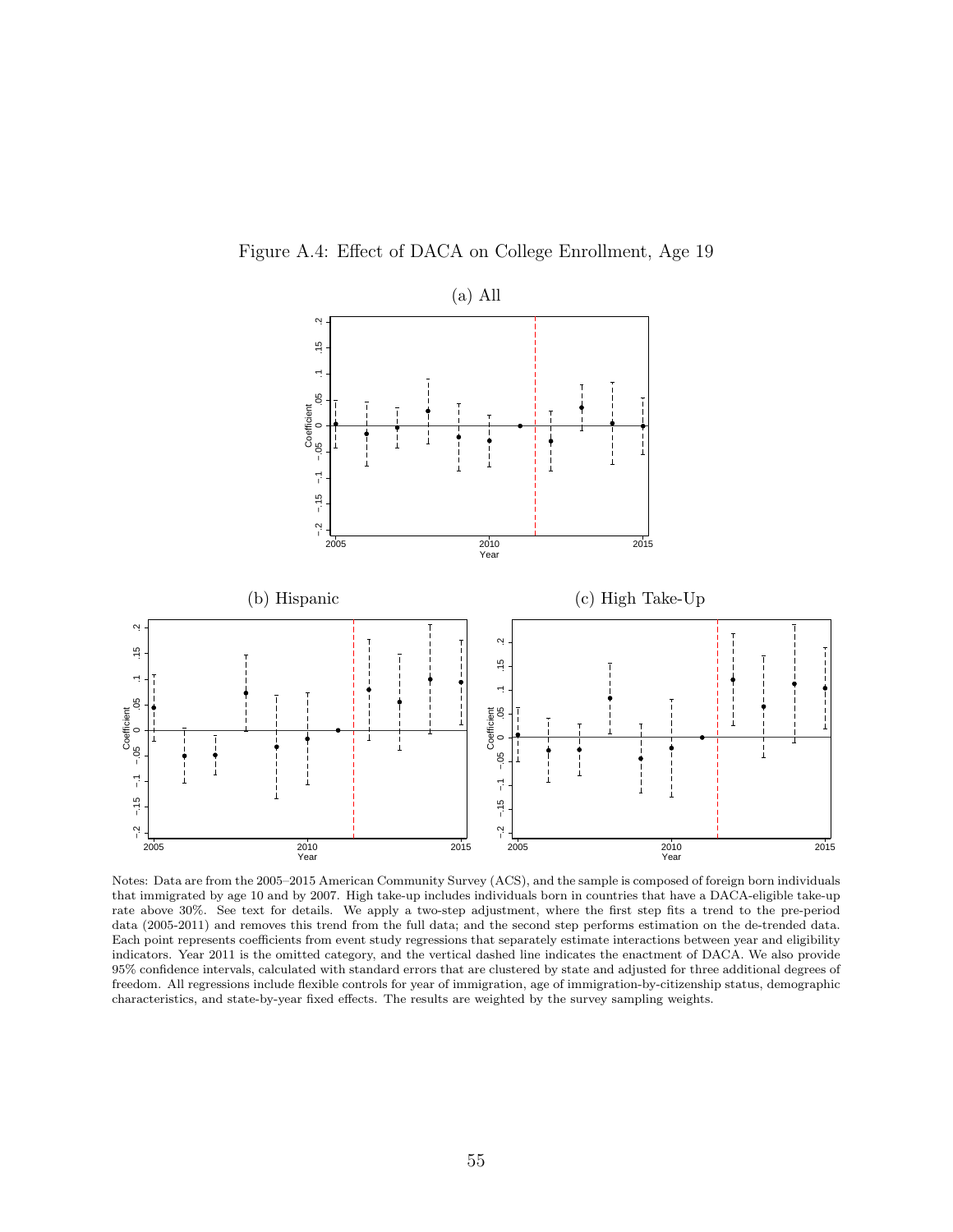Figure A.4: Effect of DACA on College Enrollment, Age 19

(a) All

(b) Hispanic

(c) High Take-Up

Notes: Data are from the 2005–2015 American Community Survey (ACS), and the sample is composed of foreign born individuals that immigrated by age 10 and by 2007. High take-up includes individuals born in countries that have a DACA-eligible take-up rate above 30%. See text for details. We apply a two-step adjustment, where the first step fits a trend to the pre-period data (2005-2011) and removes this trend from the full data; and the second step performs estimation on the de-trended data. Each point represents coefficients from event study regressions that separately estimate interactions between year and eligibility indicators. Year 2011 is the omitted category, and the vertical dashed line indicates the enactment of DACA. We also provide 95% confidence intervals, calculated with standard errors that are clustered by state and adjusted for three additional degrees of freedom. All regressions include flexible controls for year of immigration, age of immigration-by-citizenship status, demographic characteristics, and state-by-year fixed effects. The results are weighted by the survey sampling weights.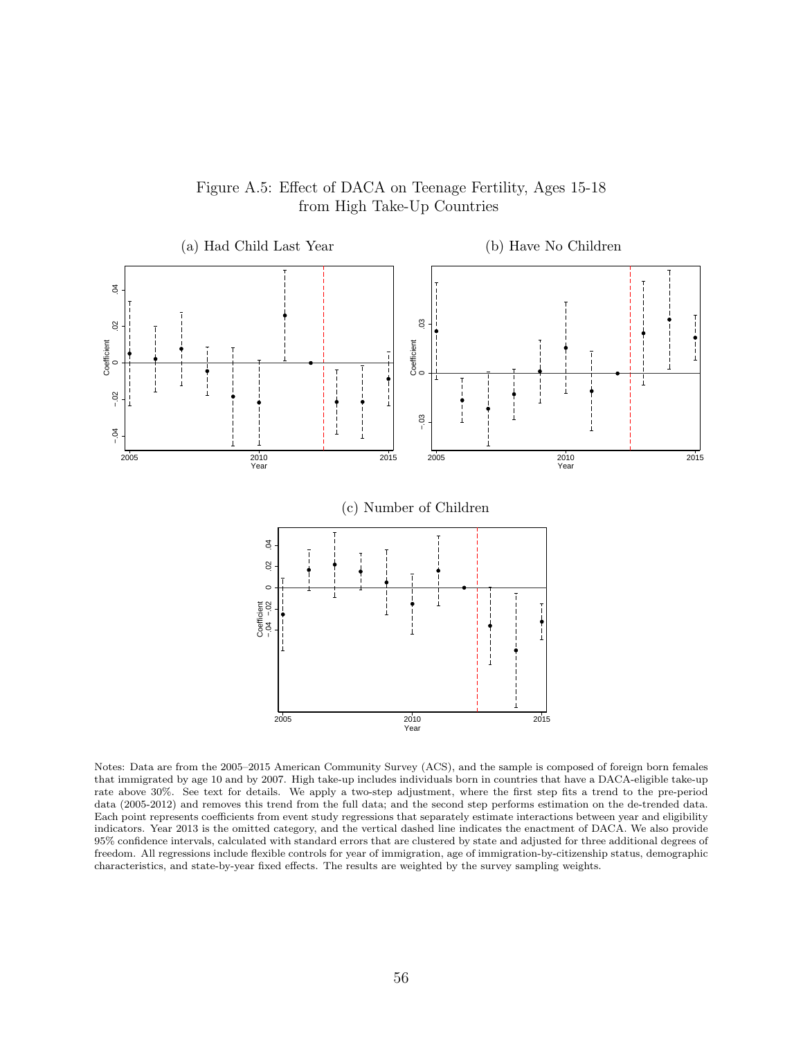Figure A.5: Effect of DACA on Teenage Fertility, Ages 15-18 from High Take-Up Countries

(a) Had Child Last Year

(b) Have No Children

(c) Number of Children

Notes: Data are from the 2005–2015 American Community Survey (ACS), and the sample is composed of foreign born females that immigrated by age 10 and by 2007. High take-up includes individuals born in countries that have a DACA-eligible take-up rate above 30%. See text for details. We apply a two-step adjustment, where the first step fits a trend to the pre-period data (2005-2012) and removes this trend from the full data; and the second step performs estimation on the de-trended data. Each point represents coefficients from event study regressions that separately estimate interactions between year and eligibility indicators. Year 2013 is the omitted category, and the vertical dashed line indicates the enactment of DACA. We also provide 95% confidence intervals, calculated with standard errors that are clustered by state and adjusted for three additional degrees of freedom. All regressions include flexible controls for year of immigration, age of immigration-by-citizenship status, demographic characteristics, and state-by-year fixed effects. The results are weighted by the survey sampling weights.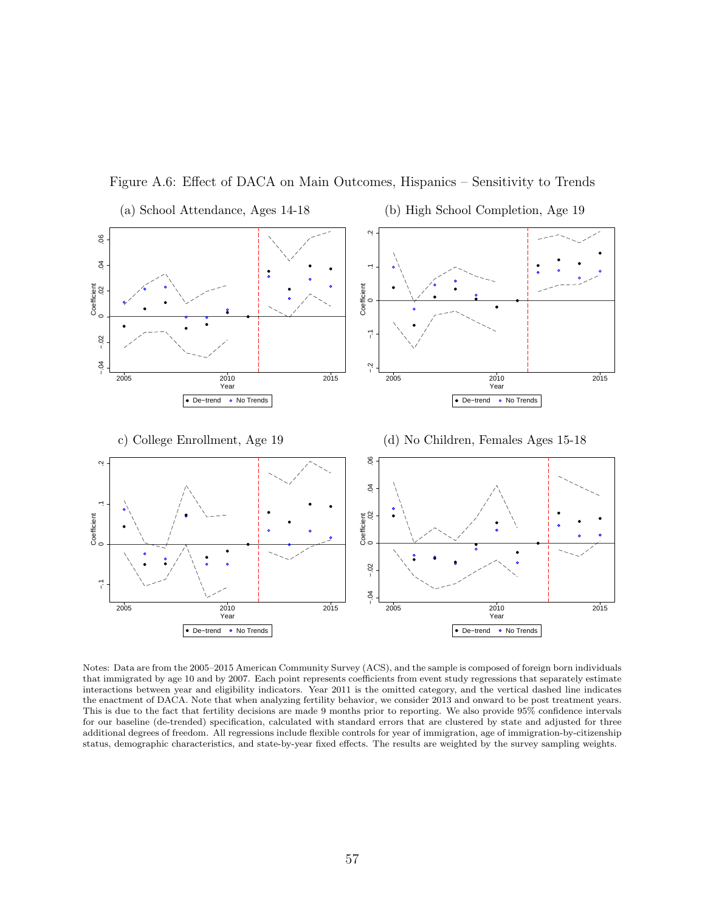Figure A.6: Effect of DACA on Main Outcomes, Hispanics – Sensitivity to Trends

(a) School Attendance, Ages 14-18

(b) High School Completion, Age 19

c) College Enrollment, Age 19

(d) No Children, Females Ages 15-18

Notes: Data are from the 2005–2015 American Community Survey (ACS), and the sample is composed of foreign born individuals that immigrated by age 10 and by 2007. Each point represents coefficients from event study regressions that separately estimate interactions between year and eligibility indicators. Year 2011 is the omitted category, and the vertical dashed line indicates the enactment of DACA. Note that when analyzing fertility behavior, we consider 2013 and onward to be post treatment years. This is due to the fact that fertility decisions are made 9 months prior to reporting. We also provide 95% confidence intervals for our baseline (de-trended) specification, calculated with standard errors that are clustered by state and adjusted for three additional degrees of freedom. All regressions include flexible controls for year of immigration, age of immigration-by-citizenship status, demographic characteristics, and state-by-year fixed effects. The results are weighted by the survey sampling weights.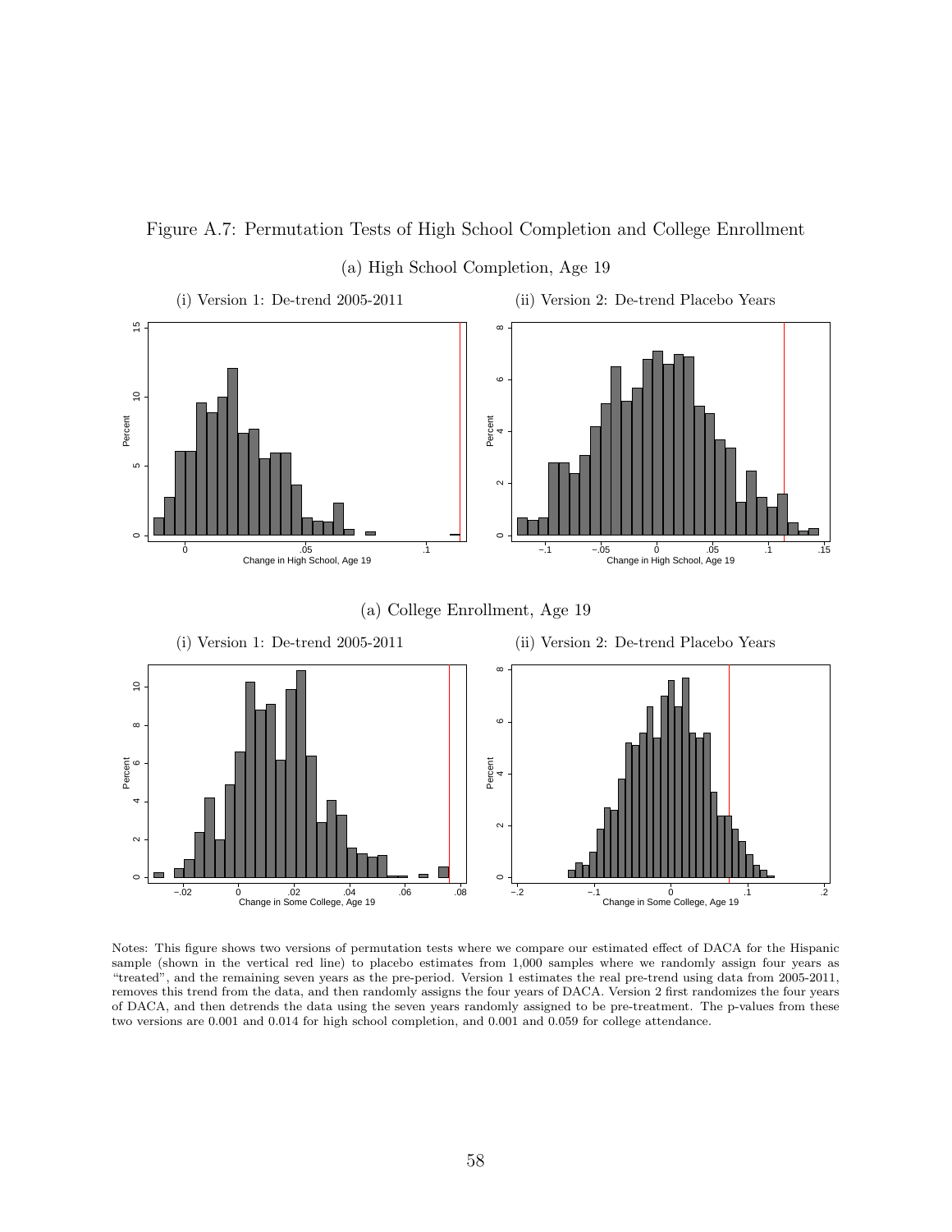Figure A.7: Permutation Tests of High School Completion and College Enrollment

(a) High School Completion, Age 19

(i) Version 1: De-trend 2005-2011

(ii) Version 2: De-trend Placebo Years

(a) College Enrollment, Age 19

(i) Version 1: De-trend 2005-2011

(ii) Version 2: De-trend Placebo Years

Notes: This figure shows two versions of permutation tests where we compare our estimated effect of DACA for the Hispanic sample (shown in the vertical red line) to placebo estimates from 1,000 samples where we randomly assign four years as "treated", and the remaining seven years as the pre-period. Version 1 estimates the real pre-trend using data from 2005-2011, removes this trend from the data, and then randomly assigns the four years of DACA. Version 2 first randomizes the four years of DACA, and then detrends the data using the seven years randomly assigned to be pre-treatment. The p-values from these two versions are 0.001 and 0.014 for high school completion, and 0.001 and 0.059 for college attendance.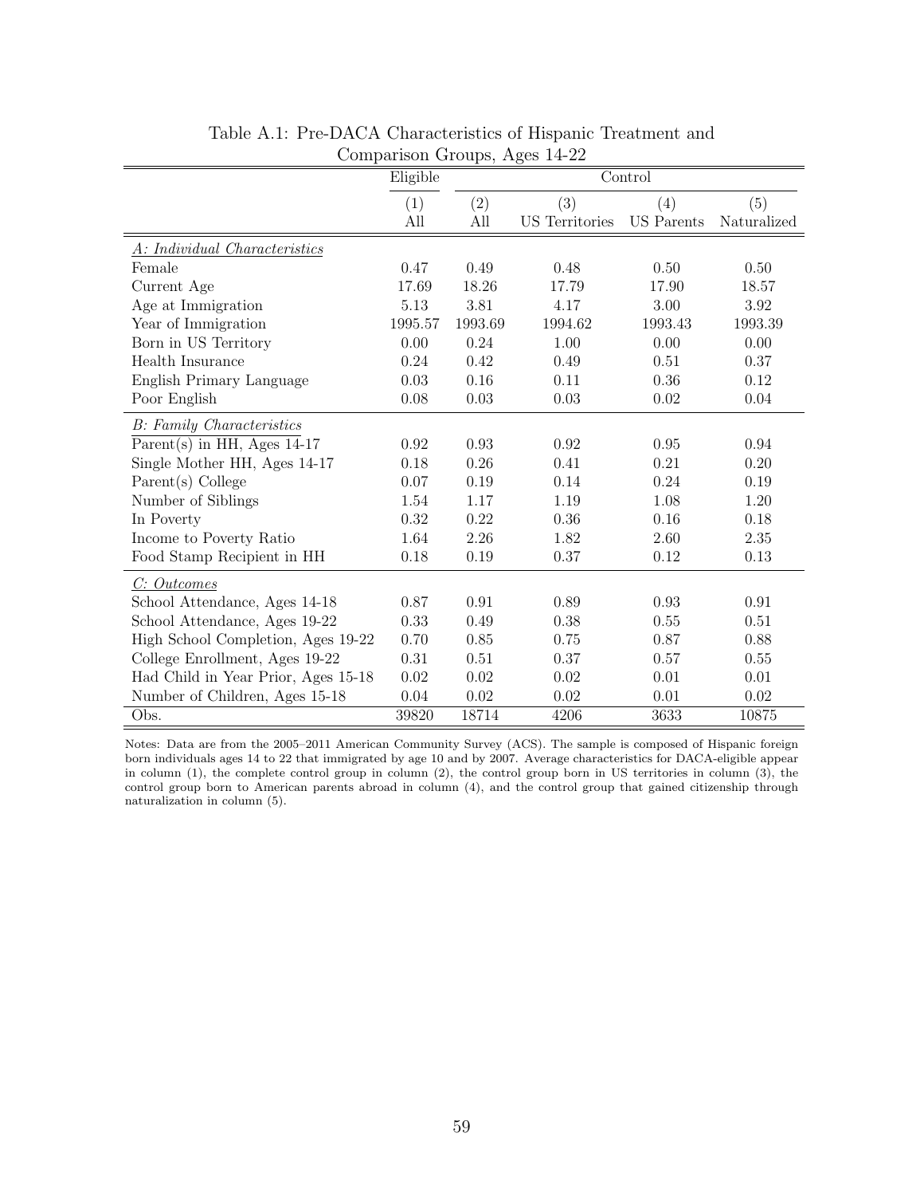Table A.1: Pre-DACA Characteristics of Hispanic Treatment and Comparison Groups, Ages 14-22

| | Eligible | Control | | | |
|---|---|---|---|---|---|
| | (1) | (2) | (3) | (4) | (5) |
| | All | All | US Territories | US Parents | Naturalized |
| *A: Individual Characteristics* | | | | | |
| Female | 0.47 | 0.49 | 0.48 | 0.50 | 0.50 |
| Current Age | 17.69 | 18.26 | 17.79 | 17.90 | 18.57 |
| Age at Immigration | 5.13 | 3.81 | 4.17 | 3.00 | 3.92 |
| Year of Immigration | 1995.57 | 1993.69 | 1994.62 | 1993.43 | 1993.39 |
| Born in US Territory | 0.00 | 0.24 | 1.00 | 0.00 | 0.00 |
| Health Insurance | 0.24 | 0.42 | 0.49 | 0.51 | 0.37 |
| English Primary Language | 0.03 | 0.16 | 0.11 | 0.36 | 0.12 |
| Poor English | 0.08 | 0.03 | 0.03 | 0.02 | 0.04 |
| *B: Family Characteristics* | | | | | |
| Parent(s) in HH, Ages 14-17 | 0.92 | 0.93 | 0.92 | 0.95 | 0.94 |
| Single Mother HH, Ages 14-17 | 0.18 | 0.26 | 0.41 | 0.21 | 0.20 |
| Parent(s) College | 0.07 | 0.19 | 0.14 | 0.24 | 0.19 |
| Number of Siblings | 1.54 | 1.17 | 1.19 | 1.08 | 1.20 |
| In Poverty | 0.32 | 0.22 | 0.36 | 0.16 | 0.18 |
| Income to Poverty Ratio | 1.64 | 2.26 | 1.82 | 2.60 | 2.35 |
| Food Stamp Recipient in HH | 0.18 | 0.19 | 0.37 | 0.12 | 0.13 |
| *C: Outcomes* | | | | | |
| School Attendance, Ages 14-18 | 0.87 | 0.91 | 0.89 | 0.93 | 0.91 |
| School Attendance, Ages 19-22 | 0.33 | 0.49 | 0.38 | 0.55 | 0.51 |
| High School Completion, Ages 19-22 | 0.70 | 0.85 | 0.75 | 0.87 | 0.88 |
| College Enrollment, Ages 19-22 | 0.31 | 0.51 | 0.37 | 0.57 | 0.55 |
| Had Child in Year Prior, Ages 15-18 | 0.02 | 0.02 | 0.02 | 0.01 | 0.01 |
| Number of Children, Ages 15-18 | 0.04 | 0.02 | 0.02 | 0.01 | 0.02 |
| Obs. | 39820 | 18714 | 4206 | 3633 | 10875 |

Notes: Data are from the 2005–2011 American Community Survey (ACS). The sample is composed of Hispanic foreign born individuals ages 14 to 22 that immigrated by age 10 and by 2007. Average characteristics for DACA-eligible appear in column (1), the complete control group in column (2), the control group born in US territories in column (3), the control group born to American parents abroad in column (4), and the control group that gained citizenship through naturalization in column (5).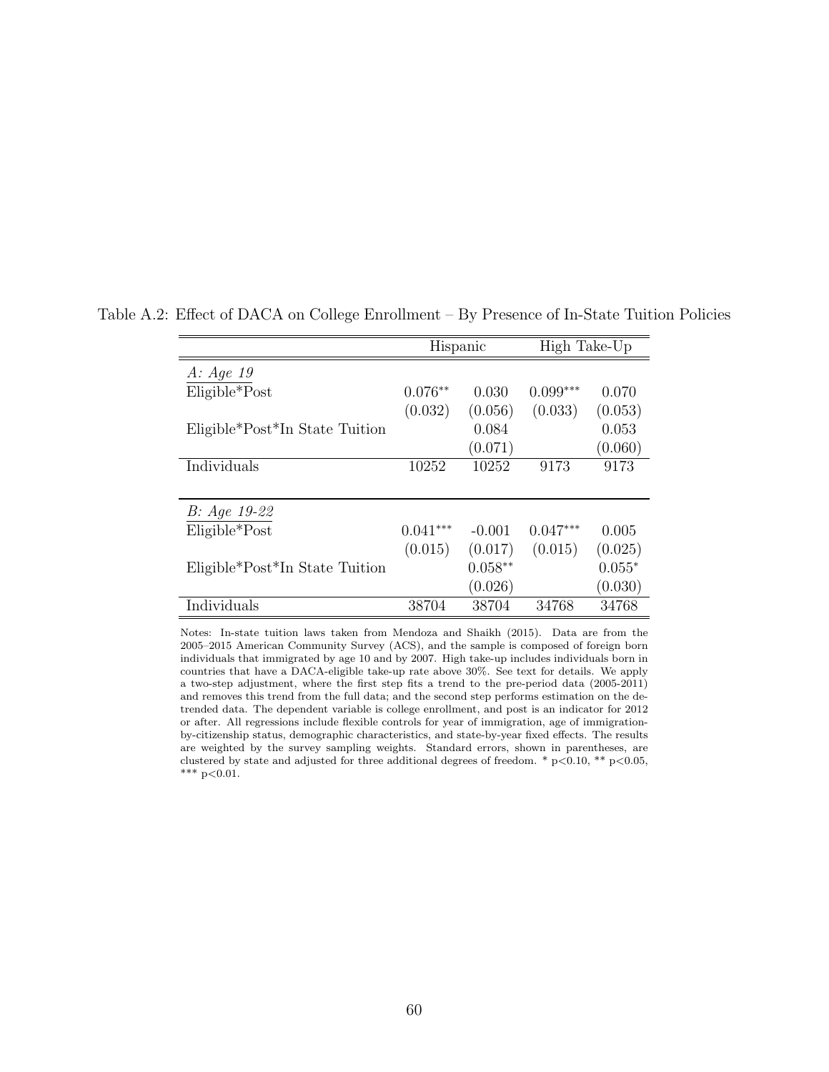Table A.2: Effect of DACA on College Enrollment – By Presence of In-State Tuition Policies

| | Hispanic | | High Take-Up | |
|---|---|---|---|---|
| *A: Age 19* | | | | |
| Eligible*Post | 0.076** | 0.030 | 0.099*** | 0.070 |
| | (0.032) | (0.056) | (0.033) | (0.053) |
| Eligible*Post*In State Tuition | | 0.084 | | 0.053 |
| | | (0.071) | | (0.060) |
| Individuals | 10252 | 10252 | 9173 | 9173 |
| *B: Age 19-22* | | | | |
| Eligible*Post | 0.041*** | -0.001 | 0.047*** | 0.005 |
| | (0.015) | (0.017) | (0.015) | (0.025) |
| Eligible*Post*In State Tuition | | 0.058** | | 0.055* |
| | | (0.026) | | (0.030) |
| Individuals | 38704 | 38704 | 34768 | 34768 |

Notes: In-state tuition laws taken from Mendoza and Shaikh (2015). Data are from the 2005–2015 American Community Survey (ACS), and the sample is composed of foreign born individuals that immigrated by age 10 and by 2007. High take-up includes individuals born in countries that have a DACA-eligible take-up rate above 30%. See text for details. We apply a two-step adjustment, where the first step fits a trend to the pre-period data (2005-2011) and removes this trend from the full data; and the second step performs estimation on the detrended data. The dependent variable is college enrollment, and post is an indicator for 2012 or after. All regressions include flexible controls for year of immigration, age of immigration-by-citizenship status, demographic characteristics, and state-by-year fixed effects. The results are weighted by the survey sampling weights. Standard errors, shown in parentheses, are clustered by state and adjusted for three additional degrees of freedom. * $p<0.10$, ** $p<0.05$, *** $p<0.01$.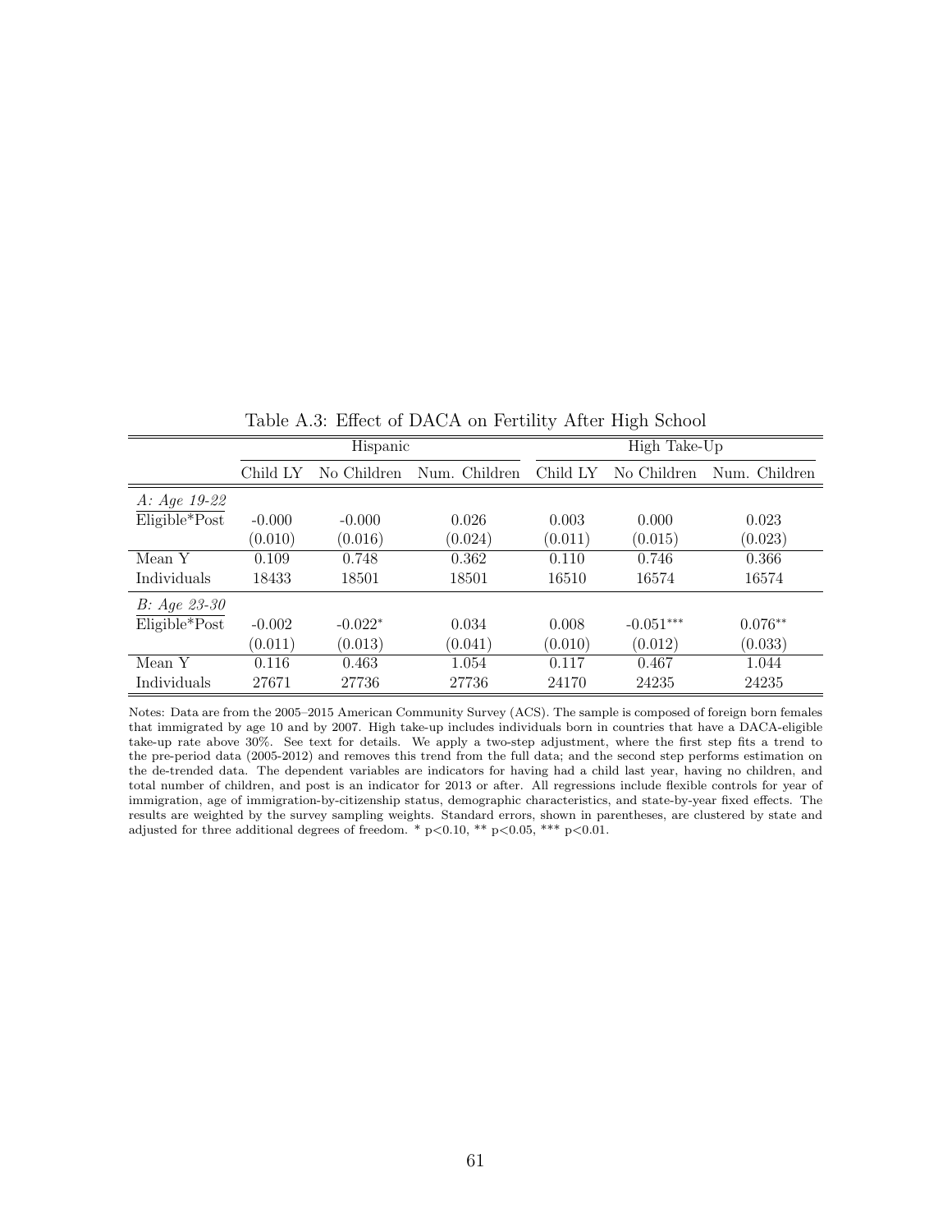Table A.3: Effect of DACA on Fertility After High School

| | Hispanic | | | High Take-Up | | |
|---|---|---|---|---|---|---|
| | Child LY | No Children | Num. Children | Child LY | No Children | Num. Children |
| *A: Age 19-22* | | | | | | |
| Eligible*Post | -0.000 | -0.000 | 0.026 | 0.003 | 0.000 | 0.023 |
| | (0.010) | (0.016) | (0.024) | (0.011) | (0.015) | (0.023) |
| Mean Y | 0.109 | 0.748 | 0.362 | 0.110 | 0.746 | 0.366 |
| Individuals | 18433 | 18501 | 18501 | 16510 | 16574 | 16574 |
| *B: Age 23-30* | | | | | | |
| Eligible*Post | -0.002 | -0.022* | 0.034 | 0.008 | -0.051*** | 0.076** |
| | (0.011) | (0.013) | (0.041) | (0.010) | (0.012) | (0.033) |
| Mean Y | 0.116 | 0.463 | 1.054 | 0.117 | 0.467 | 1.044 |
| Individuals | 27671 | 27736 | 27736 | 24170 | 24235 | 24235 |

Notes: Data are from the 2005–2015 American Community Survey (ACS). The sample is composed of foreign born females that immigrated by age 10 and by 2007. High take-up includes individuals born in countries that have a DACA-eligible take-up rate above 30%. See text for details. We apply a two-step adjustment, where the first step fits a trend to the pre-period data (2005-2012) and removes this trend from the full data; and the second step performs estimation on the de-trended data. The dependent variables are indicators for having had a child last year, having no children, and total number of children, and post is an indicator for 2013 or after. All regressions include flexible controls for year of immigration, age of immigration-by-citizenship status, demographic characteristics, and state-by-year fixed effects. The results are weighted by the survey sampling weights. Standard errors, shown in parentheses, are clustered by state and adjusted for three additional degrees of freedom. * $p<0.10$, ** $p<0.05$, *** $p<0.01$.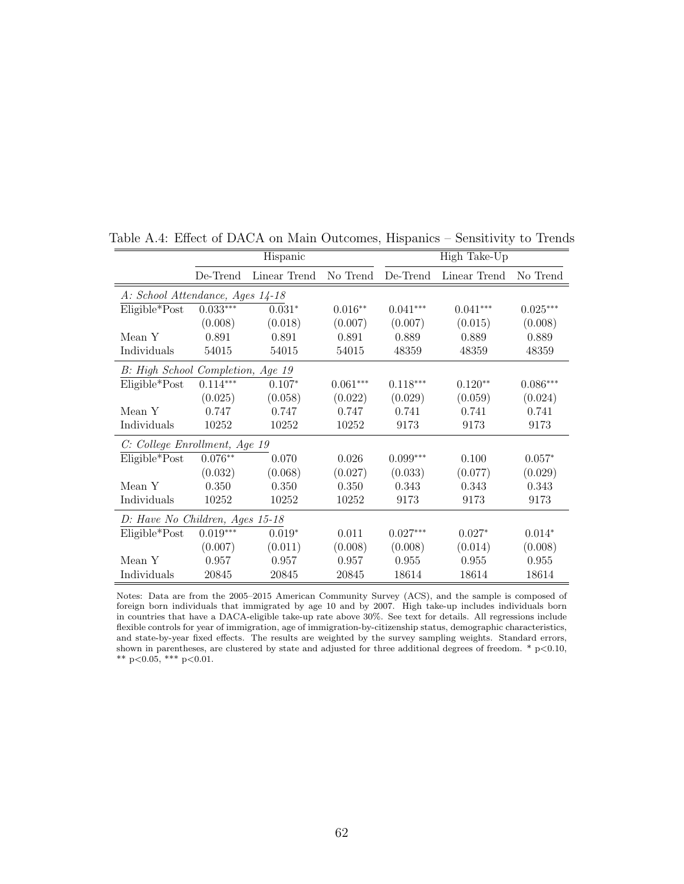Table A.4: Effect of DACA on Main Outcomes, Hispanics – Sensitivity to Trends

| | Hispanic | | | High Take-Up | | |
|---|---|---|---|---|---|---|
| | De-Trend | Linear Trend | No Trend | De-Trend | Linear Trend | No Trend |
| *A: School Attendance, Ages 14-18* | | | | | | |
| Eligible*Post | 0.033*** | 0.031* | 0.016** | 0.041*** | 0.041*** | 0.025*** |
| | (0.008) | (0.018) | (0.007) | (0.007) | (0.015) | (0.008) |
| Mean Y | 0.891 | 0.891 | 0.891 | 0.889 | 0.889 | 0.889 |
| Individuals | 54015 | 54015 | 54015 | 48359 | 48359 | 48359 |
| *B: High School Completion, Age 19* | | | | | | |
| Eligible*Post | 0.114*** | 0.107* | 0.061*** | 0.118*** | 0.120** | 0.086*** |
| | (0.025) | (0.058) | (0.022) | (0.029) | (0.059) | (0.024) |
| Mean Y | 0.747 | 0.747 | 0.747 | 0.741 | 0.741 | 0.741 |
| Individuals | 10252 | 10252 | 10252 | 9173 | 9173 | 9173 |
| *C: College Enrollment, Age 19* | | | | | | |
| Eligible*Post | 0.076** | 0.070 | 0.026 | 0.099*** | 0.100 | 0.057* |
| | (0.032) | (0.068) | (0.027) | (0.033) | (0.077) | (0.029) |
| Mean Y | 0.350 | 0.350 | 0.350 | 0.343 | 0.343 | 0.343 |
| Individuals | 10252 | 10252 | 10252 | 9173 | 9173 | 9173 |
| *D: Have No Children, Ages 15-18* | | | | | | |
| Eligible*Post | 0.019*** | 0.019* | 0.011 | 0.027*** | 0.027* | 0.014* |
| | (0.007) | (0.011) | (0.008) | (0.008) | (0.014) | (0.008) |
| Mean Y | 0.957 | 0.957 | 0.957 | 0.955 | 0.955 | 0.955 |
| Individuals | 20845 | 20845 | 20845 | 18614 | 18614 | 18614 |

Notes: Data are from the 2005–2015 American Community Survey (ACS), and the sample is composed of foreign born individuals that immigrated by age 10 and by 2007. High take-up includes individuals born in countries that have a DACA-eligible take-up rate above 30%. See text for details. All regressions include flexible controls for year of immigration, age of immigration-by-citizenship status, demographic characteristics, and state-by-year fixed effects. The results are weighted by the survey sampling weights. Standard errors, shown in parentheses, are clustered by state and adjusted for three additional degrees of freedom. * p<0.10, ** p<0.05, *** p<0.01.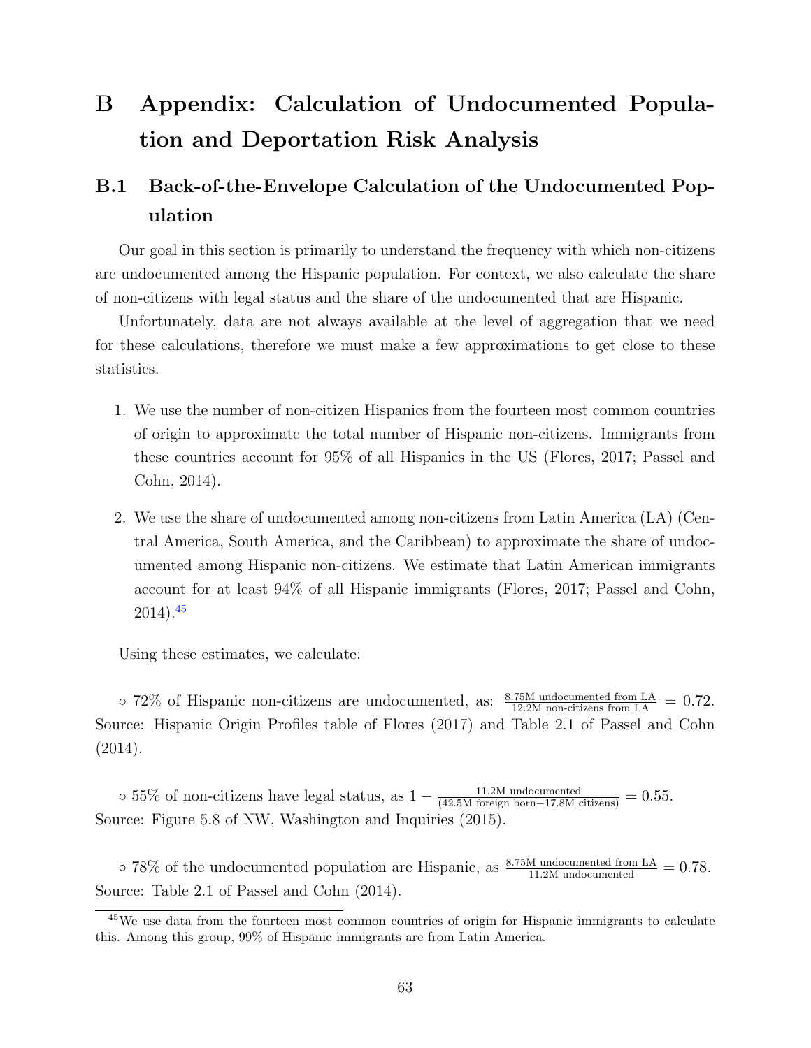# B Appendix: Calculation of Undocumented Population and Deportation Risk Analysis

## B.1 Back-of-the-Envelope Calculation of the Undocumented Population

Our goal in this section is primarily to understand the frequency with which non-citizens are undocumented among the Hispanic population. For context, we also calculate the share of non-citizens with legal status and the share of the undocumented that are Hispanic.

Unfortunately, data are not always available at the level of aggregation that we need for these calculations, therefore we must make a few approximations to get close to these statistics.

1. We use the number of non-citizen Hispanics from the fourteen most common countries of origin to approximate the total number of Hispanic non-citizens. Immigrants from these countries account for 95% of all Hispanics in the US (Flores, 2017; Passel and Cohn, 2014).

2. We use the share of undocumented among non-citizens from Latin America (LA) (Central America, South America, and the Caribbean) to approximate the share of undocumented among Hispanic non-citizens. We estimate that Latin American immigrants account for at least 94% of all Hispanic immigrants (Flores, 2017; Passel and Cohn, 2014).[45]

Using these estimates, we calculate:

∘ 72% of Hispanic non-citizens are undocumented, as: $\frac{\text{8.75M undocumented from LA}}{\text{12.2M non-citizens from LA}} = 0.72$. Source: Hispanic Origin Profiles table of Flores (2017) and Table 2.1 of Passel and Cohn (2014).

∘ 55% of non-citizens have legal status, as $1 - \frac{\text{11.2M undocumented}}{\text{(42.5M foreign born}-\text{17.8M citizens)}} = 0.55$. Source: Figure 5.8 of NW, Washington and Inquiries (2015).

∘ 78% of the undocumented population are Hispanic, as $\frac{\text{8.75M undocumented from LA}}{\text{11.2M undocumented}} = 0.78$. Source: Table 2.1 of Passel and Cohn (2014).

[45] We use data from the fourteen most common countries of origin for Hispanic immigrants to calculate this. Among this group, 99% of Hispanic immigrants are from Latin America.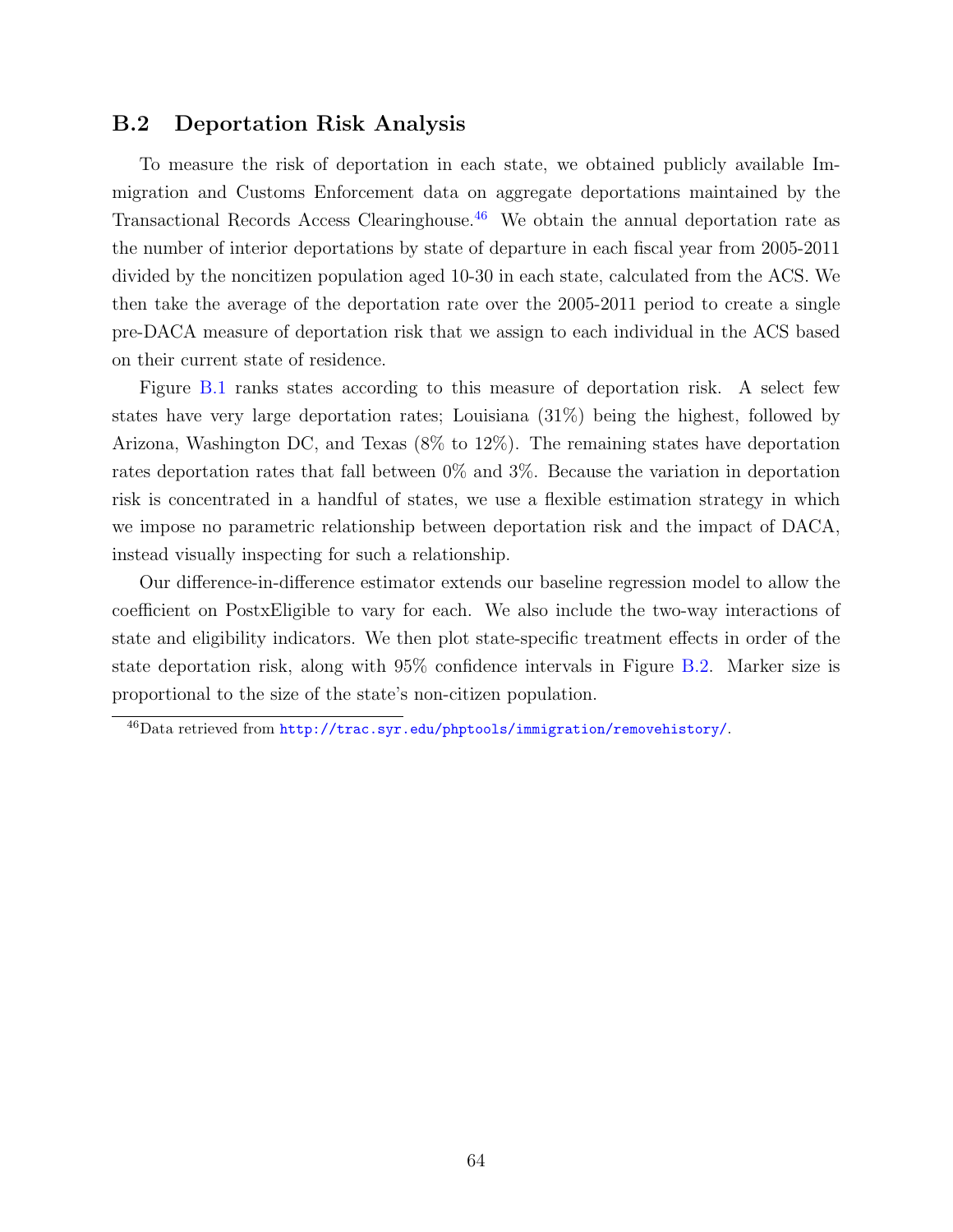## B.2 Deportation Risk Analysis

To measure the risk of deportation in each state, we obtained publicly available Immigration and Customs Enforcement data on aggregate deportations maintained by the Transactional Records Access Clearinghouse.[46] We obtain the annual deportation rate as the number of interior deportations by state of departure in each fiscal year from 2005-2011 divided by the noncitizen population aged 10-30 in each state, calculated from the ACS. We then take the average of the deportation rate over the 2005-2011 period to create a single pre-DACA measure of deportation risk that we assign to each individual in the ACS based on their current state of residence.

Figure B.1 ranks states according to this measure of deportation risk. A select few states have very large deportation rates; Louisiana (31%) being the highest, followed by Arizona, Washington DC, and Texas (8% to 12%). The remaining states have deportation rates deportation rates that fall between 0% and 3%. Because the variation in deportation risk is concentrated in a handful of states, we use a flexible estimation strategy in which we impose no parametric relationship between deportation risk and the impact of DACA, instead visually inspecting for such a relationship.

Our difference-in-difference estimator extends our baseline regression model to allow the coefficient on PostxEligible to vary for each. We also include the two-way interactions of state and eligibility indicators. We then plot state-specific treatment effects in order of the state deportation risk, along with 95% confidence intervals in Figure B.2. Marker size is proportional to the size of the state's non-citizen population.

[46] Data retrieved from http://trac.syr.edu/phptools/immigration/removehistory/.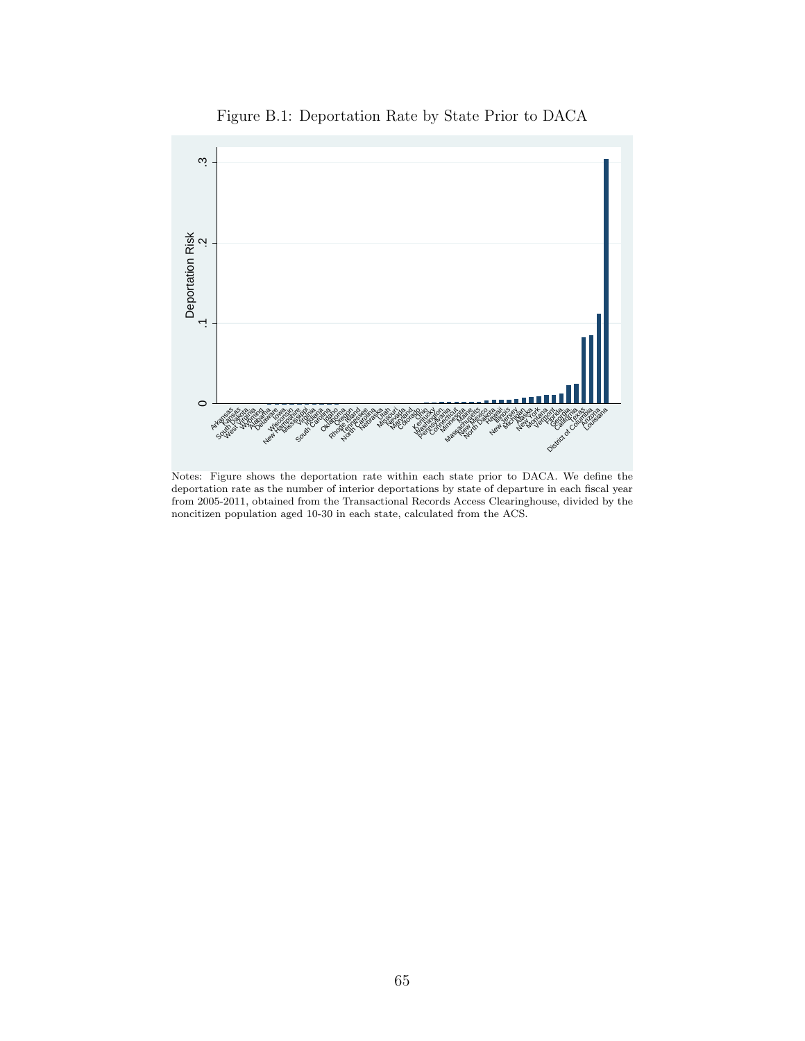Figure B.1: Deportation Rate by State Prior to DACA

Notes: Figure shows the deportation rate within each state prior to DACA. We define the deportation rate as the number of interior deportations by state of departure in each fiscal year from 2005-2011, obtained from the Transactional Records Access Clearinghouse, divided by the noncitizen population aged 10-30 in each state, calculated from the ACS.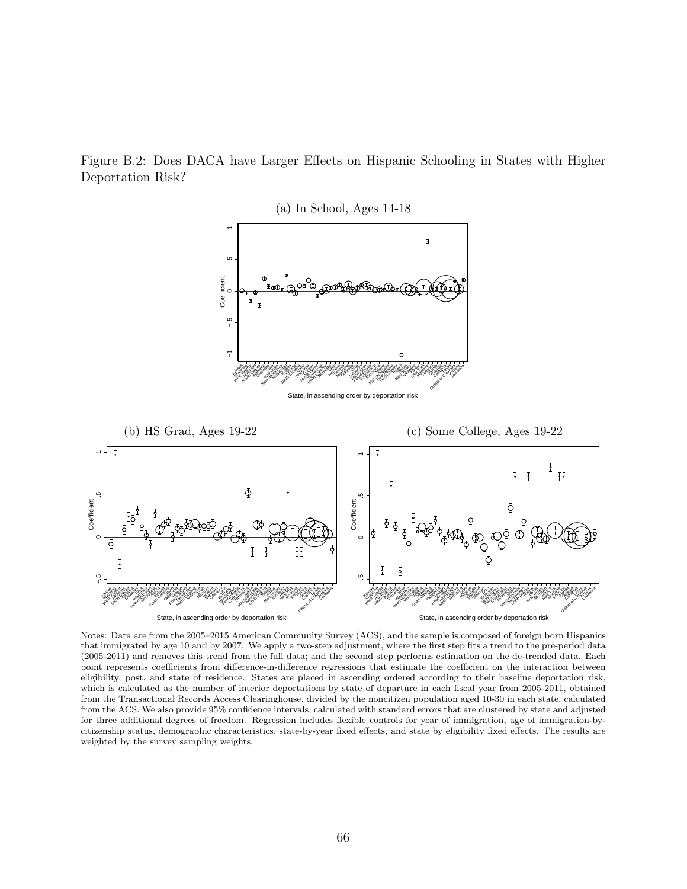Figure B.2: Does DACA have Larger Effects on Hispanic Schooling in States with Higher Deportation Risk?

(a) In School, Ages 14-18

(b) HS Grad, Ages 19-22

(c) Some College, Ages 19-22

Notes: Data are from the 2005–2015 American Community Survey (ACS), and the sample is composed of foreign born Hispanics that immigrated by age 10 and by 2007. We apply a two-step adjustment, where the first step fits a trend to the pre-period data (2005-2011) and removes this trend from the full data; and the second step performs estimation on the de-trended data. Each point represents coefficients from difference-in-difference regressions that estimate the coefficient on the interaction between eligibility, post, and state of residence. States are placed in ascending ordered according to their baseline deportation risk, which is calculated as the number of interior deportations by state of departure in each fiscal year from 2005-2011, obtained from the Transactional Records Access Clearinghouse, divided by the noncitizen population aged 10-30 in each state, calculated from the ACS. We also provide 95% confidence intervals, calculated with standard errors that are clustered by state and adjusted for three additional degrees of freedom. Regression includes flexible controls for year of immigration, age of immigration-by-citizenship status, demographic characteristics, state-by-year fixed effects, and state by eligibility fixed effects. The results are weighted by the survey sampling weights.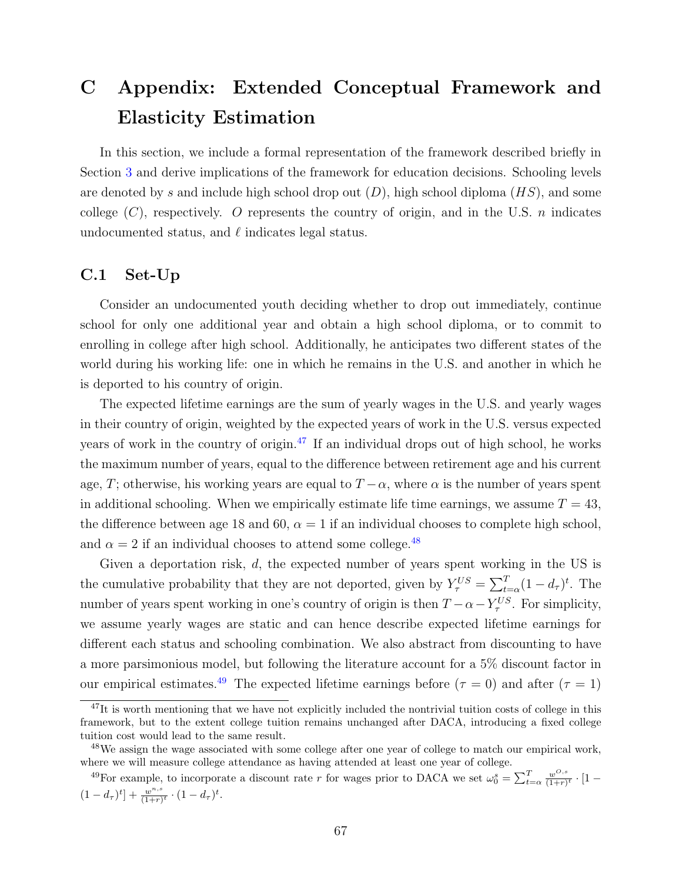# C Appendix: Extended Conceptual Framework and Elasticity Estimation

In this section, we include a formal representation of the framework described briefly in Section 3 and derive implications of the framework for education decisions. Schooling levels are denoted by $s$ and include high school drop out ($D$), high school diploma ($HS$), and some college ($C$), respectively. $O$ represents the country of origin, and in the U.S. $n$ indicates undocumented status, and $\ell$ indicates legal status.

## C.1 Set-Up

Consider an undocumented youth deciding whether to drop out immediately, continue school for only one additional year and obtain a high school diploma, or to commit to enrolling in college after high school. Additionally, he anticipates two different states of the world during his working life: one in which he remains in the U.S. and another in which he is deported to his country of origin.

The expected lifetime earnings are the sum of yearly wages in the U.S. and yearly wages in their country of origin, weighted by the expected years of work in the U.S. versus expected years of work in the country of origin.[47] If an individual drops out of high school, he works the maximum number of years, equal to the difference between retirement age and his current age, $T$; otherwise, his working years are equal to $T - \alpha$, where $\alpha$ is the number of years spent in additional schooling. When we empirically estimate life time earnings, we assume $T = 43$, the difference between age 18 and 60, $\alpha = 1$ if an individual chooses to complete high school, and $\alpha = 2$ if an individual chooses to attend some college.[48]

Given a deportation risk, $d$, the expected number of years spent working in the US is the cumulative probability that they are not deported, given by $Y_{\tau}^{US} = \sum_{t=\alpha}^{T}(1 - d_{\tau})^t$. The number of years spent working in one's country of origin is then $T - \alpha - Y_{\tau}^{US}$. For simplicity, we assume yearly wages are static and can hence describe expected lifetime earnings for different each status and schooling combination. We also abstract from discounting to have a more parsimonious model, but following the literature account for a 5% discount factor in our empirical estimates.[49] The expected lifetime earnings before ($\tau = 0$) and after ($\tau = 1$)

---

[47] It is worth mentioning that we have not explicitly included the nontrivial tuition costs of college in this framework, but to the extent college tuition remains unchanged after DACA, introducing a fixed college tuition cost would lead to the same result.

[48] We assign the wage associated with some college after one year of college to match our empirical work, where we will measure college attendance as having attended at least one year of college.

[49] For example, to incorporate a discount rate $r$ for wages prior to DACA we set $\omega_0^s = \sum_{t=\alpha}^{T} \frac{w^{O,s}}{(1+r)^t} \cdot [1 - (1 - d_{\tau})^t] + \frac{w^{n,s}}{(1+r)^t} \cdot (1 - d_{\tau})^t$.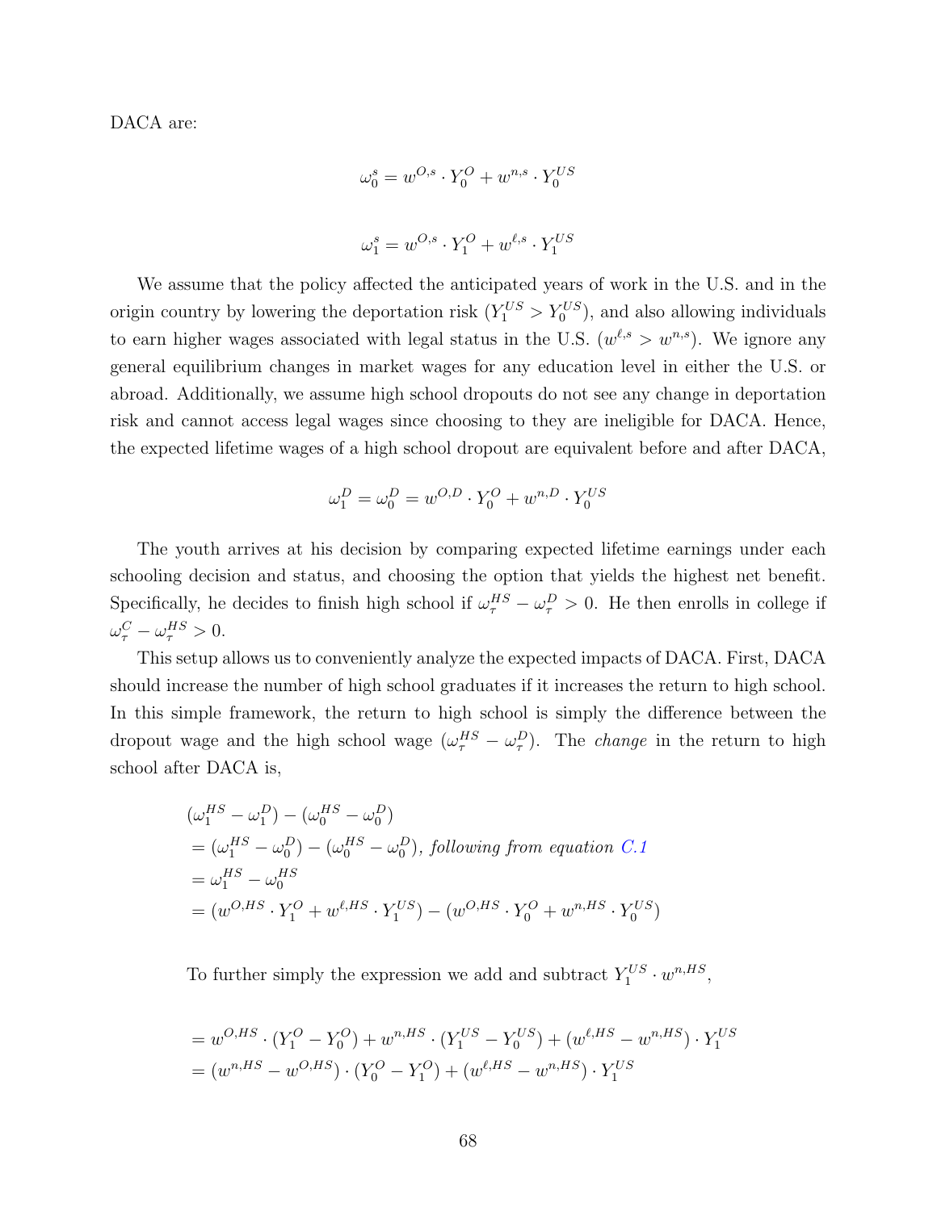DACA are:

$$\omega_0^s = w^{O,s} \cdot Y_0^O + w^{n,s} \cdot Y_0^{US}$$

$$\omega_1^s = w^{O,s} \cdot Y_1^O + w^{\ell,s} \cdot Y_1^{US}$$

We assume that the policy affected the anticipated years of work in the U.S. and in the origin country by lowering the deportation risk ($Y_1^{US} > Y_0^{US}$), and also allowing individuals to earn higher wages associated with legal status in the U.S. ($w^{\ell,s} > w^{n,s}$). We ignore any general equilibrium changes in market wages for any education level in either the U.S. or abroad. Additionally, we assume high school dropouts do not see any change in deportation risk and cannot access legal wages since choosing to they are ineligible for DACA. Hence, the expected lifetime wages of a high school dropout are equivalent before and after DACA,

$$\omega_1^D = \omega_0^D = w^{O,D} \cdot Y_0^O + w^{n,D} \cdot Y_0^{US}$$

The youth arrives at his decision by comparing expected lifetime earnings under each schooling decision and status, and choosing the option that yields the highest net benefit. Specifically, he decides to finish high school if $\omega_\tau^{HS} - \omega_\tau^D > 0$. He then enrolls in college if $\omega_\tau^C - \omega_\tau^{HS} > 0$.

This setup allows us to conveniently analyze the expected impacts of DACA. First, DACA should increase the number of high school graduates if it increases the return to high school. In this simple framework, the return to high school is simply the difference between the dropout wage and the high school wage ($\omega_\tau^{HS} - \omega_\tau^D$). The *change* in the return to high school after DACA is,

$$
\begin{aligned}
&(\omega_1^{HS} - \omega_1^D) - (\omega_0^{HS} - \omega_0^D) \\
&= (\omega_1^{HS} - \omega_0^D) - (\omega_0^{HS} - \omega_0^D), \textit{ following from equation C.1} \\
&= \omega_1^{HS} - \omega_0^{HS} \\
&= (w^{O,HS} \cdot Y_1^O + w^{\ell,HS} \cdot Y_1^{US}) - (w^{O,HS} \cdot Y_0^O + w^{n,HS} \cdot Y_0^{US})
\end{aligned}
$$

To further simply the expression we add and subtract $Y_1^{US} \cdot w^{n,HS}$,

$$
\begin{aligned}
&= w^{O,HS} \cdot (Y_1^O - Y_0^O) + w^{n,HS} \cdot (Y_1^{US} - Y_0^{US}) + (w^{\ell,HS} - w^{n,HS}) \cdot Y_1^{US} \\
&= (w^{n,HS} - w^{O,HS}) \cdot (Y_0^O - Y_1^O) + (w^{\ell,HS} - w^{n,HS}) \cdot Y_1^{US}
\end{aligned}
$$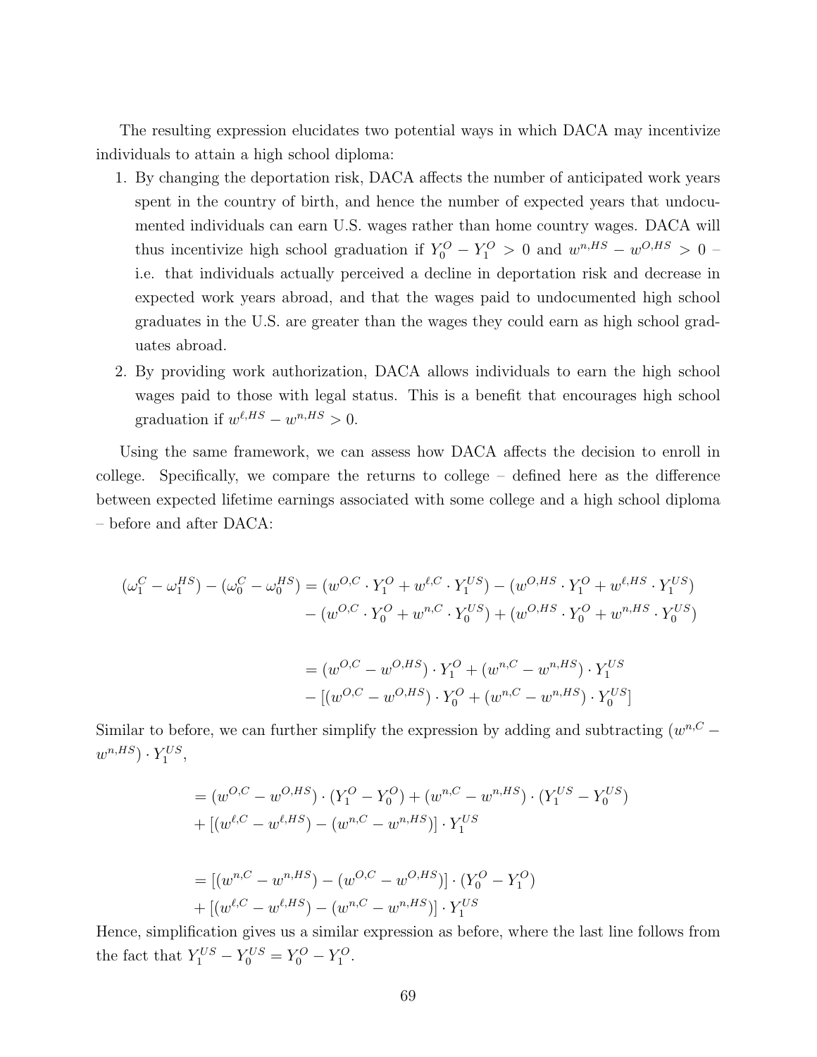The resulting expression elucidates two potential ways in which DACA may incentivize individuals to attain a high school diploma:

1. By changing the deportation risk, DACA affects the number of anticipated work years spent in the country of birth, and hence the number of expected years that undocumented individuals can earn U.S. wages rather than home country wages. DACA will thus incentivize high school graduation if $Y_0^O - Y_1^O > 0$ and $w^{n,HS} - w^{O,HS} > 0$ – i.e. that individuals actually perceived a decline in deportation risk and decrease in expected work years abroad, and that the wages paid to undocumented high school graduates in the U.S. are greater than the wages they could earn as high school graduates abroad.
2. By providing work authorization, DACA allows individuals to earn the high school wages paid to those with legal status. This is a benefit that encourages high school graduation if $w^{\ell,HS} - w^{n,HS} > 0$.

Using the same framework, we can assess how DACA affects the decision to enroll in college. Specifically, we compare the returns to college – defined here as the difference between expected lifetime earnings associated with some college and a high school diploma – before and after DACA:

$$
\begin{aligned}
(\omega_1^C - \omega_1^{HS}) - (\omega_0^C - \omega_0^{HS}) &= (w^{O,C} \cdot Y_1^O + w^{\ell,C} \cdot Y_1^{US}) - (w^{O,HS} \cdot Y_1^O + w^{\ell,HS} \cdot Y_1^{US}) \\
&\quad - (w^{O,C} \cdot Y_0^O + w^{n,C} \cdot Y_0^{US}) + (w^{O,HS} \cdot Y_0^O + w^{n,HS} \cdot Y_0^{US}) \\
\\
&= (w^{O,C} - w^{O,HS}) \cdot Y_1^O + (w^{n,C} - w^{n,HS}) \cdot Y_1^{US} \\
&\quad - [(w^{O,C} - w^{O,HS}) \cdot Y_0^O + (w^{n,C} - w^{n,HS}) \cdot Y_0^{US}]
\end{aligned}
$$

Similar to before, we can further simplify the expression by adding and subtracting $(w^{n,C} - w^{n,HS}) \cdot Y_1^{US}$,

$$
\begin{aligned}
&= (w^{O,C} - w^{O,HS}) \cdot (Y_1^O - Y_0^O) + (w^{n,C} - w^{n,HS}) \cdot (Y_1^{US} - Y_0^{US}) \\
&+ [(w^{\ell,C} - w^{\ell,HS}) - (w^{n,C} - w^{n,HS})] \cdot Y_1^{US} \\
\\
&= [(w^{n,C} - w^{n,HS}) - (w^{O,C} - w^{O,HS})] \cdot (Y_0^O - Y_1^O) \\
&+ [(w^{\ell,C} - w^{\ell,HS}) - (w^{n,C} - w^{n,HS})] \cdot Y_1^{US}
\end{aligned}
$$

Hence, simplification gives us a similar expression as before, where the last line follows from the fact that $Y_1^{US} - Y_0^{US} = Y_0^O - Y_1^O$.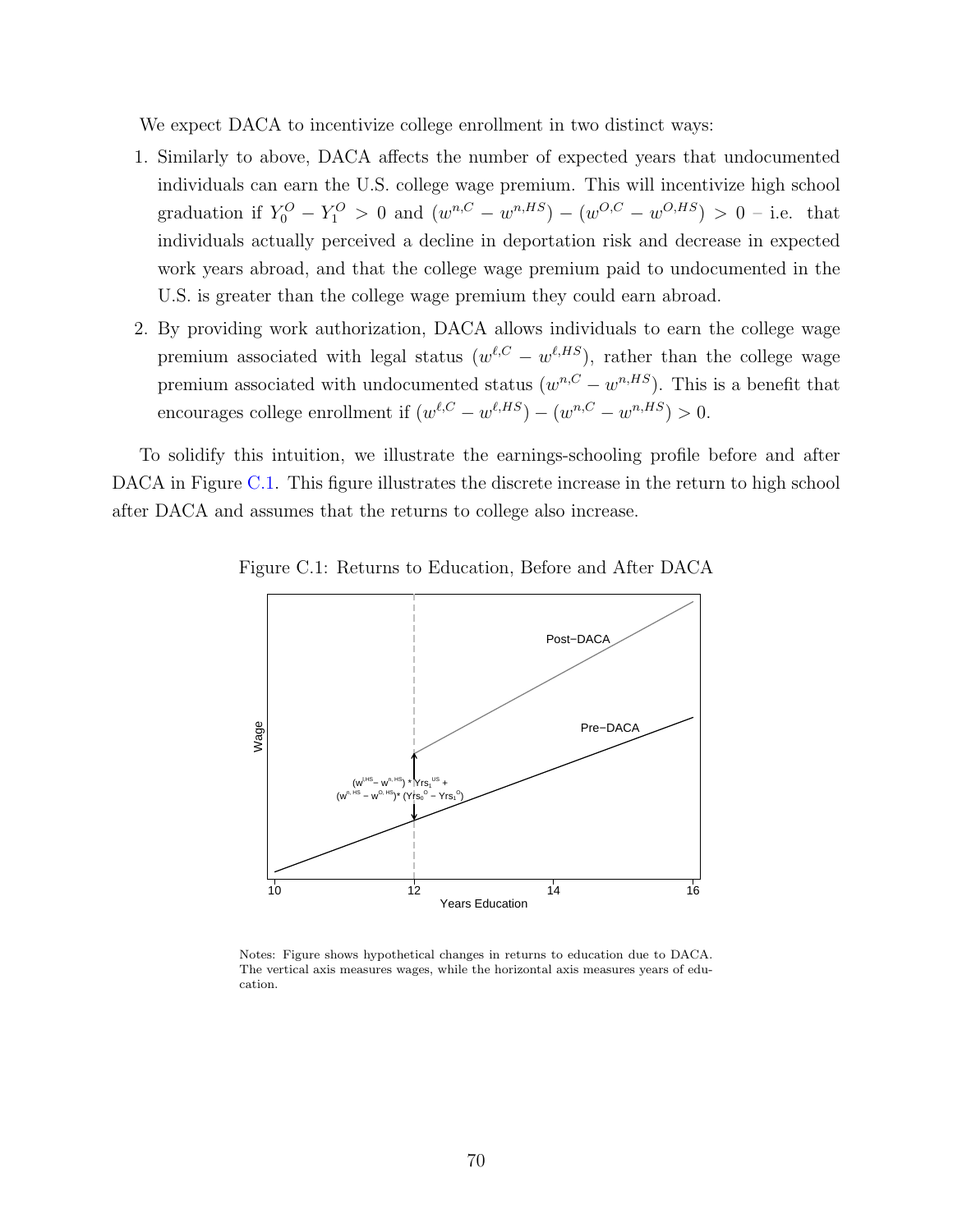We expect DACA to incentivize college enrollment in two distinct ways:

1. Similarly to above, DACA affects the number of expected years that undocumented individuals can earn the U.S. college wage premium. This will incentivize high school graduation if $Y_0^O - Y_1^O > 0$ and $(w^{n,C} - w^{n,HS}) - (w^{O,C} - w^{O,HS}) > 0$ – i.e. that individuals actually perceived a decline in deportation risk and decrease in expected work years abroad, and that the college wage premium paid to undocumented in the U.S. is greater than the college wage premium they could earn abroad.
2. By providing work authorization, DACA allows individuals to earn the college wage premium associated with legal status $(w^{\ell,C} - w^{\ell,HS})$, rather than the college wage premium associated with undocumented status $(w^{n,C} - w^{n,HS})$. This is a benefit that encourages college enrollment if $(w^{\ell,C} - w^{\ell,HS}) - (w^{n,C} - w^{n,HS}) > 0$.

To solidify this intuition, we illustrate the earnings-schooling profile before and after DACA in Figure C.1. This figure illustrates the discrete increase in the return to high school after DACA and assumes that the returns to college also increase.

Figure C.1: Returns to Education, Before and After DACA

Notes: Figure shows hypothetical changes in returns to education due to DACA. The vertical axis measures wages, while the horizontal axis measures years of education.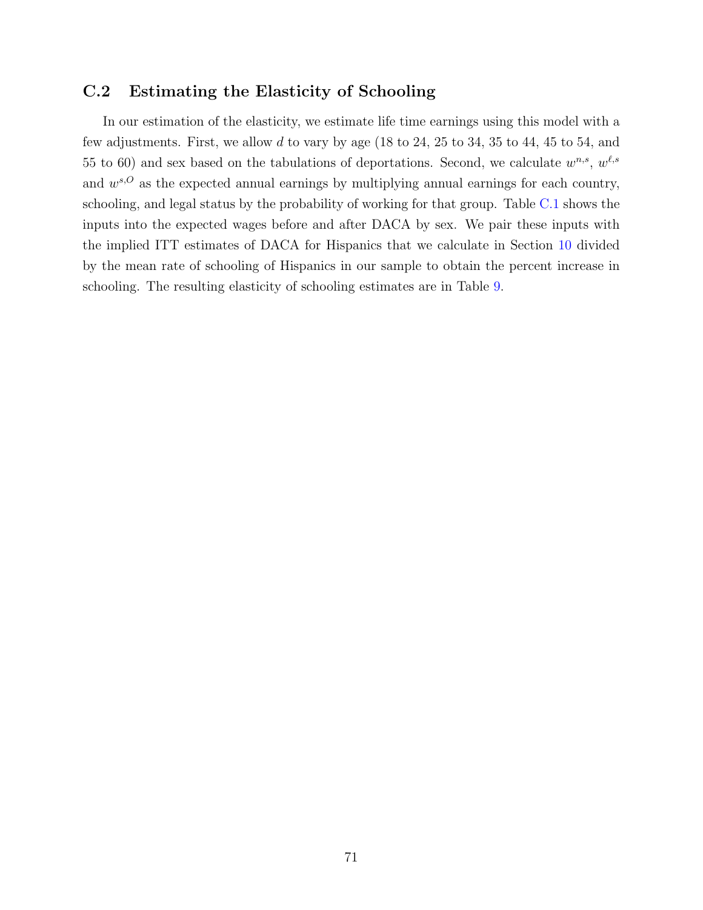## C.2 Estimating the Elasticity of Schooling

In our estimation of the elasticity, we estimate life time earnings using this model with a few adjustments. First, we allow $d$ to vary by age (18 to 24, 25 to 34, 35 to 44, 45 to 54, and 55 to 60) and sex based on the tabulations of deportations. Second, we calculate $w^{n,s}$, $w^{\ell,s}$ and $w^{s,O}$ as the expected annual earnings by multiplying annual earnings for each country, schooling, and legal status by the probability of working for that group. Table C.1 shows the inputs into the expected wages before and after DACA by sex. We pair these inputs with the implied ITT estimates of DACA for Hispanics that we calculate in Section 10 divided by the mean rate of schooling of Hispanics in our sample to obtain the percent increase in schooling. The resulting elasticity of schooling estimates are in Table 9.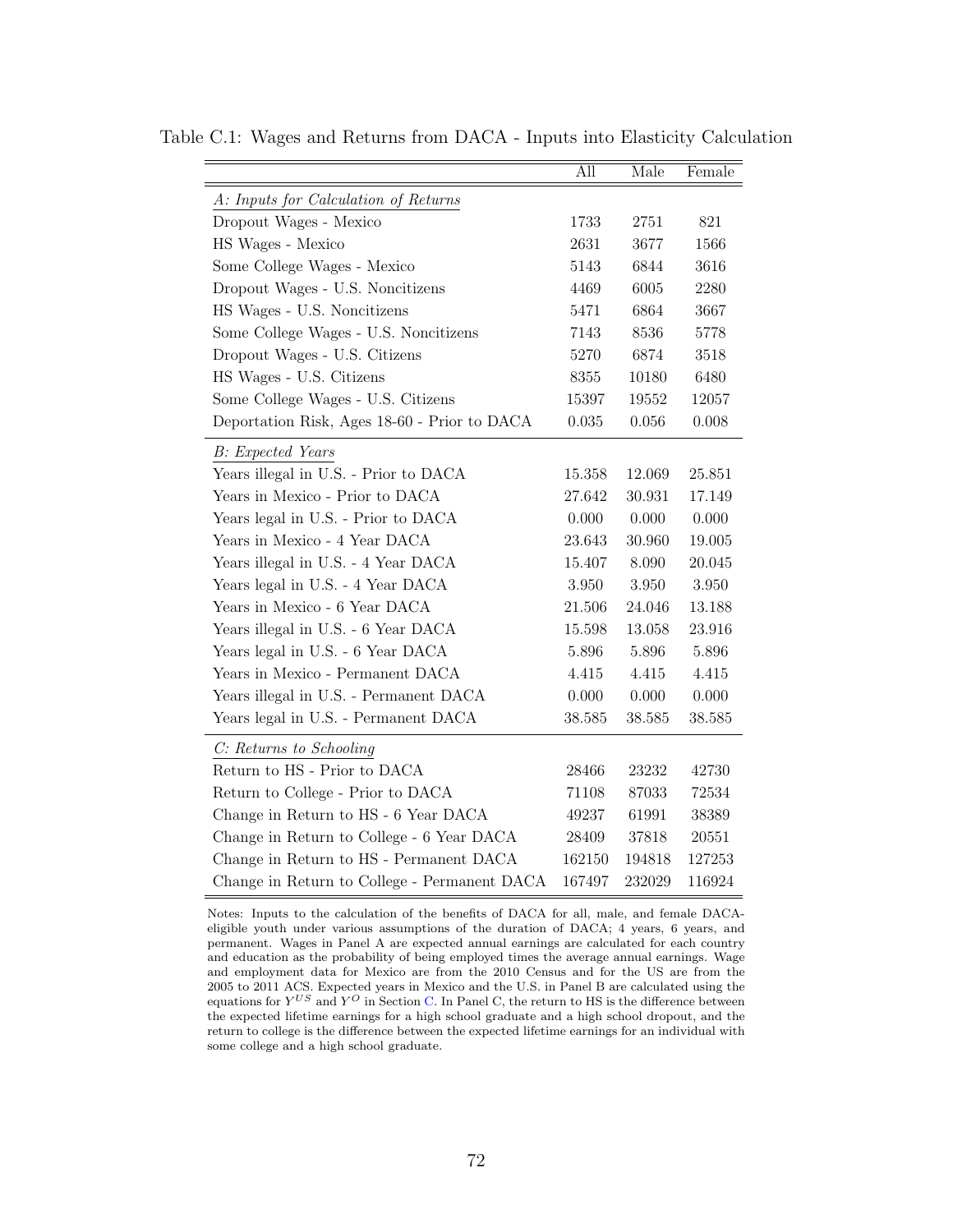Table C.1: Wages and Returns from DACA - Inputs into Elasticity Calculation

| | All | Male | Female |
|---|---|---|---|
| *A: Inputs for Calculation of Returns* | | | |
| Dropout Wages - Mexico | 1733 | 2751 | 821 |
| HS Wages - Mexico | 2631 | 3677 | 1566 |
| Some College Wages - Mexico | 5143 | 6844 | 3616 |
| Dropout Wages - U.S. Noncitizens | 4469 | 6005 | 2280 |
| HS Wages - U.S. Noncitizens | 5471 | 6864 | 3667 |
| Some College Wages - U.S. Noncitizens | 7143 | 8536 | 5778 |
| Dropout Wages - U.S. Citizens | 5270 | 6874 | 3518 |
| HS Wages - U.S. Citizens | 8355 | 10180 | 6480 |
| Some College Wages - U.S. Citizens | 15397 | 19552 | 12057 |
| Deportation Risk, Ages 18-60 - Prior to DACA | 0.035 | 0.056 | 0.008 |
| *B: Expected Years* | | | |
| Years illegal in U.S. - Prior to DACA | 15.358 | 12.069 | 25.851 |
| Years in Mexico - Prior to DACA | 27.642 | 30.931 | 17.149 |
| Years legal in U.S. - Prior to DACA | 0.000 | 0.000 | 0.000 |
| Years in Mexico - 4 Year DACA | 23.643 | 30.960 | 19.005 |
| Years illegal in U.S. - 4 Year DACA | 15.407 | 8.090 | 20.045 |
| Years legal in U.S. - 4 Year DACA | 3.950 | 3.950 | 3.950 |
| Years in Mexico - 6 Year DACA | 21.506 | 24.046 | 13.188 |
| Years illegal in U.S. - 6 Year DACA | 15.598 | 13.058 | 23.916 |
| Years legal in U.S. - 6 Year DACA | 5.896 | 5.896 | 5.896 |
| Years in Mexico - Permanent DACA | 4.415 | 4.415 | 4.415 |
| Years illegal in U.S. - Permanent DACA | 0.000 | 0.000 | 0.000 |
| Years legal in U.S. - Permanent DACA | 38.585 | 38.585 | 38.585 |
| *C: Returns to Schooling* | | | |
| Return to HS - Prior to DACA | 28466 | 23232 | 42730 |
| Return to College - Prior to DACA | 71108 | 87033 | 72534 |
| Change in Return to HS - 6 Year DACA | 49237 | 61991 | 38389 |
| Change in Return to College - 6 Year DACA | 28409 | 37818 | 20551 |
| Change in Return to HS - Permanent DACA | 162150 | 194818 | 127253 |
| Change in Return to College - Permanent DACA | 167497 | 232029 | 116924 |

Notes: Inputs to the calculation of the benefits of DACA for all, male, and female DACA-eligible youth under various assumptions of the duration of DACA; 4 years, 6 years, and permanent. Wages in Panel A are expected annual earnings are calculated for each country and education as the probability of being employed times the average annual earnings. Wage and employment data for Mexico are from the 2010 Census and for the US are from the 2005 to 2011 ACS. Expected years in Mexico and the U.S. in Panel B are calculated using the equations for $Y^{US}$ and $Y^{O}$ in Section C. In Panel C, the return to HS is the difference between the expected lifetime earnings for a high school graduate and a high school dropout, and the return to college is the difference between the expected lifetime earnings for an individual with some college and a high school graduate.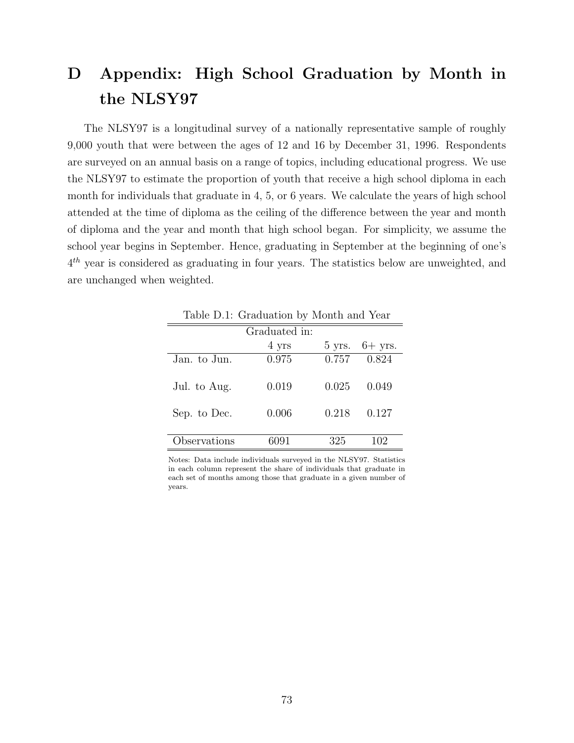# D Appendix: High School Graduation by Month in the NLSY97

The NLSY97 is a longitudinal survey of a nationally representative sample of roughly 9,000 youth that were between the ages of 12 and 16 by December 31, 1996. Respondents are surveyed on an annual basis on a range of topics, including educational progress. We use the NLSY97 to estimate the proportion of youth that receive a high school diploma in each month for individuals that graduate in 4, 5, or 6 years. We calculate the years of high school attended at the time of diploma as the ceiling of the difference between the year and month of diploma and the year and month that high school began. For simplicity, we assume the school year begins in September. Hence, graduating in September at the beginning of one's $4^{th}$ year is considered as graduating in four years. The statistics below are unweighted, and are unchanged when weighted.

Table D.1: Graduation by Month and Year

| | Graduated in: | | |
|---|---|---|---|
| | 4 yrs | 5 yrs. | 6+ yrs. |
| Jan. to Jun. | 0.975 | 0.757 | 0.824 |
| Jul. to Aug. | 0.019 | 0.025 | 0.049 |
| Sep. to Dec. | 0.006 | 0.218 | 0.127 |
| Observations | 6091 | 325 | 102 |

Notes: Data include individuals surveyed in the NLSY97. Statistics in each column represent the share of individuals that graduate in each set of months among those that graduate in a given number of years.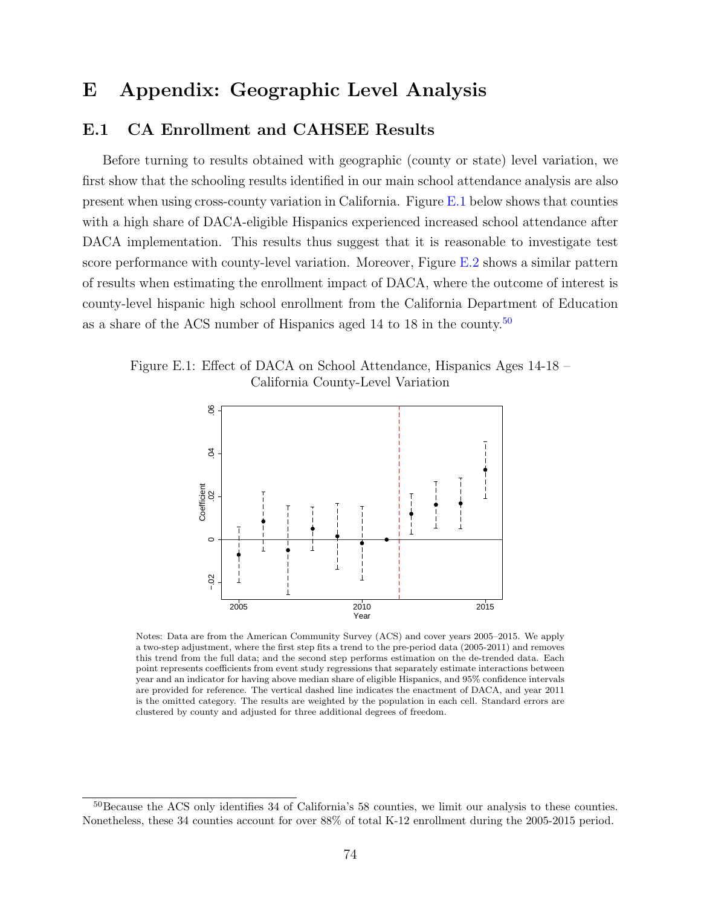# E Appendix: Geographic Level Analysis

## E.1 CA Enrollment and CAHSEE Results

Before turning to results obtained with geographic (county or state) level variation, we first show that the schooling results identified in our main school attendance analysis are also present when using cross-county variation in California. Figure E.1 below shows that counties with a high share of DACA-eligible Hispanics experienced increased school attendance after DACA implementation. This results thus suggest that it is reasonable to investigate test score performance with county-level variation. Moreover, Figure E.2 shows a similar pattern of results when estimating the enrollment impact of DACA, where the outcome of interest is county-level hispanic high school enrollment from the California Department of Education as a share of the ACS number of Hispanics aged 14 to 18 in the county.[50]

Figure E.1: Effect of DACA on School Attendance, Hispanics Ages 14-18 – California County-Level Variation

Notes: Data are from the American Community Survey (ACS) and cover years 2005–2015. We apply a two-step adjustment, where the first step fits a trend to the pre-period data (2005-2011) and removes this trend from the full data; and the second step performs estimation on the de-trended data. Each point represents coefficients from event study regressions that separately estimate interactions between year and an indicator for having above median share of eligible Hispanics, and 95% confidence intervals are provided for reference. The vertical dashed line indicates the enactment of DACA, and year 2011 is the omitted category. The results are weighted by the population in each cell. Standard errors are clustered by county and adjusted for three additional degrees of freedom.

[50] Because the ACS only identifies 34 of California's 58 counties, we limit our analysis to these counties. Nonetheless, these 34 counties account for over 88% of total K-12 enrollment during the 2005-2015 period.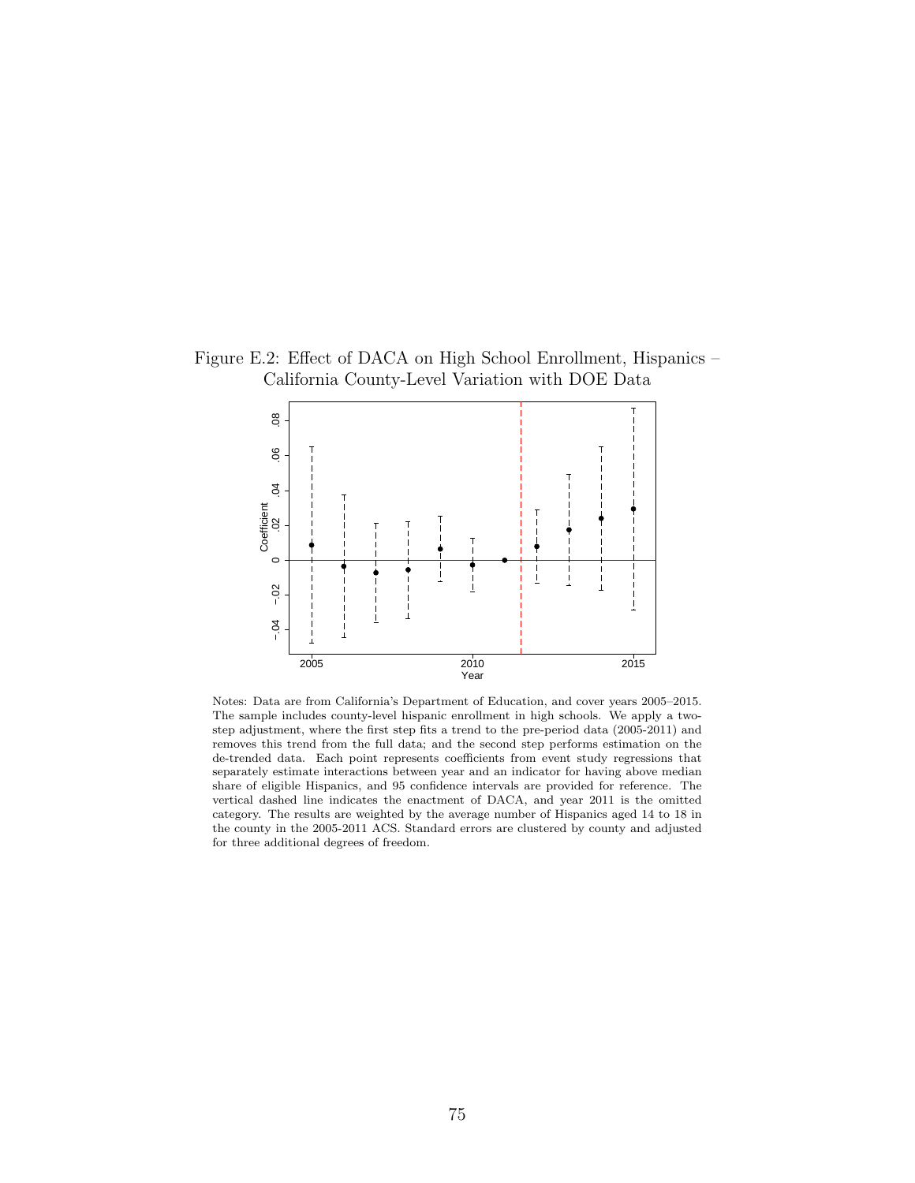Figure E.2: Effect of DACA on High School Enrollment, Hispanics – California County-Level Variation with DOE Data

Notes: Data are from California's Department of Education, and cover years 2005–2015. The sample includes county-level hispanic enrollment in high schools. We apply a two-step adjustment, where the first step fits a trend to the pre-period data (2005-2011) and removes this trend from the full data; and the second step performs estimation on the de-trended data. Each point represents coefficients from event study regressions that separately estimate interactions between year and an indicator for having above median share of eligible Hispanics, and 95 confidence intervals are provided for reference. The vertical dashed line indicates the enactment of DACA, and year 2011 is the omitted category. The results are weighted by the average number of Hispanics aged 14 to 18 in the county in the 2005-2011 ACS. Standard errors are clustered by county and adjusted for three additional degrees of freedom.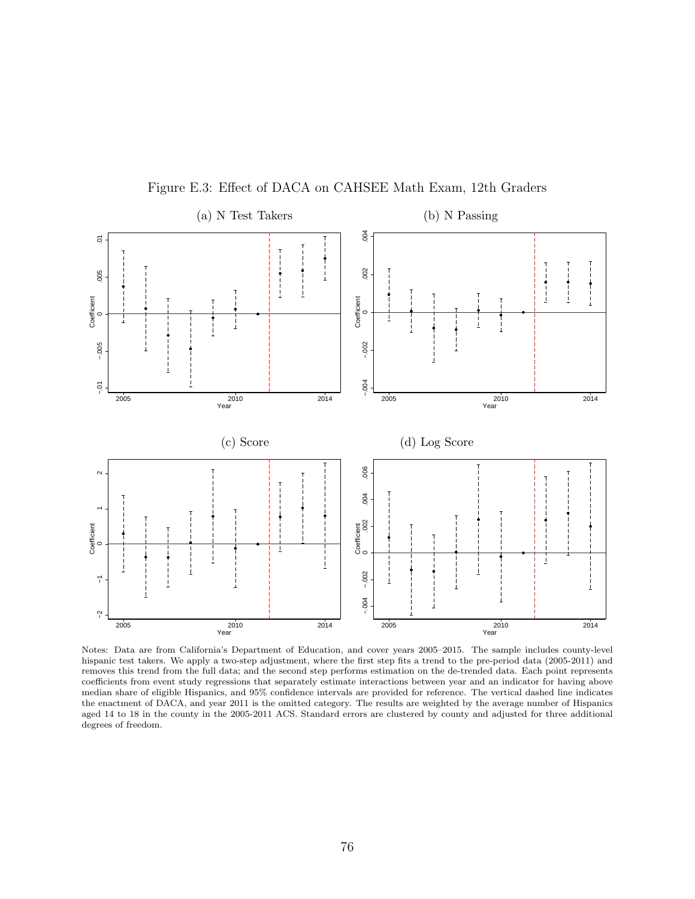Figure E.3: Effect of DACA on CAHSEE Math Exam, 12th Graders

(a) N Test Takers

(b) N Passing

(c) Score

(d) Log Score

Notes: Data are from California's Department of Education, and cover years 2005–2015. The sample includes county-level hispanic test takers. We apply a two-step adjustment, where the first step fits a trend to the pre-period data (2005-2011) and removes this trend from the full data; and the second step performs estimation on the de-trended data. Each point represents coefficients from event study regressions that separately estimate interactions between year and an indicator for having above median share of eligible Hispanics, and 95% confidence intervals are provided for reference. The vertical dashed line indicates the enactment of DACA, and year 2011 is the omitted category. The results are weighted by the average number of Hispanics aged 14 to 18 in the county in the 2005-2011 ACS. Standard errors are clustered by county and adjusted for three additional degrees of freedom.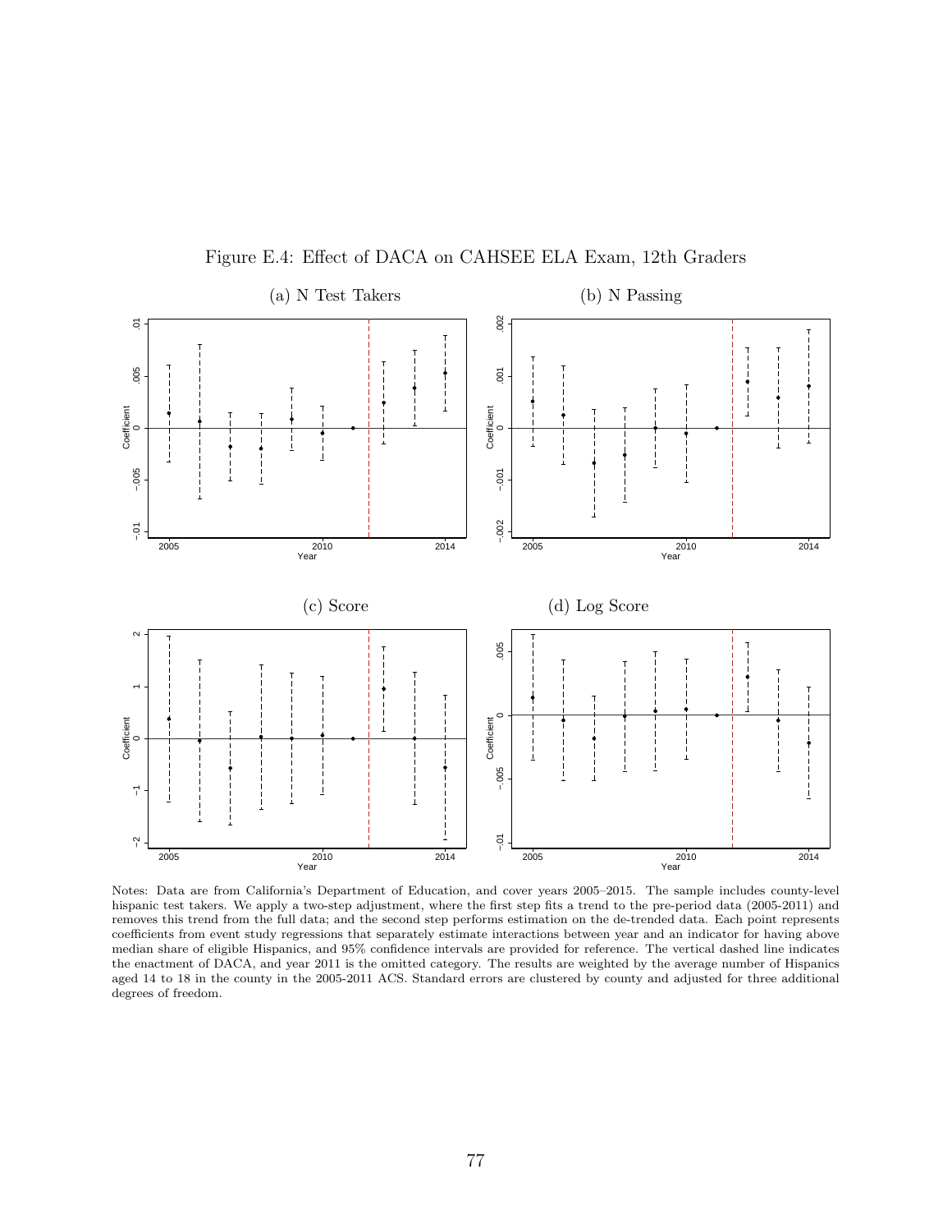Figure E.4: Effect of DACA on CAHSEE ELA Exam, 12th Graders

(a) N Test Takers

(b) N Passing

(c) Score

(d) Log Score

Notes: Data are from California's Department of Education, and cover years 2005–2015. The sample includes county-level hispanic test takers. We apply a two-step adjustment, where the first step fits a trend to the pre-period data (2005-2011) and removes this trend from the full data; and the second step performs estimation on the de-trended data. Each point represents coefficients from event study regressions that separately estimate interactions between year and an indicator for having above median share of eligible Hispanics, and 95% confidence intervals are provided for reference. The vertical dashed line indicates the enactment of DACA, and year 2011 is the omitted category. The results are weighted by the average number of Hispanics aged 14 to 18 in the county in the 2005-2011 ACS. Standard errors are clustered by county and adjusted for three additional degrees of freedom.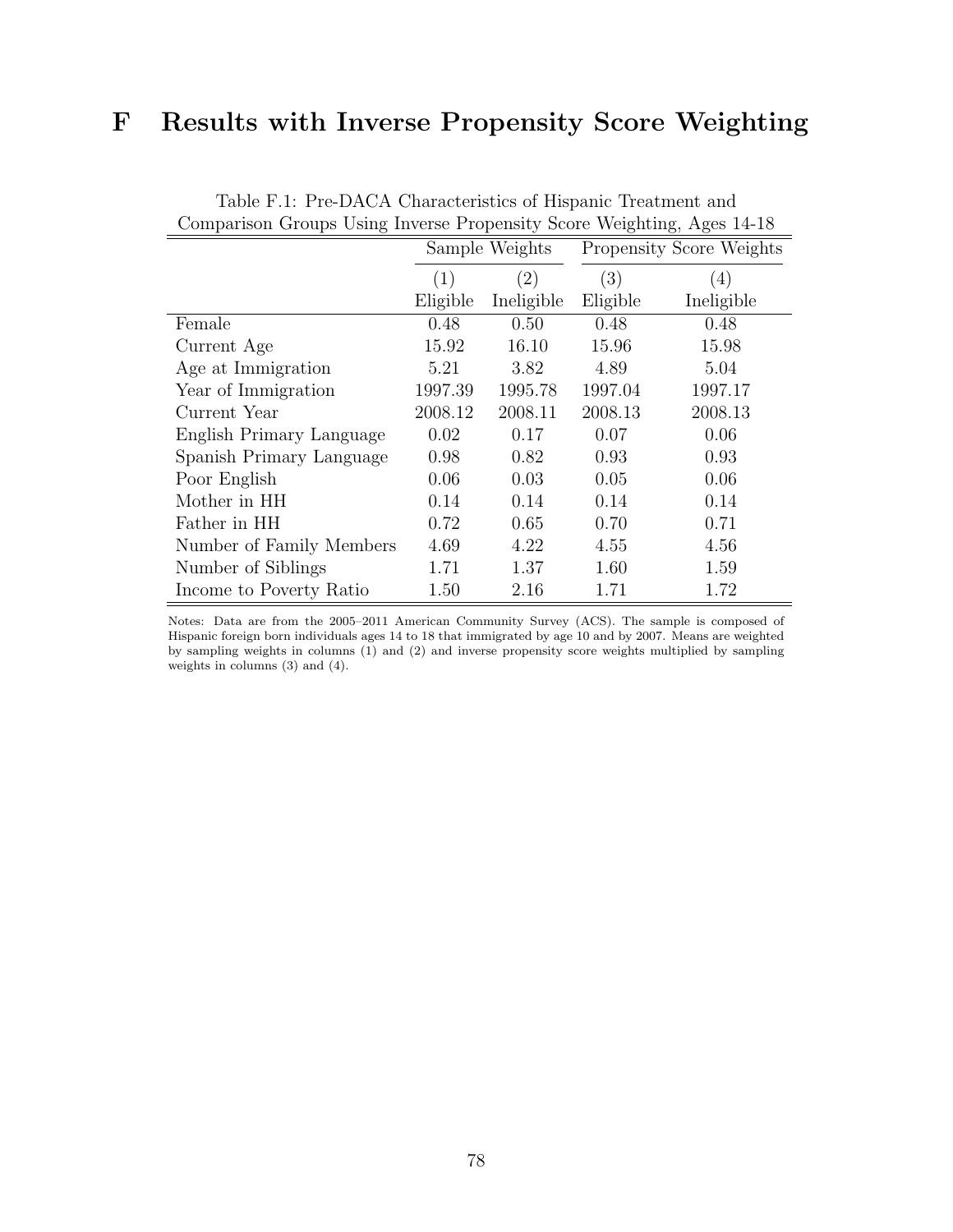# F Results with Inverse Propensity Score Weighting

Table F.1: Pre-DACA Characteristics of Hispanic Treatment and Comparison Groups Using Inverse Propensity Score Weighting, Ages 14-18

| | Sample Weights | | Propensity Score Weights | |
|---|---|---|---|---|
| | (1) | (2) | (3) | (4) |
| | Eligible | Ineligible | Eligible | Ineligible |
| Female | 0.48 | 0.50 | 0.48 | 0.48 |
| Current Age | 15.92 | 16.10 | 15.96 | 15.98 |
| Age at Immigration | 5.21 | 3.82 | 4.89 | 5.04 |
| Year of Immigration | 1997.39 | 1995.78 | 1997.04 | 1997.17 |
| Current Year | 2008.12 | 2008.11 | 2008.13 | 2008.13 |
| English Primary Language | 0.02 | 0.17 | 0.07 | 0.06 |
| Spanish Primary Language | 0.98 | 0.82 | 0.93 | 0.93 |
| Poor English | 0.06 | 0.03 | 0.05 | 0.06 |
| Mother in HH | 0.14 | 0.14 | 0.14 | 0.14 |
| Father in HH | 0.72 | 0.65 | 0.70 | 0.71 |
| Number of Family Members | 4.69 | 4.22 | 4.55 | 4.56 |
| Number of Siblings | 1.71 | 1.37 | 1.60 | 1.59 |
| Income to Poverty Ratio | 1.50 | 2.16 | 1.71 | 1.72 |

Notes: Data are from the 2005–2011 American Community Survey (ACS). The sample is composed of Hispanic foreign born individuals ages 14 to 18 that immigrated by age 10 and by 2007. Means are weighted by sampling weights in columns (1) and (2) and inverse propensity score weights multiplied by sampling weights in columns (3) and (4).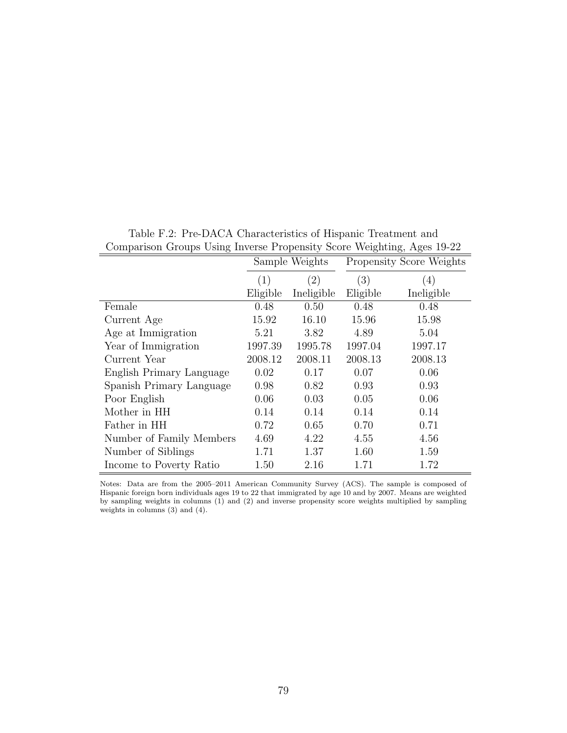Table F.2: Pre-DACA Characteristics of Hispanic Treatment and Comparison Groups Using Inverse Propensity Score Weighting, Ages 19-22

| | Sample Weights | | Propensity Score Weights | |
|---|---|---|---|---|
| | (1) | (2) | (3) | (4) |
| | Eligible | Ineligible | Eligible | Ineligible |
| Female | 0.48 | 0.50 | 0.48 | 0.48 |
| Current Age | 15.92 | 16.10 | 15.96 | 15.98 |
| Age at Immigration | 5.21 | 3.82 | 4.89 | 5.04 |
| Year of Immigration | 1997.39 | 1995.78 | 1997.04 | 1997.17 |
| Current Year | 2008.12 | 2008.11 | 2008.13 | 2008.13 |
| English Primary Language | 0.02 | 0.17 | 0.07 | 0.06 |
| Spanish Primary Language | 0.98 | 0.82 | 0.93 | 0.93 |
| Poor English | 0.06 | 0.03 | 0.05 | 0.06 |
| Mother in HH | 0.14 | 0.14 | 0.14 | 0.14 |
| Father in HH | 0.72 | 0.65 | 0.70 | 0.71 |
| Number of Family Members | 4.69 | 4.22 | 4.55 | 4.56 |
| Number of Siblings | 1.71 | 1.37 | 1.60 | 1.59 |
| Income to Poverty Ratio | 1.50 | 2.16 | 1.71 | 1.72 |

Notes: Data are from the 2005–2011 American Community Survey (ACS). The sample is composed of Hispanic foreign born individuals ages 19 to 22 that immigrated by age 10 and by 2007. Means are weighted by sampling weights in columns (1) and (2) and inverse propensity score weights multiplied by sampling weights in columns (3) and (4).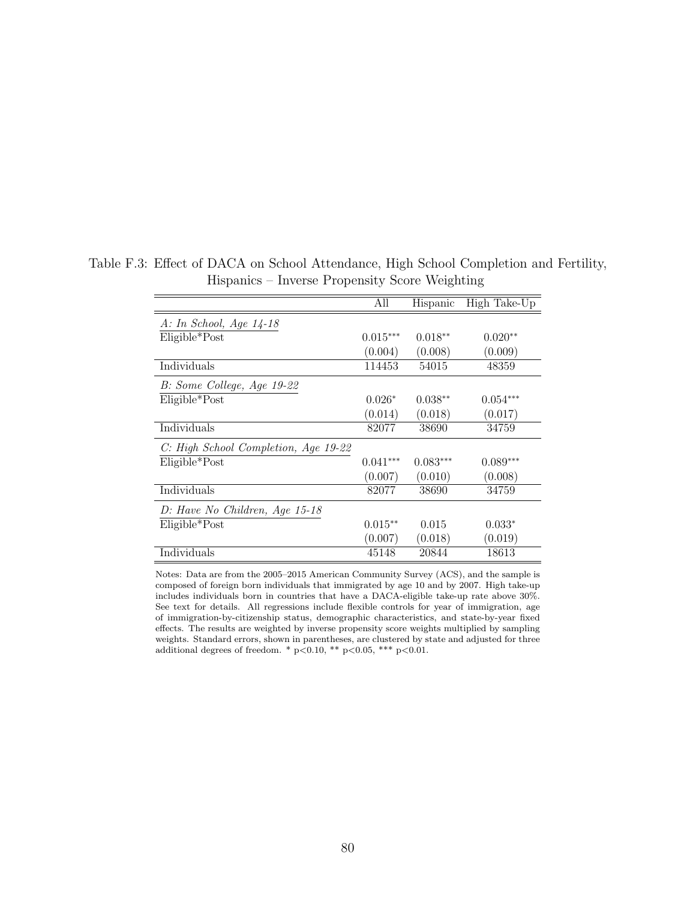Table F.3: Effect of DACA on School Attendance, High School Completion and Fertility, Hispanics – Inverse Propensity Score Weighting

| | All | Hispanic | High Take-Up |
|---|---|---|---|
| *A: In School, Age 14-18* | | | |
| Eligible*Post | 0.015*** | 0.018** | 0.020** |
| | (0.004) | (0.008) | (0.009) |
| Individuals | 114453 | 54015 | 48359 |
| *B: Some College, Age 19-22* | | | |
| Eligible*Post | 0.026* | 0.038** | 0.054*** |
| | (0.014) | (0.018) | (0.017) |
| Individuals | 82077 | 38690 | 34759 |
| *C: High School Completion, Age 19-22* | | | |
| Eligible*Post | 0.041*** | 0.083*** | 0.089*** |
| | (0.007) | (0.010) | (0.008) |
| Individuals | 82077 | 38690 | 34759 |
| *D: Have No Children, Age 15-18* | | | |
| Eligible*Post | 0.015** | 0.015 | 0.033* |
| | (0.007) | (0.018) | (0.019) |
| Individuals | 45148 | 20844 | 18613 |

Notes: Data are from the 2005–2015 American Community Survey (ACS), and the sample is composed of foreign born individuals that immigrated by age 10 and by 2007. High take-up includes individuals born in countries that have a DACA-eligible take-up rate above 30%. See text for details. All regressions include flexible controls for year of immigration, age of immigration-by-citizenship status, demographic characteristics, and state-by-year fixed effects. The results are weighted by inverse propensity score weights multiplied by sampling weights. Standard errors, shown in parentheses, are clustered by state and adjusted for three additional degrees of freedom. * p<0.10, ** p<0.05, *** p<0.01.